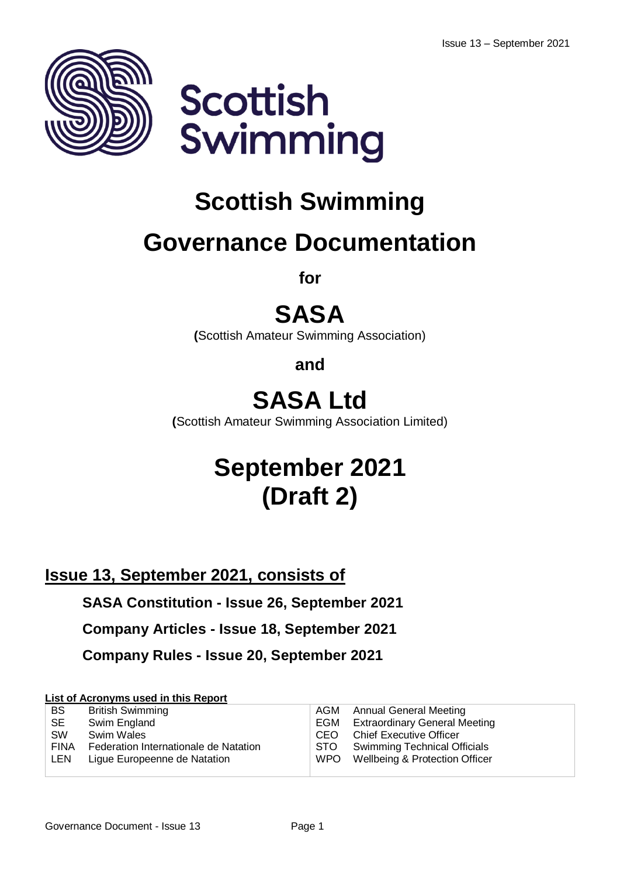Scottish Swimming

# Scottish Swimming

# Governance Documentation

**for**

# SASA

**(**Scottish Amateur Swimming Association)

**and**

# SASA Ltd

**(**Scottish Amateur Swimming Association Limited)

# September 2021 (Draft 2)

## Issue 13, September 2021, consists of

**SASA Constitution - Issue 26, September 2021**

**Company Articles - Issue 18, September 2021**

**Company Rules - Issue 20, September 2021**

**List of Acronyms used in this Report**

| | | | |
|---|---|---|---|
| BS | British Swimming | AGM | Annual General Meeting |
| SE | Swim England | EGM | Extraordinary General Meeting |
| SW | Swim Wales | CEO | Chief Executive Officer |
| FINA | Federation Internationale de Natation | STO | Swimming Technical Officials |
| LEN | Ligue Europeenne de Natation | WPO | Wellbeing & Protection Officer |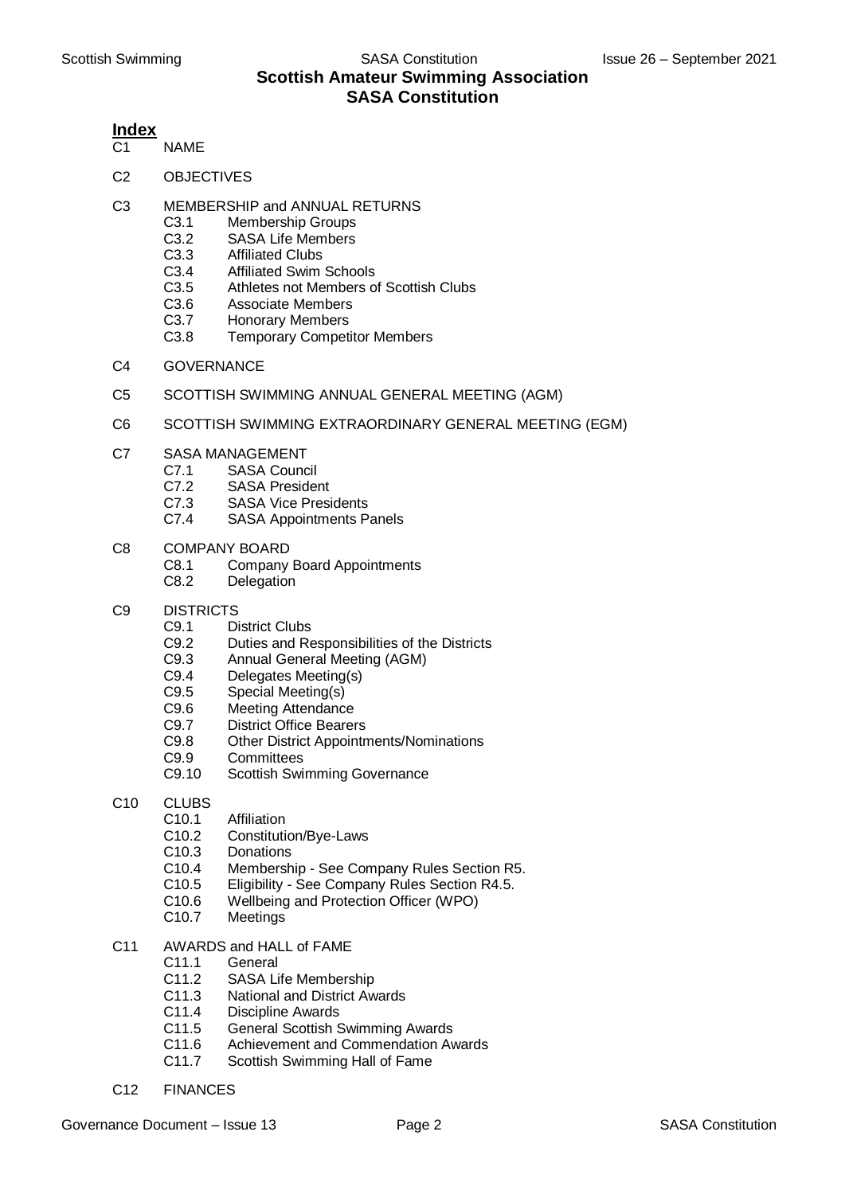# Scottish Amateur Swimming Association
# SASA Constitution

## Index

C1 NAME

C2 OBJECTIVES

C3 MEMBERSHIP and ANNUAL RETURNS
- C3.1 Membership Groups
- C3.2 SASA Life Members
- C3.3 Affiliated Clubs
- C3.4 Affiliated Swim Schools
- C3.5 Athletes not Members of Scottish Clubs
- C3.6 Associate Members
- C3.7 Honorary Members
- C3.8 Temporary Competitor Members

C4 GOVERNANCE

C5 SCOTTISH SWIMMING ANNUAL GENERAL MEETING (AGM)

C6 SCOTTISH SWIMMING EXTRAORDINARY GENERAL MEETING (EGM)

C7 SASA MANAGEMENT
- C7.1 SASA Council
- C7.2 SASA President
- C7.3 SASA Vice Presidents
- C7.4 SASA Appointments Panels

C8 COMPANY BOARD
- C8.1 Company Board Appointments
- C8.2 Delegation

C9 DISTRICTS
- C9.1 District Clubs
- C9.2 Duties and Responsibilities of the Districts
- C9.3 Annual General Meeting (AGM)
- C9.4 Delegates Meeting(s)
- C9.5 Special Meeting(s)
- C9.6 Meeting Attendance
- C9.7 District Office Bearers
- C9.8 Other District Appointments/Nominations
- C9.9 Committees
- C9.10 Scottish Swimming Governance

C10 CLUBS
- C10.1 Affiliation
- C10.2 Constitution/Bye-Laws
- C10.3 Donations
- C10.4 Membership - See Company Rules Section R5.
- C10.5 Eligibility - See Company Rules Section R4.5.
- C10.6 Wellbeing and Protection Officer (WPO)
- C10.7 Meetings

C11 AWARDS and HALL of FAME
- C11.1 General
- C11.2 SASA Life Membership
- C11.3 National and District Awards
- C11.4 Discipline Awards
- C11.5 General Scottish Swimming Awards
- C11.6 Achievement and Commendation Awards
- C11.7 Scottish Swimming Hall of Fame

C12 FINANCES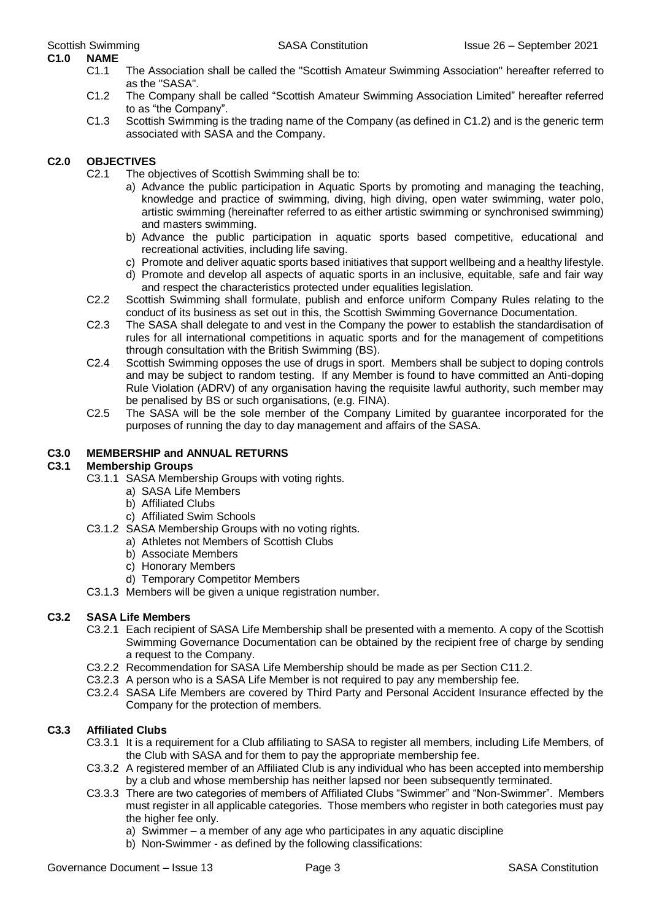## C1.0 NAME

C1.1 The Association shall be called the "Scottish Amateur Swimming Association" hereafter referred to as the "SASA".

C1.2 The Company shall be called "Scottish Amateur Swimming Association Limited" hereafter referred to as "the Company".

C1.3 Scottish Swimming is the trading name of the Company (as defined in C1.2) and is the generic term associated with SASA and the Company.

## C2.0 OBJECTIVES

C2.1 The objectives of Scottish Swimming shall be to:

a) Advance the public participation in Aquatic Sports by promoting and managing the teaching, knowledge and practice of swimming, diving, high diving, open water swimming, water polo, artistic swimming (hereinafter referred to as either artistic swimming or synchronised swimming) and masters swimming.

b) Advance the public participation in aquatic sports based competitive, educational and recreational activities, including life saving.

c) Promote and deliver aquatic sports based initiatives that support wellbeing and a healthy lifestyle.

d) Promote and develop all aspects of aquatic sports in an inclusive, equitable, safe and fair way and respect the characteristics protected under equalities legislation.

C2.2 Scottish Swimming shall formulate, publish and enforce uniform Company Rules relating to the conduct of its business as set out in this, the Scottish Swimming Governance Documentation.

C2.3 The SASA shall delegate to and vest in the Company the power to establish the standardisation of rules for all international competitions in aquatic sports and for the management of competitions through consultation with the British Swimming (BS).

C2.4 Scottish Swimming opposes the use of drugs in sport. Members shall be subject to doping controls and may be subject to random testing. If any Member is found to have committed an Anti-doping Rule Violation (ADRV) of any organisation having the requisite lawful authority, such member may be penalised by BS or such organisations, (e.g. FINA).

C2.5 The SASA will be the sole member of the Company Limited by guarantee incorporated for the purposes of running the day to day management and affairs of the SASA.

## C3.0 MEMBERSHIP and ANNUAL RETURNS

### C3.1 Membership Groups

C3.1.1 SASA Membership Groups with voting rights.

a) SASA Life Members
b) Affiliated Clubs
c) Affiliated Swim Schools

C3.1.2 SASA Membership Groups with no voting rights.

a) Athletes not Members of Scottish Clubs
b) Associate Members
c) Honorary Members
d) Temporary Competitor Members

C3.1.3 Members will be given a unique registration number.

### C3.2 SASA Life Members

C3.2.1 Each recipient of SASA Life Membership shall be presented with a memento. A copy of the Scottish Swimming Governance Documentation can be obtained by the recipient free of charge by sending a request to the Company.

C3.2.2 Recommendation for SASA Life Membership should be made as per Section C11.2.

C3.2.3 A person who is a SASA Life Member is not required to pay any membership fee.

C3.2.4 SASA Life Members are covered by Third Party and Personal Accident Insurance effected by the Company for the protection of members.

### C3.3 Affiliated Clubs

C3.3.1 It is a requirement for a Club affiliating to SASA to register all members, including Life Members, of the Club with SASA and for them to pay the appropriate membership fee.

C3.3.2 A registered member of an Affiliated Club is any individual who has been accepted into membership by a club and whose membership has neither lapsed nor been subsequently terminated.

C3.3.3 There are two categories of members of Affiliated Clubs "Swimmer" and "Non-Swimmer". Members must register in all applicable categories. Those members who register in both categories must pay the higher fee only.

a) Swimmer – a member of any age who participates in any aquatic discipline
b) Non-Swimmer - as defined by the following classifications: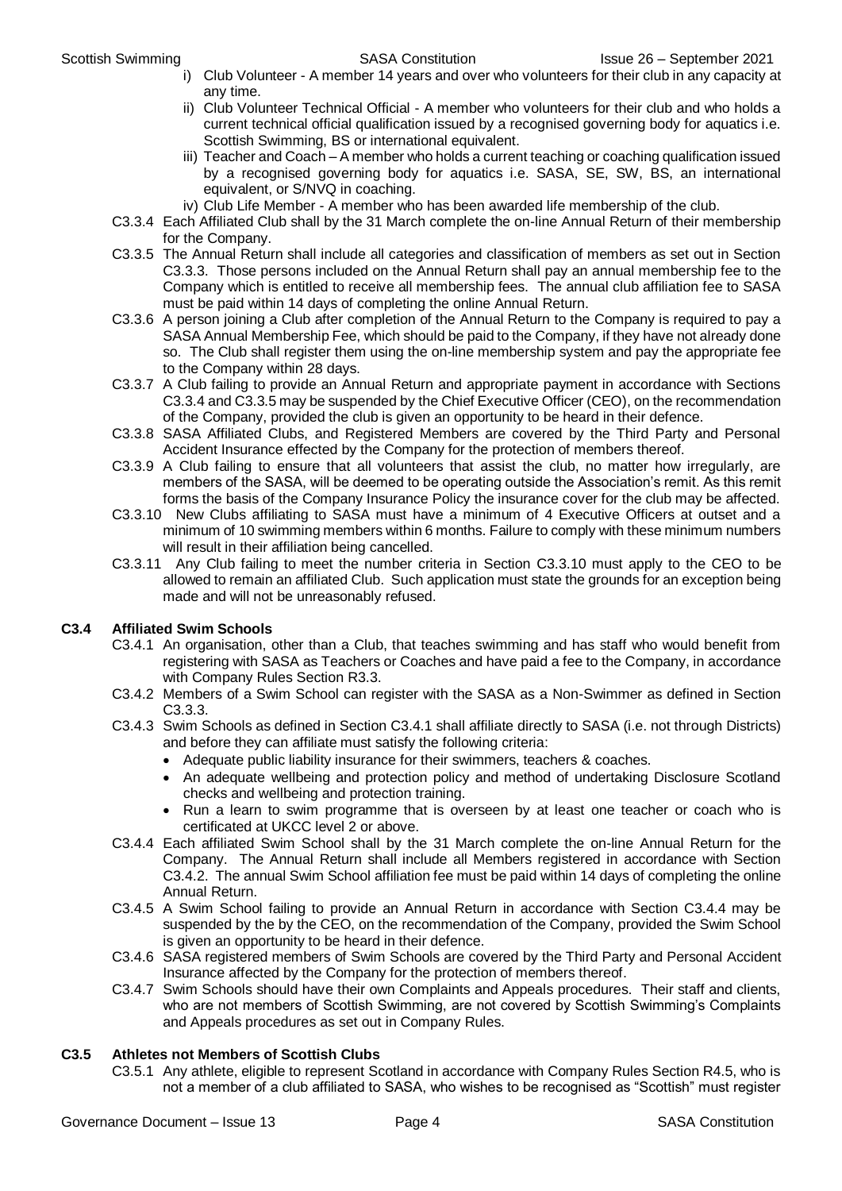i) Club Volunteer - A member 14 years and over who volunteers for their club in any capacity at any time.

ii) Club Volunteer Technical Official - A member who volunteers for their club and who holds a current technical official qualification issued by a recognised governing body for aquatics i.e. Scottish Swimming, BS or international equivalent.

iii) Teacher and Coach – A member who holds a current teaching or coaching qualification issued by a recognised governing body for aquatics i.e. SASA, SE, SW, BS, an international equivalent, or S/NVQ in coaching.

iv) Club Life Member - A member who has been awarded life membership of the club.

C3.3.4 Each Affiliated Club shall by the 31 March complete the on-line Annual Return of their membership for the Company.

C3.3.5 The Annual Return shall include all categories and classification of members as set out in Section C3.3.3. Those persons included on the Annual Return shall pay an annual membership fee to the Company which is entitled to receive all membership fees. The annual club affiliation fee to SASA must be paid within 14 days of completing the online Annual Return.

C3.3.6 A person joining a Club after completion of the Annual Return to the Company is required to pay a SASA Annual Membership Fee, which should be paid to the Company, if they have not already done so. The Club shall register them using the on-line membership system and pay the appropriate fee to the Company within 28 days.

C3.3.7 A Club failing to provide an Annual Return and appropriate payment in accordance with Sections C3.3.4 and C3.3.5 may be suspended by the Chief Executive Officer (CEO), on the recommendation of the Company, provided the club is given an opportunity to be heard in their defence.

C3.3.8 SASA Affiliated Clubs, and Registered Members are covered by the Third Party and Personal Accident Insurance effected by the Company for the protection of members thereof.

C3.3.9 A Club failing to ensure that all volunteers that assist the club, no matter how irregularly, are members of the SASA, will be deemed to be operating outside the Association's remit. As this remit forms the basis of the Company Insurance Policy the insurance cover for the club may be affected.

C3.3.10 New Clubs affiliating to SASA must have a minimum of 4 Executive Officers at outset and a minimum of 10 swimming members within 6 months. Failure to comply with these minimum numbers will result in their affiliation being cancelled.

C3.3.11 Any Club failing to meet the number criteria in Section C3.3.10 must apply to the CEO to be allowed to remain an affiliated Club. Such application must state the grounds for an exception being made and will not be unreasonably refused.

### C3.4 Affiliated Swim Schools

C3.4.1 An organisation, other than a Club, that teaches swimming and has staff who would benefit from registering with SASA as Teachers or Coaches and have paid a fee to the Company, in accordance with Company Rules Section R3.3.

C3.4.2 Members of a Swim School can register with the SASA as a Non-Swimmer as defined in Section C3.3.3.

C3.4.3 Swim Schools as defined in Section C3.4.1 shall affiliate directly to SASA (i.e. not through Districts) and before they can affiliate must satisfy the following criteria:

- Adequate public liability insurance for their swimmers, teachers & coaches.
- An adequate wellbeing and protection policy and method of undertaking Disclosure Scotland checks and wellbeing and protection training.
- Run a learn to swim programme that is overseen by at least one teacher or coach who is certificated at UKCC level 2 or above.

C3.4.4 Each affiliated Swim School shall by the 31 March complete the on-line Annual Return for the Company. The Annual Return shall include all Members registered in accordance with Section C3.4.2. The annual Swim School affiliation fee must be paid within 14 days of completing the online Annual Return.

C3.4.5 A Swim School failing to provide an Annual Return in accordance with Section C3.4.4 may be suspended by the by the CEO, on the recommendation of the Company, provided the Swim School is given an opportunity to be heard in their defence.

C3.4.6 SASA registered members of Swim Schools are covered by the Third Party and Personal Accident Insurance affected by the Company for the protection of members thereof.

C3.4.7 Swim Schools should have their own Complaints and Appeals procedures. Their staff and clients, who are not members of Scottish Swimming, are not covered by Scottish Swimming's Complaints and Appeals procedures as set out in Company Rules.

### C3.5 Athletes not Members of Scottish Clubs

C3.5.1 Any athlete, eligible to represent Scotland in accordance with Company Rules Section R4.5, who is not a member of a club affiliated to SASA, who wishes to be recognised as "Scottish" must register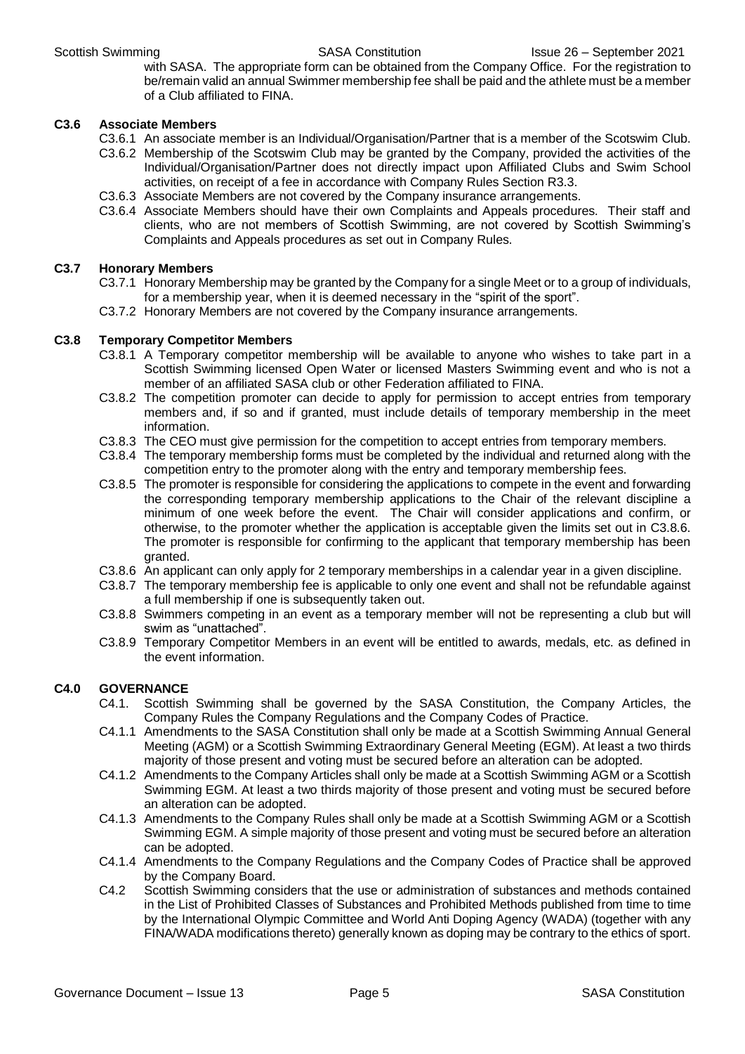with SASA. The appropriate form can be obtained from the Company Office. For the registration to be/remain valid an annual Swimmer membership fee shall be paid and the athlete must be a member of a Club affiliated to FINA.

### C3.6 Associate Members

C3.6.1 An associate member is an Individual/Organisation/Partner that is a member of the Scotswim Club.

C3.6.2 Membership of the Scotswim Club may be granted by the Company, provided the activities of the Individual/Organisation/Partner does not directly impact upon Affiliated Clubs and Swim School activities, on receipt of a fee in accordance with Company Rules Section R3.3.

C3.6.3 Associate Members are not covered by the Company insurance arrangements.

C3.6.4 Associate Members should have their own Complaints and Appeals procedures. Their staff and clients, who are not members of Scottish Swimming, are not covered by Scottish Swimming's Complaints and Appeals procedures as set out in Company Rules.

### C3.7 Honorary Members

C3.7.1 Honorary Membership may be granted by the Company for a single Meet or to a group of individuals, for a membership year, when it is deemed necessary in the "spirit of the sport".

C3.7.2 Honorary Members are not covered by the Company insurance arrangements.

### C3.8 Temporary Competitor Members

C3.8.1 A Temporary competitor membership will be available to anyone who wishes to take part in a Scottish Swimming licensed Open Water or licensed Masters Swimming event and who is not a member of an affiliated SASA club or other Federation affiliated to FINA.

C3.8.2 The competition promoter can decide to apply for permission to accept entries from temporary members and, if so and if granted, must include details of temporary membership in the meet information.

C3.8.3 The CEO must give permission for the competition to accept entries from temporary members.

C3.8.4 The temporary membership forms must be completed by the individual and returned along with the competition entry to the promoter along with the entry and temporary membership fees.

C3.8.5 The promoter is responsible for considering the applications to compete in the event and forwarding the corresponding temporary membership applications to the Chair of the relevant discipline a minimum of one week before the event. The Chair will consider applications and confirm, or otherwise, to the promoter whether the application is acceptable given the limits set out in C3.8.6. The promoter is responsible for confirming to the applicant that temporary membership has been granted.

C3.8.6 An applicant can only apply for 2 temporary memberships in a calendar year in a given discipline.

C3.8.7 The temporary membership fee is applicable to only one event and shall not be refundable against a full membership if one is subsequently taken out.

C3.8.8 Swimmers competing in an event as a temporary member will not be representing a club but will swim as "unattached".

C3.8.9 Temporary Competitor Members in an event will be entitled to awards, medals, etc. as defined in the event information.

## C4.0 GOVERNANCE

C4.1. Scottish Swimming shall be governed by the SASA Constitution, the Company Articles, the Company Rules the Company Regulations and the Company Codes of Practice.

C4.1.1 Amendments to the SASA Constitution shall only be made at a Scottish Swimming Annual General Meeting (AGM) or a Scottish Swimming Extraordinary General Meeting (EGM). At least a two thirds majority of those present and voting must be secured before an alteration can be adopted.

C4.1.2 Amendments to the Company Articles shall only be made at a Scottish Swimming AGM or a Scottish Swimming EGM. At least a two thirds majority of those present and voting must be secured before an alteration can be adopted.

C4.1.3 Amendments to the Company Rules shall only be made at a Scottish Swimming AGM or a Scottish Swimming EGM. A simple majority of those present and voting must be secured before an alteration can be adopted.

C4.1.4 Amendments to the Company Regulations and the Company Codes of Practice shall be approved by the Company Board.

C4.2 Scottish Swimming considers that the use or administration of substances and methods contained in the List of Prohibited Classes of Substances and Prohibited Methods published from time to time by the International Olympic Committee and World Anti Doping Agency (WADA) (together with any FINA/WADA modifications thereto) generally known as doping may be contrary to the ethics of sport.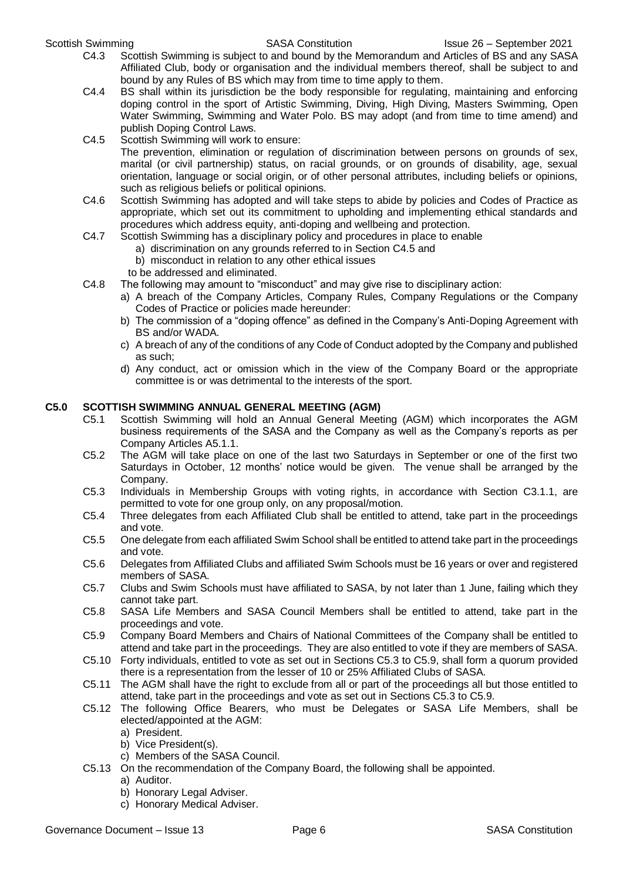C4.3 Scottish Swimming is subject to and bound by the Memorandum and Articles of BS and any SASA Affiliated Club, body or organisation and the individual members thereof, shall be subject to and bound by any Rules of BS which may from time to time apply to them.

C4.4 BS shall within its jurisdiction be the body responsible for regulating, maintaining and enforcing doping control in the sport of Artistic Swimming, Diving, High Diving, Masters Swimming, Open Water Swimming, Swimming and Water Polo. BS may adopt (and from time to time amend) and publish Doping Control Laws.

C4.5 Scottish Swimming will work to ensure:
The prevention, elimination or regulation of discrimination between persons on grounds of sex, marital (or civil partnership) status, on racial grounds, or on grounds of disability, age, sexual orientation, language or social origin, or of other personal attributes, including beliefs or opinions, such as religious beliefs or political opinions.

C4.6 Scottish Swimming has adopted and will take steps to abide by policies and Codes of Practice as appropriate, which set out its commitment to upholding and implementing ethical standards and procedures which address equity, anti-doping and wellbeing and protection.

C4.7 Scottish Swimming has a disciplinary policy and procedures in place to enable
- a) discrimination on any grounds referred to in Section C4.5 and
- b) misconduct in relation to any other ethical issues

to be addressed and eliminated.

C4.8 The following may amount to "misconduct" and may give rise to disciplinary action:
- a) A breach of the Company Articles, Company Rules, Company Regulations or the Company Codes of Practice or policies made hereunder:
- b) The commission of a "doping offence" as defined in the Company's Anti-Doping Agreement with BS and/or WADA.
- c) A breach of any of the conditions of any Code of Conduct adopted by the Company and published as such;
- d) Any conduct, act or omission which in the view of the Company Board or the appropriate committee is or was detrimental to the interests of the sport.

## C5.0 SCOTTISH SWIMMING ANNUAL GENERAL MEETING (AGM)

C5.1 Scottish Swimming will hold an Annual General Meeting (AGM) which incorporates the AGM business requirements of the SASA and the Company as well as the Company's reports as per Company Articles A5.1.1.

C5.2 The AGM will take place on one of the last two Saturdays in September or one of the first two Saturdays in October, 12 months' notice would be given. The venue shall be arranged by the Company.

C5.3 Individuals in Membership Groups with voting rights, in accordance with Section C3.1.1, are permitted to vote for one group only, on any proposal/motion.

C5.4 Three delegates from each Affiliated Club shall be entitled to attend, take part in the proceedings and vote.

C5.5 One delegate from each affiliated Swim School shall be entitled to attend take part in the proceedings and vote.

C5.6 Delegates from Affiliated Clubs and affiliated Swim Schools must be 16 years or over and registered members of SASA.

C5.7 Clubs and Swim Schools must have affiliated to SASA, by not later than 1 June, failing which they cannot take part.

C5.8 SASA Life Members and SASA Council Members shall be entitled to attend, take part in the proceedings and vote.

C5.9 Company Board Members and Chairs of National Committees of the Company shall be entitled to attend and take part in the proceedings. They are also entitled to vote if they are members of SASA.

C5.10 Forty individuals, entitled to vote as set out in Sections C5.3 to C5.9, shall form a quorum provided there is a representation from the lesser of 10 or 25% Affiliated Clubs of SASA.

C5.11 The AGM shall have the right to exclude from all or part of the proceedings all but those entitled to attend, take part in the proceedings and vote as set out in Sections C5.3 to C5.9.

C5.12 The following Office Bearers, who must be Delegates or SASA Life Members, shall be elected/appointed at the AGM:
- a) President.
- b) Vice President(s).
- c) Members of the SASA Council.

C5.13 On the recommendation of the Company Board, the following shall be appointed.
- a) Auditor.
- b) Honorary Legal Adviser.
- c) Honorary Medical Adviser.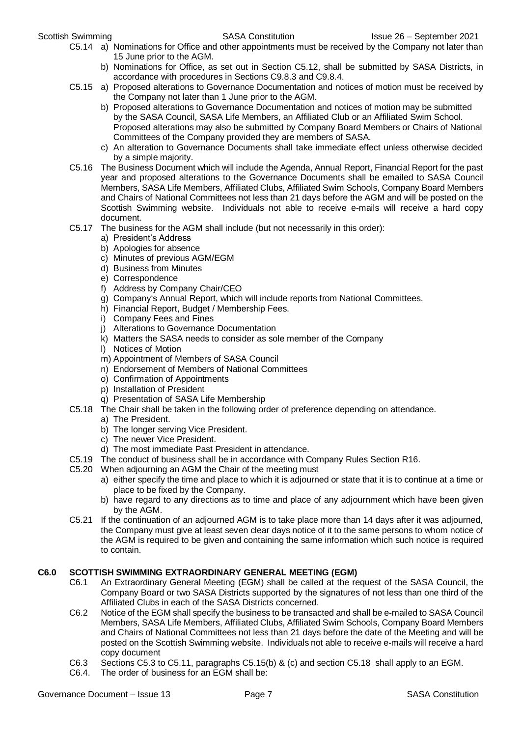C5.14 a) Nominations for Office and other appointments must be received by the Company not later than 15 June prior to the AGM.

b) Nominations for Office, as set out in Section C5.12, shall be submitted by SASA Districts, in accordance with procedures in Sections C9.8.3 and C9.8.4.

C5.15 a) Proposed alterations to Governance Documentation and notices of motion must be received by the Company not later than 1 June prior to the AGM.

b) Proposed alterations to Governance Documentation and notices of motion may be submitted by the SASA Council, SASA Life Members, an Affiliated Club or an Affiliated Swim School. Proposed alterations may also be submitted by Company Board Members or Chairs of National Committees of the Company provided they are members of SASA.

c) An alteration to Governance Documents shall take immediate effect unless otherwise decided by a simple majority.

C5.16 The Business Document which will include the Agenda, Annual Report, Financial Report for the past year and proposed alterations to the Governance Documents shall be emailed to SASA Council Members, SASA Life Members, Affiliated Clubs, Affiliated Swim Schools, Company Board Members and Chairs of National Committees not less than 21 days before the AGM and will be posted on the Scottish Swimming website. Individuals not able to receive e-mails will receive a hard copy document.

C5.17 The business for the AGM shall include (but not necessarily in this order):

a) President's Address
b) Apologies for absence
c) Minutes of previous AGM/EGM
d) Business from Minutes
e) Correspondence
f) Address by Company Chair/CEO
g) Company's Annual Report, which will include reports from National Committees.
h) Financial Report, Budget / Membership Fees.
i) Company Fees and Fines
j) Alterations to Governance Documentation
k) Matters the SASA needs to consider as sole member of the Company
l) Notices of Motion
m) Appointment of Members of SASA Council
n) Endorsement of Members of National Committees
o) Confirmation of Appointments
p) Installation of President
q) Presentation of SASA Life Membership

C5.18 The Chair shall be taken in the following order of preference depending on attendance.

a) The President.
b) The longer serving Vice President.
c) The newer Vice President.
d) The most immediate Past President in attendance.

C5.19 The conduct of business shall be in accordance with Company Rules Section R16.

C5.20 When adjourning an AGM the Chair of the meeting must

a) either specify the time and place to which it is adjourned or state that it is to continue at a time or place to be fixed by the Company.
b) have regard to any directions as to time and place of any adjournment which have been given by the AGM.

C5.21 If the continuation of an adjourned AGM is to take place more than 14 days after it was adjourned, the Company must give at least seven clear days notice of it to the same persons to whom notice of the AGM is required to be given and containing the same information which such notice is required to contain.

## C6.0 SCOTTISH SWIMMING EXTRAORDINARY GENERAL MEETING (EGM)

C6.1 An Extraordinary General Meeting (EGM) shall be called at the request of the SASA Council, the Company Board or two SASA Districts supported by the signatures of not less than one third of the Affiliated Clubs in each of the SASA Districts concerned.

C6.2 Notice of the EGM shall specify the business to be transacted and shall be e-mailed to SASA Council Members, SASA Life Members, Affiliated Clubs, Affiliated Swim Schools, Company Board Members and Chairs of National Committees not less than 21 days before the date of the Meeting and will be posted on the Scottish Swimming website. Individuals not able to receive e-mails will receive a hard copy document

C6.3 Sections C5.3 to C5.11, paragraphs C5.15(b) & (c) and section C5.18 shall apply to an EGM.

C6.4. The order of business for an EGM shall be: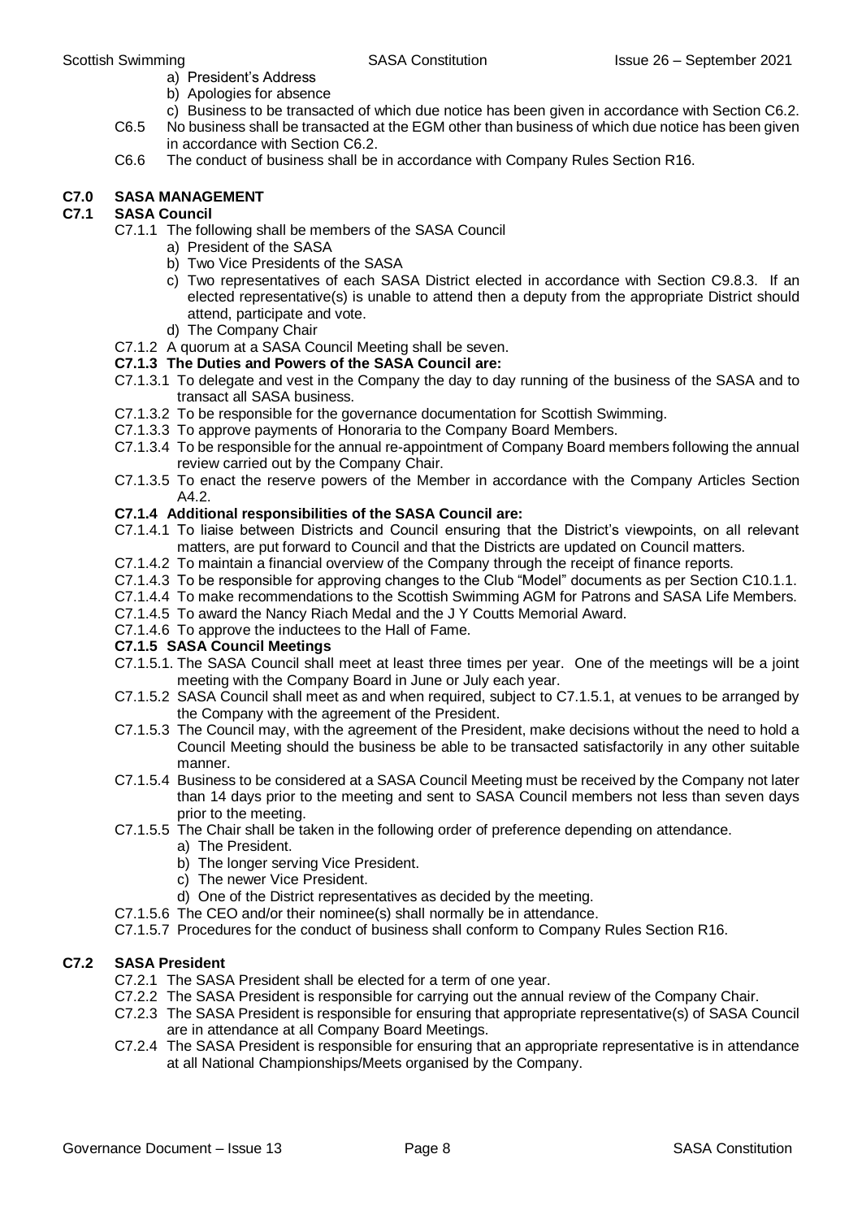a) President's Address
b) Apologies for absence
c) Business to be transacted of which due notice has been given in accordance with Section C6.2.

C6.5 No business shall be transacted at the EGM other than business of which due notice has been given in accordance with Section C6.2.

C6.6 The conduct of business shall be in accordance with Company Rules Section R16.

## C7.0 SASA MANAGEMENT

### C7.1 SASA Council

C7.1.1 The following shall be members of the SASA Council

a) President of the SASA
b) Two Vice Presidents of the SASA
c) Two representatives of each SASA District elected in accordance with Section C9.8.3. If an elected representative(s) is unable to attend then a deputy from the appropriate District should attend, participate and vote.
d) The Company Chair

C7.1.2 A quorum at a SASA Council Meeting shall be seven.

**C7.1.3 The Duties and Powers of the SASA Council are:**

C7.1.3.1 To delegate and vest in the Company the day to day running of the business of the SASA and to transact all SASA business.

C7.1.3.2 To be responsible for the governance documentation for Scottish Swimming.

C7.1.3.3 To approve payments of Honoraria to the Company Board Members.

C7.1.3.4 To be responsible for the annual re-appointment of Company Board members following the annual review carried out by the Company Chair.

C7.1.3.5 To enact the reserve powers of the Member in accordance with the Company Articles Section A4.2.

**C7.1.4 Additional responsibilities of the SASA Council are:**

C7.1.4.1 To liaise between Districts and Council ensuring that the District's viewpoints, on all relevant matters, are put forward to Council and that the Districts are updated on Council matters.

C7.1.4.2 To maintain a financial overview of the Company through the receipt of finance reports.

C7.1.4.3 To be responsible for approving changes to the Club "Model" documents as per Section C10.1.1.

C7.1.4.4 To make recommendations to the Scottish Swimming AGM for Patrons and SASA Life Members.

C7.1.4.5 To award the Nancy Riach Medal and the J Y Coutts Memorial Award.

C7.1.4.6 To approve the inductees to the Hall of Fame.

**C7.1.5 SASA Council Meetings**

C7.1.5.1. The SASA Council shall meet at least three times per year. One of the meetings will be a joint meeting with the Company Board in June or July each year.

C7.1.5.2 SASA Council shall meet as and when required, subject to C7.1.5.1, at venues to be arranged by the Company with the agreement of the President.

C7.1.5.3 The Council may, with the agreement of the President, make decisions without the need to hold a Council Meeting should the business be able to be transacted satisfactorily in any other suitable manner.

C7.1.5.4 Business to be considered at a SASA Council Meeting must be received by the Company not later than 14 days prior to the meeting and sent to SASA Council members not less than seven days prior to the meeting.

C7.1.5.5 The Chair shall be taken in the following order of preference depending on attendance.

a) The President.
b) The longer serving Vice President.
c) The newer Vice President.
d) One of the District representatives as decided by the meeting.

C7.1.5.6 The CEO and/or their nominee(s) shall normally be in attendance.

C7.1.5.7 Procedures for the conduct of business shall conform to Company Rules Section R16.

### C7.2 SASA President

C7.2.1 The SASA President shall be elected for a term of one year.

C7.2.2 The SASA President is responsible for carrying out the annual review of the Company Chair.

C7.2.3 The SASA President is responsible for ensuring that appropriate representative(s) of SASA Council are in attendance at all Company Board Meetings.

C7.2.4 The SASA President is responsible for ensuring that an appropriate representative is in attendance at all National Championships/Meets organised by the Company.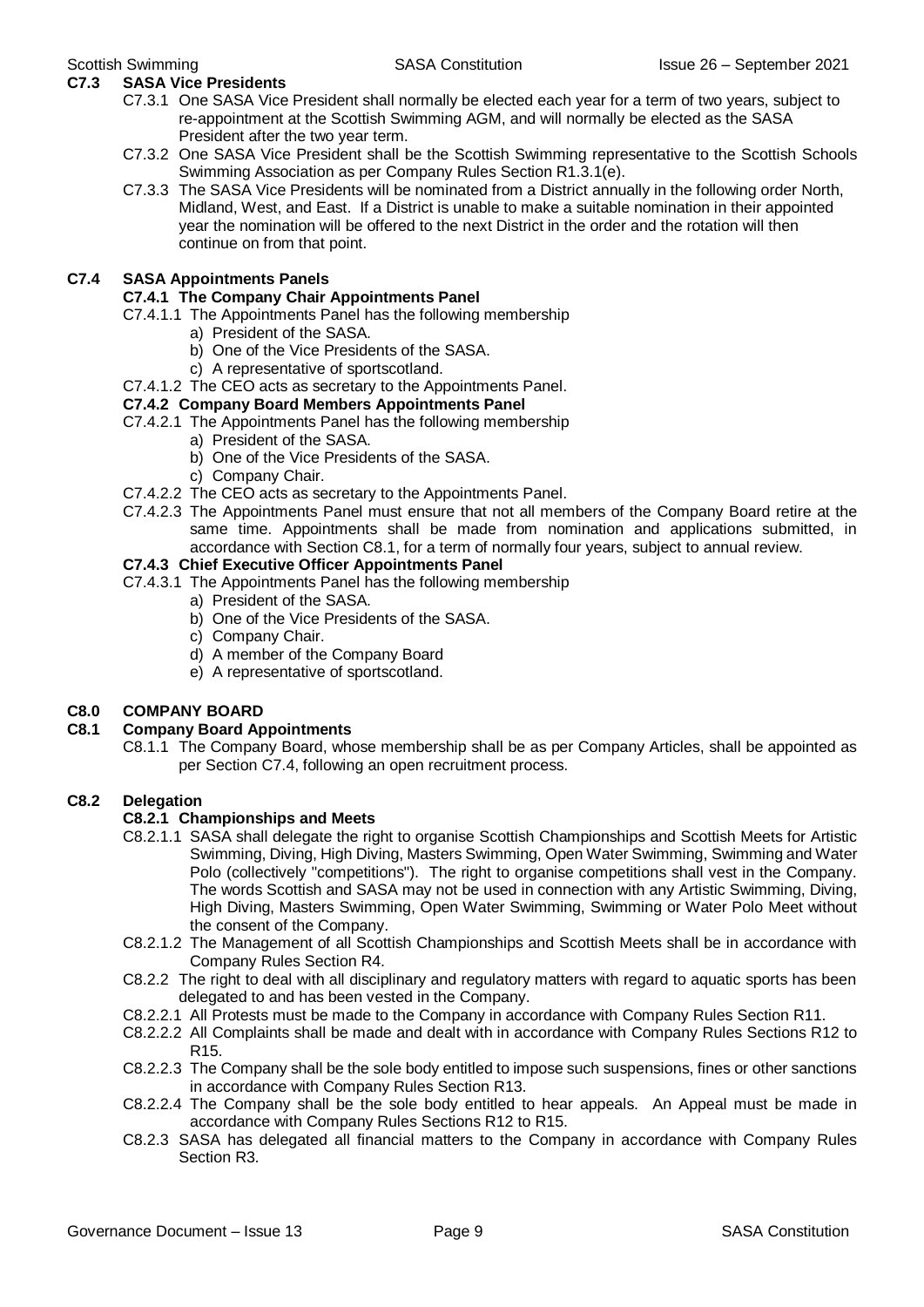### C7.3 SASA Vice Presidents

C7.3.1 One SASA Vice President shall normally be elected each year for a term of two years, subject to re-appointment at the Scottish Swimming AGM, and will normally be elected as the SASA President after the two year term.

C7.3.2 One SASA Vice President shall be the Scottish Swimming representative to the Scottish Schools Swimming Association as per Company Rules Section R1.3.1(e).

C7.3.3 The SASA Vice Presidents will be nominated from a District annually in the following order North, Midland, West, and East. If a District is unable to make a suitable nomination in their appointed year the nomination will be offered to the next District in the order and the rotation will then continue on from that point.

### C7.4 SASA Appointments Panels

#### C7.4.1 The Company Chair Appointments Panel

C7.4.1.1 The Appointments Panel has the following membership

a) President of the SASA.
b) One of the Vice Presidents of the SASA.
c) A representative of sportscotland.

C7.4.1.2 The CEO acts as secretary to the Appointments Panel.

#### C7.4.2 Company Board Members Appointments Panel

C7.4.2.1 The Appointments Panel has the following membership

a) President of the SASA.
b) One of the Vice Presidents of the SASA.
c) Company Chair.

C7.4.2.2 The CEO acts as secretary to the Appointments Panel.

C7.4.2.3 The Appointments Panel must ensure that not all members of the Company Board retire at the same time. Appointments shall be made from nomination and applications submitted, in accordance with Section C8.1, for a term of normally four years, subject to annual review.

#### C7.4.3 Chief Executive Officer Appointments Panel

C7.4.3.1 The Appointments Panel has the following membership

a) President of the SASA.
b) One of the Vice Presidents of the SASA.
c) Company Chair.
d) A member of the Company Board
e) A representative of sportscotland.

## C8.0 COMPANY BOARD

### C8.1 Company Board Appointments

C8.1.1 The Company Board, whose membership shall be as per Company Articles, shall be appointed as per Section C7.4, following an open recruitment process.

### C8.2 Delegation

#### C8.2.1 Championships and Meets

C8.2.1.1 SASA shall delegate the right to organise Scottish Championships and Scottish Meets for Artistic Swimming, Diving, High Diving, Masters Swimming, Open Water Swimming, Swimming and Water Polo (collectively "competitions"). The right to organise competitions shall vest in the Company. The words Scottish and SASA may not be used in connection with any Artistic Swimming, Diving, High Diving, Masters Swimming, Open Water Swimming, Swimming or Water Polo Meet without the consent of the Company.

C8.2.1.2 The Management of all Scottish Championships and Scottish Meets shall be in accordance with Company Rules Section R4.

C8.2.2 The right to deal with all disciplinary and regulatory matters with regard to aquatic sports has been delegated to and has been vested in the Company.

C8.2.2.1 All Protests must be made to the Company in accordance with Company Rules Section R11.

C8.2.2.2 All Complaints shall be made and dealt with in accordance with Company Rules Sections R12 to R15.

C8.2.2.3 The Company shall be the sole body entitled to impose such suspensions, fines or other sanctions in accordance with Company Rules Section R13.

C8.2.2.4 The Company shall be the sole body entitled to hear appeals. An Appeal must be made in accordance with Company Rules Sections R12 to R15.

C8.2.3 SASA has delegated all financial matters to the Company in accordance with Company Rules Section R3.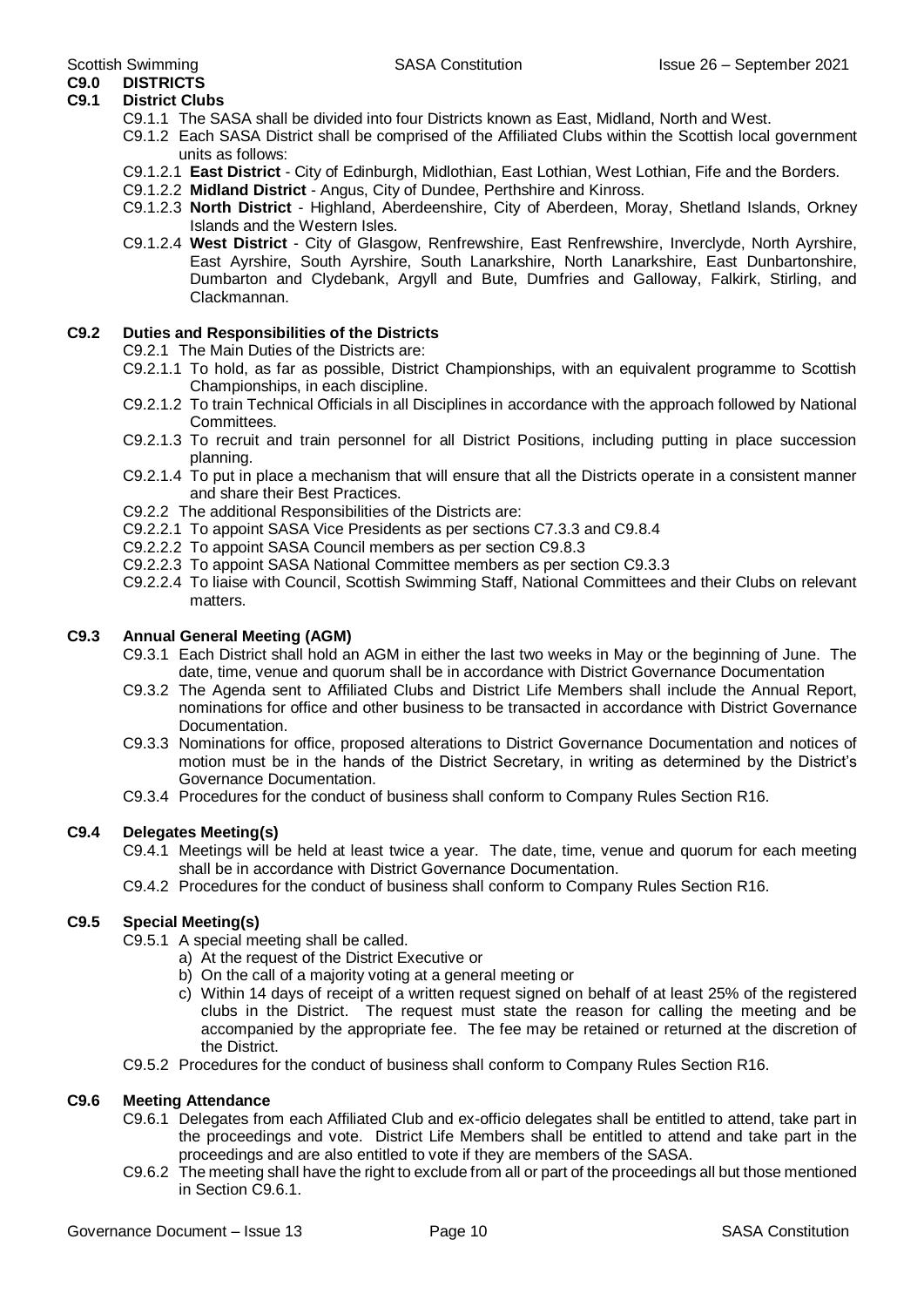## C9.0 DISTRICTS

### C9.1 District Clubs

C9.1.1 The SASA shall be divided into four Districts known as East, Midland, North and West.

C9.1.2 Each SASA District shall be comprised of the Affiliated Clubs within the Scottish local government units as follows:

C9.1.2.1 **East District** - City of Edinburgh, Midlothian, East Lothian, West Lothian, Fife and the Borders.

C9.1.2.2 **Midland District** - Angus, City of Dundee, Perthshire and Kinross.

C9.1.2.3 **North District** - Highland, Aberdeenshire, City of Aberdeen, Moray, Shetland Islands, Orkney Islands and the Western Isles.

C9.1.2.4 **West District** - City of Glasgow, Renfrewshire, East Renfrewshire, Inverclyde, North Ayrshire, East Ayrshire, South Ayrshire, South Lanarkshire, North Lanarkshire, East Dunbartonshire, Dumbarton and Clydebank, Argyll and Bute, Dumfries and Galloway, Falkirk, Stirling, and Clackmannan.

### C9.2 Duties and Responsibilities of the Districts

C9.2.1 The Main Duties of the Districts are:

C9.2.1.1 To hold, as far as possible, District Championships, with an equivalent programme to Scottish Championships, in each discipline.

C9.2.1.2 To train Technical Officials in all Disciplines in accordance with the approach followed by National Committees.

C9.2.1.3 To recruit and train personnel for all District Positions, including putting in place succession planning.

C9.2.1.4 To put in place a mechanism that will ensure that all the Districts operate in a consistent manner and share their Best Practices.

C9.2.2 The additional Responsibilities of the Districts are:

C9.2.2.1 To appoint SASA Vice Presidents as per sections C7.3.3 and C9.8.4

C9.2.2.2 To appoint SASA Council members as per section C9.8.3

C9.2.2.3 To appoint SASA National Committee members as per section C9.3.3

C9.2.2.4 To liaise with Council, Scottish Swimming Staff, National Committees and their Clubs on relevant matters.

### C9.3 Annual General Meeting (AGM)

C9.3.1 Each District shall hold an AGM in either the last two weeks in May or the beginning of June. The date, time, venue and quorum shall be in accordance with District Governance Documentation

C9.3.2 The Agenda sent to Affiliated Clubs and District Life Members shall include the Annual Report, nominations for office and other business to be transacted in accordance with District Governance Documentation.

C9.3.3 Nominations for office, proposed alterations to District Governance Documentation and notices of motion must be in the hands of the District Secretary, in writing as determined by the District's Governance Documentation.

C9.3.4 Procedures for the conduct of business shall conform to Company Rules Section R16.

### C9.4 Delegates Meeting(s)

C9.4.1 Meetings will be held at least twice a year. The date, time, venue and quorum for each meeting shall be in accordance with District Governance Documentation.

C9.4.2 Procedures for the conduct of business shall conform to Company Rules Section R16.

### C9.5 Special Meeting(s)

C9.5.1 A special meeting shall be called.

a) At the request of the District Executive or
b) On the call of a majority voting at a general meeting or
c) Within 14 days of receipt of a written request signed on behalf of at least 25% of the registered clubs in the District. The request must state the reason for calling the meeting and be accompanied by the appropriate fee. The fee may be retained or returned at the discretion of the District.

C9.5.2 Procedures for the conduct of business shall conform to Company Rules Section R16.

### C9.6 Meeting Attendance

C9.6.1 Delegates from each Affiliated Club and ex-officio delegates shall be entitled to attend, take part in the proceedings and vote. District Life Members shall be entitled to attend and take part in the proceedings and are also entitled to vote if they are members of the SASA.

C9.6.2 The meeting shall have the right to exclude from all or part of the proceedings all but those mentioned in Section C9.6.1.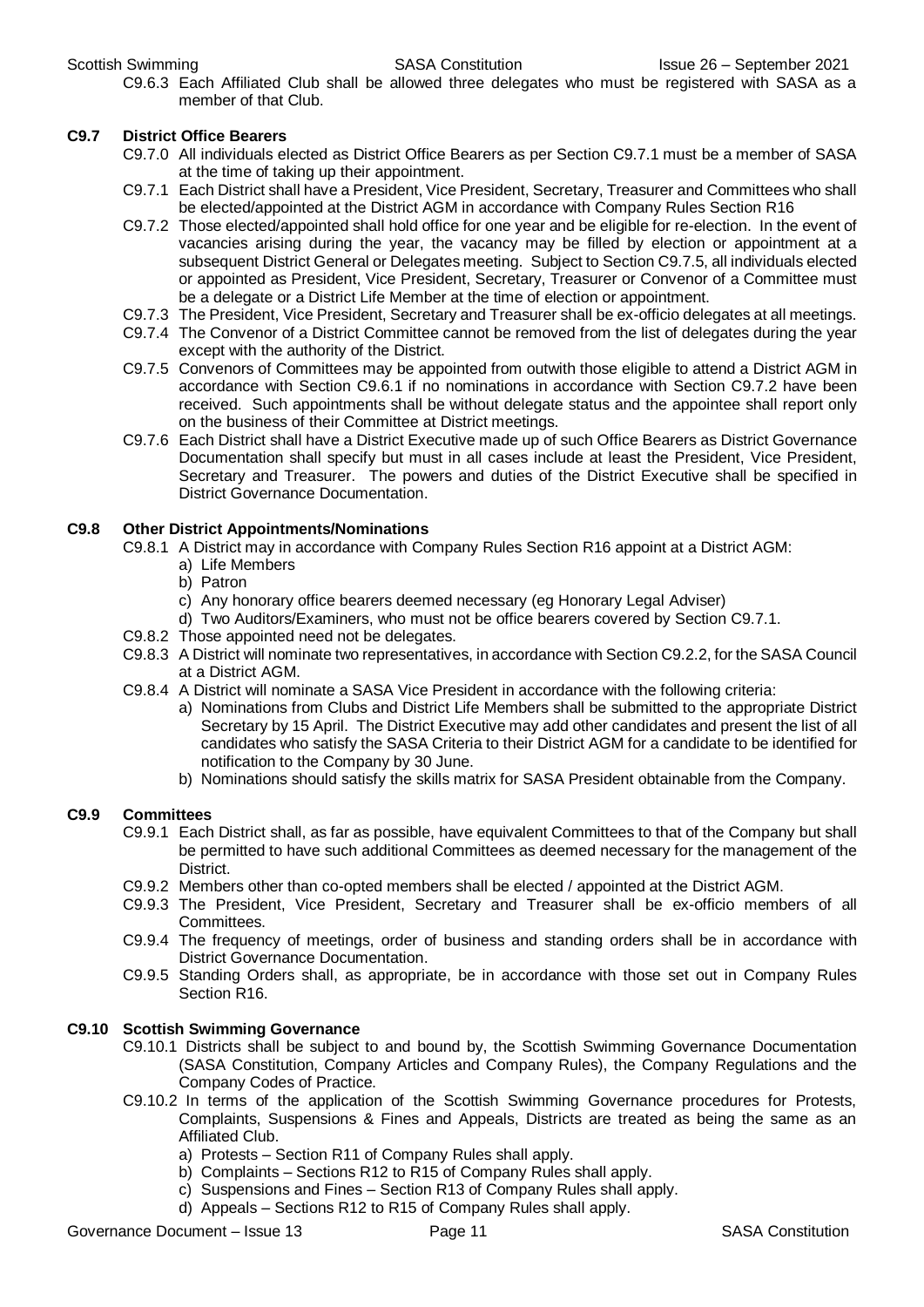C9.6.3 Each Affiliated Club shall be allowed three delegates who must be registered with SASA as a member of that Club.

### C9.7 District Office Bearers

C9.7.0 All individuals elected as District Office Bearers as per Section C9.7.1 must be a member of SASA at the time of taking up their appointment.

C9.7.1 Each District shall have a President, Vice President, Secretary, Treasurer and Committees who shall be elected/appointed at the District AGM in accordance with Company Rules Section R16

C9.7.2 Those elected/appointed shall hold office for one year and be eligible for re-election. In the event of vacancies arising during the year, the vacancy may be filled by election or appointment at a subsequent District General or Delegates meeting. Subject to Section C9.7.5, all individuals elected or appointed as President, Vice President, Secretary, Treasurer or Convenor of a Committee must be a delegate or a District Life Member at the time of election or appointment.

C9.7.3 The President, Vice President, Secretary and Treasurer shall be ex-officio delegates at all meetings.

C9.7.4 The Convenor of a District Committee cannot be removed from the list of delegates during the year except with the authority of the District.

C9.7.5 Convenors of Committees may be appointed from outwith those eligible to attend a District AGM in accordance with Section C9.6.1 if no nominations in accordance with Section C9.7.2 have been received. Such appointments shall be without delegate status and the appointee shall report only on the business of their Committee at District meetings.

C9.7.6 Each District shall have a District Executive made up of such Office Bearers as District Governance Documentation shall specify but must in all cases include at least the President, Vice President, Secretary and Treasurer. The powers and duties of the District Executive shall be specified in District Governance Documentation.

### C9.8 Other District Appointments/Nominations

C9.8.1 A District may in accordance with Company Rules Section R16 appoint at a District AGM:

a) Life Members
b) Patron
c) Any honorary office bearers deemed necessary (eg Honorary Legal Adviser)
d) Two Auditors/Examiners, who must not be office bearers covered by Section C9.7.1.

C9.8.2 Those appointed need not be delegates.

C9.8.3 A District will nominate two representatives, in accordance with Section C9.2.2, for the SASA Council at a District AGM.

C9.8.4 A District will nominate a SASA Vice President in accordance with the following criteria:

a) Nominations from Clubs and District Life Members shall be submitted to the appropriate District Secretary by 15 April. The District Executive may add other candidates and present the list of all candidates who satisfy the SASA Criteria to their District AGM for a candidate to be identified for notification to the Company by 30 June.
b) Nominations should satisfy the skills matrix for SASA President obtainable from the Company.

### C9.9 Committees

C9.9.1 Each District shall, as far as possible, have equivalent Committees to that of the Company but shall be permitted to have such additional Committees as deemed necessary for the management of the District.

C9.9.2 Members other than co-opted members shall be elected / appointed at the District AGM.

C9.9.3 The President, Vice President, Secretary and Treasurer shall be ex-officio members of all Committees.

C9.9.4 The frequency of meetings, order of business and standing orders shall be in accordance with District Governance Documentation.

C9.9.5 Standing Orders shall, as appropriate, be in accordance with those set out in Company Rules Section R16.

### C9.10 Scottish Swimming Governance

C9.10.1 Districts shall be subject to and bound by, the Scottish Swimming Governance Documentation (SASA Constitution, Company Articles and Company Rules), the Company Regulations and the Company Codes of Practice.

C9.10.2 In terms of the application of the Scottish Swimming Governance procedures for Protests, Complaints, Suspensions & Fines and Appeals, Districts are treated as being the same as an Affiliated Club.

a) Protests – Section R11 of Company Rules shall apply.
b) Complaints – Sections R12 to R15 of Company Rules shall apply.
c) Suspensions and Fines – Section R13 of Company Rules shall apply.
d) Appeals – Sections R12 to R15 of Company Rules shall apply.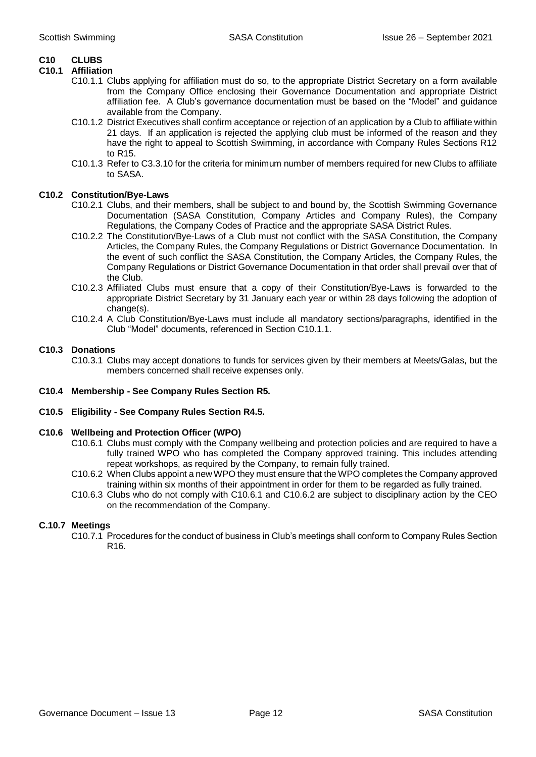## C10 CLUBS

### C10.1 Affiliation

C10.1.1 Clubs applying for affiliation must do so, to the appropriate District Secretary on a form available from the Company Office enclosing their Governance Documentation and appropriate District affiliation fee. A Club's governance documentation must be based on the "Model" and guidance available from the Company.

C10.1.2 District Executives shall confirm acceptance or rejection of an application by a Club to affiliate within 21 days. If an application is rejected the applying club must be informed of the reason and they have the right to appeal to Scottish Swimming, in accordance with Company Rules Sections R12 to R15.

C10.1.3 Refer to C3.3.10 for the criteria for minimum number of members required for new Clubs to affiliate to SASA.

### C10.2 Constitution/Bye-Laws

C10.2.1 Clubs, and their members, shall be subject to and bound by, the Scottish Swimming Governance Documentation (SASA Constitution, Company Articles and Company Rules), the Company Regulations, the Company Codes of Practice and the appropriate SASA District Rules.

C10.2.2 The Constitution/Bye-Laws of a Club must not conflict with the SASA Constitution, the Company Articles, the Company Rules, the Company Regulations or District Governance Documentation. In the event of such conflict the SASA Constitution, the Company Articles, the Company Rules, the Company Regulations or District Governance Documentation in that order shall prevail over that of the Club.

C10.2.3 Affiliated Clubs must ensure that a copy of their Constitution/Bye-Laws is forwarded to the appropriate District Secretary by 31 January each year or within 28 days following the adoption of change(s).

C10.2.4 A Club Constitution/Bye-Laws must include all mandatory sections/paragraphs, identified in the Club "Model" documents, referenced in Section C10.1.1.

### C10.3 Donations

C10.3.1 Clubs may accept donations to funds for services given by their members at Meets/Galas, but the members concerned shall receive expenses only.

### C10.4 Membership - See Company Rules Section R5.

### C10.5 Eligibility - See Company Rules Section R4.5.

### C10.6 Wellbeing and Protection Officer (WPO)

C10.6.1 Clubs must comply with the Company wellbeing and protection policies and are required to have a fully trained WPO who has completed the Company approved training. This includes attending repeat workshops, as required by the Company, to remain fully trained.

C10.6.2 When Clubs appoint a new WPO they must ensure that the WPO completes the Company approved training within six months of their appointment in order for them to be regarded as fully trained.

C10.6.3 Clubs who do not comply with C10.6.1 and C10.6.2 are subject to disciplinary action by the CEO on the recommendation of the Company.

### C.10.7 Meetings

C10.7.1 Procedures for the conduct of business in Club's meetings shall conform to Company Rules Section R16.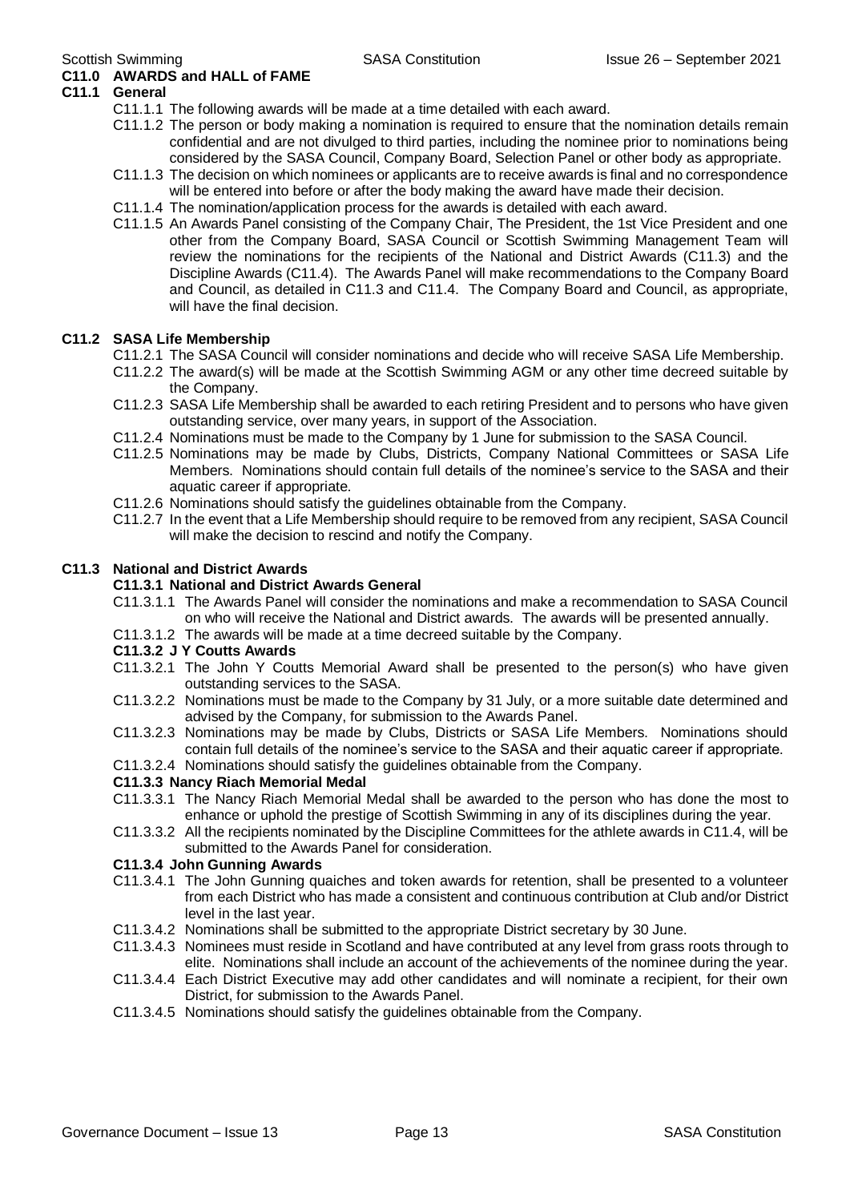## C11.0 AWARDS and HALL of FAME

### C11.1 General

C11.1.1 The following awards will be made at a time detailed with each award.

C11.1.2 The person or body making a nomination is required to ensure that the nomination details remain confidential and are not divulged to third parties, including the nominee prior to nominations being considered by the SASA Council, Company Board, Selection Panel or other body as appropriate.

C11.1.3 The decision on which nominees or applicants are to receive awards is final and no correspondence will be entered into before or after the body making the award have made their decision.

C11.1.4 The nomination/application process for the awards is detailed with each award.

C11.1.5 An Awards Panel consisting of the Company Chair, The President, the 1st Vice President and one other from the Company Board, SASA Council or Scottish Swimming Management Team will review the nominations for the recipients of the National and District Awards (C11.3) and the Discipline Awards (C11.4). The Awards Panel will make recommendations to the Company Board and Council, as detailed in C11.3 and C11.4. The Company Board and Council, as appropriate, will have the final decision.

### C11.2 SASA Life Membership

C11.2.1 The SASA Council will consider nominations and decide who will receive SASA Life Membership.

C11.2.2 The award(s) will be made at the Scottish Swimming AGM or any other time decreed suitable by the Company.

C11.2.3 SASA Life Membership shall be awarded to each retiring President and to persons who have given outstanding service, over many years, in support of the Association.

C11.2.4 Nominations must be made to the Company by 1 June for submission to the SASA Council.

C11.2.5 Nominations may be made by Clubs, Districts, Company National Committees or SASA Life Members. Nominations should contain full details of the nominee's service to the SASA and their aquatic career if appropriate.

C11.2.6 Nominations should satisfy the guidelines obtainable from the Company.

C11.2.7 In the event that a Life Membership should require to be removed from any recipient, SASA Council will make the decision to rescind and notify the Company.

### C11.3 National and District Awards

#### C11.3.1 National and District Awards General

C11.3.1.1 The Awards Panel will consider the nominations and make a recommendation to SASA Council on who will receive the National and District awards. The awards will be presented annually.

C11.3.1.2 The awards will be made at a time decreed suitable by the Company.

#### C11.3.2 J Y Coutts Awards

C11.3.2.1 The John Y Coutts Memorial Award shall be presented to the person(s) who have given outstanding services to the SASA.

C11.3.2.2 Nominations must be made to the Company by 31 July, or a more suitable date determined and advised by the Company, for submission to the Awards Panel.

C11.3.2.3 Nominations may be made by Clubs, Districts or SASA Life Members. Nominations should contain full details of the nominee's service to the SASA and their aquatic career if appropriate.

C11.3.2.4 Nominations should satisfy the guidelines obtainable from the Company.

#### C11.3.3 Nancy Riach Memorial Medal

C11.3.3.1 The Nancy Riach Memorial Medal shall be awarded to the person who has done the most to enhance or uphold the prestige of Scottish Swimming in any of its disciplines during the year.

C11.3.3.2 All the recipients nominated by the Discipline Committees for the athlete awards in C11.4, will be submitted to the Awards Panel for consideration.

#### C11.3.4 John Gunning Awards

C11.3.4.1 The John Gunning quaiches and token awards for retention, shall be presented to a volunteer from each District who has made a consistent and continuous contribution at Club and/or District level in the last year.

C11.3.4.2 Nominations shall be submitted to the appropriate District secretary by 30 June.

C11.3.4.3 Nominees must reside in Scotland and have contributed at any level from grass roots through to elite. Nominations shall include an account of the achievements of the nominee during the year.

C11.3.4.4 Each District Executive may add other candidates and will nominate a recipient, for their own District, for submission to the Awards Panel.

C11.3.4.5 Nominations should satisfy the guidelines obtainable from the Company.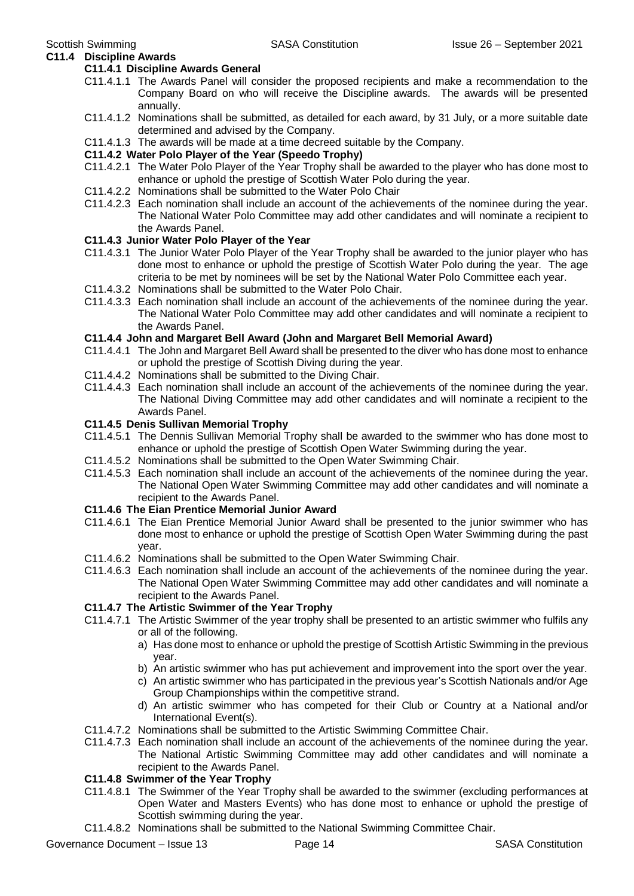## C11.4 Discipline Awards

### C11.4.1 Discipline Awards General

C11.4.1.1 The Awards Panel will consider the proposed recipients and make a recommendation to the Company Board on who will receive the Discipline awards. The awards will be presented annually.

C11.4.1.2 Nominations shall be submitted, as detailed for each award, by 31 July, or a more suitable date determined and advised by the Company.

C11.4.1.3 The awards will be made at a time decreed suitable by the Company.

### C11.4.2 Water Polo Player of the Year (Speedo Trophy)

C11.4.2.1 The Water Polo Player of the Year Trophy shall be awarded to the player who has done most to enhance or uphold the prestige of Scottish Water Polo during the year.

C11.4.2.2 Nominations shall be submitted to the Water Polo Chair

C11.4.2.3 Each nomination shall include an account of the achievements of the nominee during the year. The National Water Polo Committee may add other candidates and will nominate a recipient to the Awards Panel.

### C11.4.3 Junior Water Polo Player of the Year

C11.4.3.1 The Junior Water Polo Player of the Year Trophy shall be awarded to the junior player who has done most to enhance or uphold the prestige of Scottish Water Polo during the year. The age criteria to be met by nominees will be set by the National Water Polo Committee each year.

C11.4.3.2 Nominations shall be submitted to the Water Polo Chair.

C11.4.3.3 Each nomination shall include an account of the achievements of the nominee during the year. The National Water Polo Committee may add other candidates and will nominate a recipient to the Awards Panel.

### C11.4.4 John and Margaret Bell Award (John and Margaret Bell Memorial Award)

C11.4.4.1 The John and Margaret Bell Award shall be presented to the diver who has done most to enhance or uphold the prestige of Scottish Diving during the year.

C11.4.4.2 Nominations shall be submitted to the Diving Chair.

C11.4.4.3 Each nomination shall include an account of the achievements of the nominee during the year. The National Diving Committee may add other candidates and will nominate a recipient to the Awards Panel.

### C11.4.5 Denis Sullivan Memorial Trophy

C11.4.5.1 The Dennis Sullivan Memorial Trophy shall be awarded to the swimmer who has done most to enhance or uphold the prestige of Scottish Open Water Swimming during the year.

C11.4.5.2 Nominations shall be submitted to the Open Water Swimming Chair.

C11.4.5.3 Each nomination shall include an account of the achievements of the nominee during the year. The National Open Water Swimming Committee may add other candidates and will nominate a recipient to the Awards Panel.

### C11.4.6 The Eian Prentice Memorial Junior Award

C11.4.6.1 The Eian Prentice Memorial Junior Award shall be presented to the junior swimmer who has done most to enhance or uphold the prestige of Scottish Open Water Swimming during the past year.

C11.4.6.2 Nominations shall be submitted to the Open Water Swimming Chair.

C11.4.6.3 Each nomination shall include an account of the achievements of the nominee during the year. The National Open Water Swimming Committee may add other candidates and will nominate a recipient to the Awards Panel.

### C11.4.7 The Artistic Swimmer of the Year Trophy

C11.4.7.1 The Artistic Swimmer of the year trophy shall be presented to an artistic swimmer who fulfils any or all of the following.

a) Has done most to enhance or uphold the prestige of Scottish Artistic Swimming in the previous year.
b) An artistic swimmer who has put achievement and improvement into the sport over the year.
c) An artistic swimmer who has participated in the previous year's Scottish Nationals and/or Age Group Championships within the competitive strand.
d) An artistic swimmer who has competed for their Club or Country at a National and/or International Event(s).

C11.4.7.2 Nominations shall be submitted to the Artistic Swimming Committee Chair.

C11.4.7.3 Each nomination shall include an account of the achievements of the nominee during the year. The National Artistic Swimming Committee may add other candidates and will nominate a recipient to the Awards Panel.

### C11.4.8 Swimmer of the Year Trophy

C11.4.8.1 The Swimmer of the Year Trophy shall be awarded to the swimmer (excluding performances at Open Water and Masters Events) who has done most to enhance or uphold the prestige of Scottish swimming during the year.

C11.4.8.2 Nominations shall be submitted to the National Swimming Committee Chair.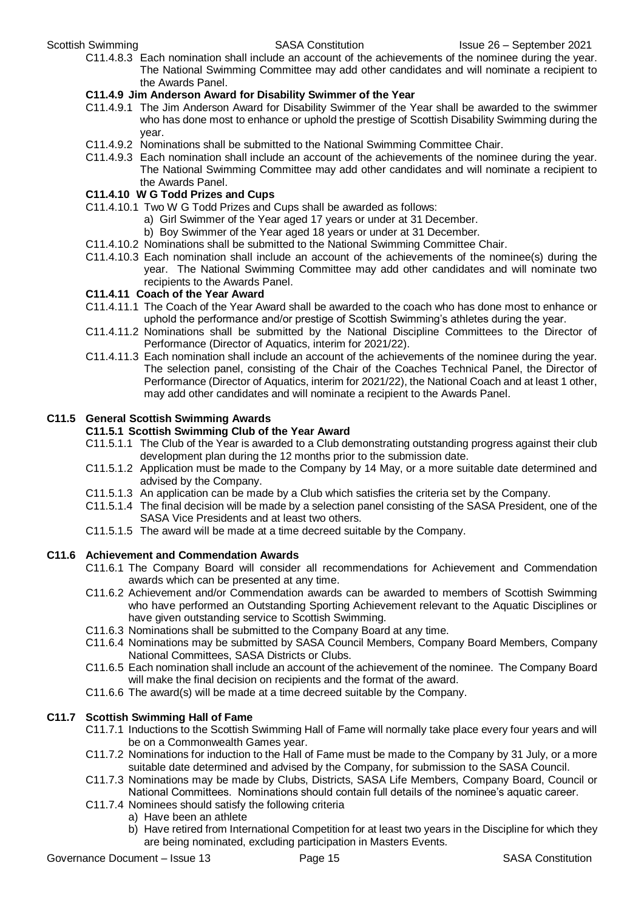C11.4.8.3 Each nomination shall include an account of the achievements of the nominee during the year. The National Swimming Committee may add other candidates and will nominate a recipient to the Awards Panel.

#### C11.4.9 Jim Anderson Award for Disability Swimmer of the Year

C11.4.9.1 The Jim Anderson Award for Disability Swimmer of the Year shall be awarded to the swimmer who has done most to enhance or uphold the prestige of Scottish Disability Swimming during the year.

C11.4.9.2 Nominations shall be submitted to the National Swimming Committee Chair.

C11.4.9.3 Each nomination shall include an account of the achievements of the nominee during the year. The National Swimming Committee may add other candidates and will nominate a recipient to the Awards Panel.

#### C11.4.10 W G Todd Prizes and Cups

C11.4.10.1 Two W G Todd Prizes and Cups shall be awarded as follows:

a) Girl Swimmer of the Year aged 17 years or under at 31 December.
b) Boy Swimmer of the Year aged 18 years or under at 31 December.

C11.4.10.2 Nominations shall be submitted to the National Swimming Committee Chair.

C11.4.10.3 Each nomination shall include an account of the achievements of the nominee(s) during the year. The National Swimming Committee may add other candidates and will nominate two recipients to the Awards Panel.

#### C11.4.11 Coach of the Year Award

C11.4.11.1 The Coach of the Year Award shall be awarded to the coach who has done most to enhance or uphold the performance and/or prestige of Scottish Swimming's athletes during the year.

C11.4.11.2 Nominations shall be submitted by the National Discipline Committees to the Director of Performance (Director of Aquatics, interim for 2021/22).

C11.4.11.3 Each nomination shall include an account of the achievements of the nominee during the year. The selection panel, consisting of the Chair of the Coaches Technical Panel, the Director of Performance (Director of Aquatics, interim for 2021/22), the National Coach and at least 1 other, may add other candidates and will nominate a recipient to the Awards Panel.

### C11.5 General Scottish Swimming Awards

#### C11.5.1 Scottish Swimming Club of the Year Award

C11.5.1.1 The Club of the Year is awarded to a Club demonstrating outstanding progress against their club development plan during the 12 months prior to the submission date.

C11.5.1.2 Application must be made to the Company by 14 May, or a more suitable date determined and advised by the Company.

C11.5.1.3 An application can be made by a Club which satisfies the criteria set by the Company.

C11.5.1.4 The final decision will be made by a selection panel consisting of the SASA President, one of the SASA Vice Presidents and at least two others.

C11.5.1.5 The award will be made at a time decreed suitable by the Company.

### C11.6 Achievement and Commendation Awards

C11.6.1 The Company Board will consider all recommendations for Achievement and Commendation awards which can be presented at any time.

C11.6.2 Achievement and/or Commendation awards can be awarded to members of Scottish Swimming who have performed an Outstanding Sporting Achievement relevant to the Aquatic Disciplines or have given outstanding service to Scottish Swimming.

C11.6.3 Nominations shall be submitted to the Company Board at any time.

C11.6.4 Nominations may be submitted by SASA Council Members, Company Board Members, Company National Committees, SASA Districts or Clubs.

C11.6.5 Each nomination shall include an account of the achievement of the nominee. The Company Board will make the final decision on recipients and the format of the award.

C11.6.6 The award(s) will be made at a time decreed suitable by the Company.

### C11.7 Scottish Swimming Hall of Fame

C11.7.1 Inductions to the Scottish Swimming Hall of Fame will normally take place every four years and will be on a Commonwealth Games year.

C11.7.2 Nominations for induction to the Hall of Fame must be made to the Company by 31 July, or a more suitable date determined and advised by the Company, for submission to the SASA Council.

C11.7.3 Nominations may be made by Clubs, Districts, SASA Life Members, Company Board, Council or National Committees. Nominations should contain full details of the nominee's aquatic career.

C11.7.4 Nominees should satisfy the following criteria

a) Have been an athlete
b) Have retired from International Competition for at least two years in the Discipline for which they are being nominated, excluding participation in Masters Events.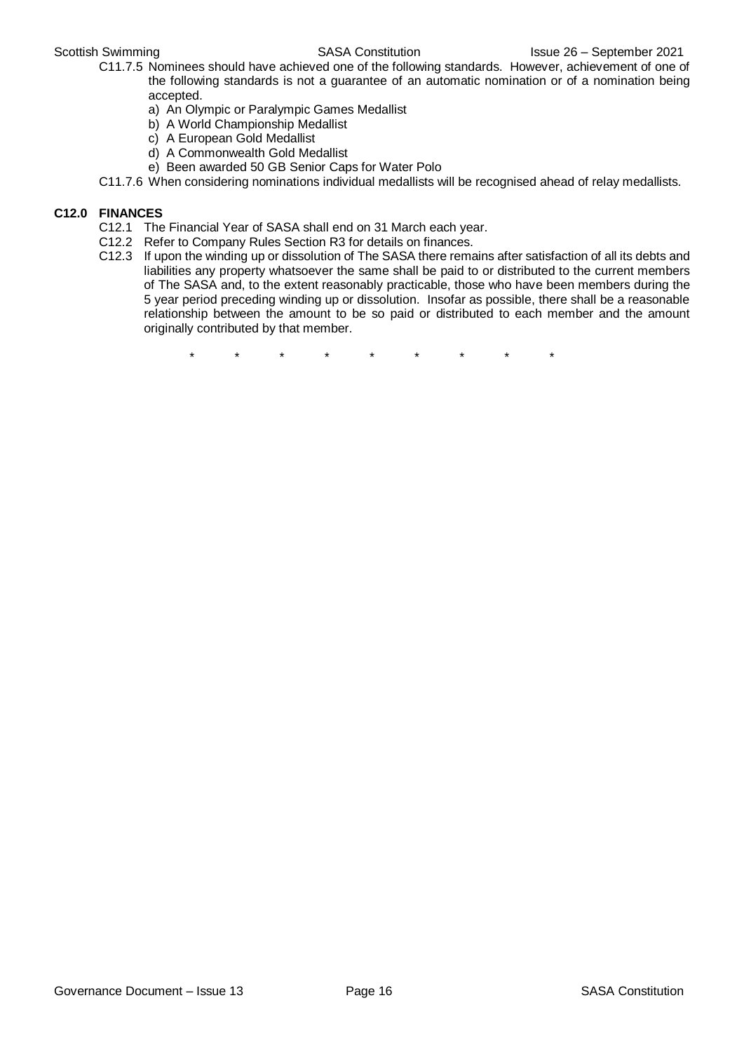C11.7.5 Nominees should have achieved one of the following standards. However, achievement of one of the following standards is not a guarantee of an automatic nomination or of a nomination being accepted.

a) An Olympic or Paralympic Games Medallist
b) A World Championship Medallist
c) A European Gold Medallist
d) A Commonwealth Gold Medallist
e) Been awarded 50 GB Senior Caps for Water Polo

C11.7.6 When considering nominations individual medallists will be recognised ahead of relay medallists.

## C12.0 FINANCES

C12.1 The Financial Year of SASA shall end on 31 March each year.

C12.2 Refer to Company Rules Section R3 for details on finances.

C12.3 If upon the winding up or dissolution of The SASA there remains after satisfaction of all its debts and liabilities any property whatsoever the same shall be paid to or distributed to the current members of The SASA and, to the extent reasonably practicable, those who have been members during the 5 year period preceding winding up or dissolution. Insofar as possible, there shall be a reasonable relationship between the amount to be so paid or distributed to each member and the amount originally contributed by that member.

\* \* \* \* \* \* \* \* \*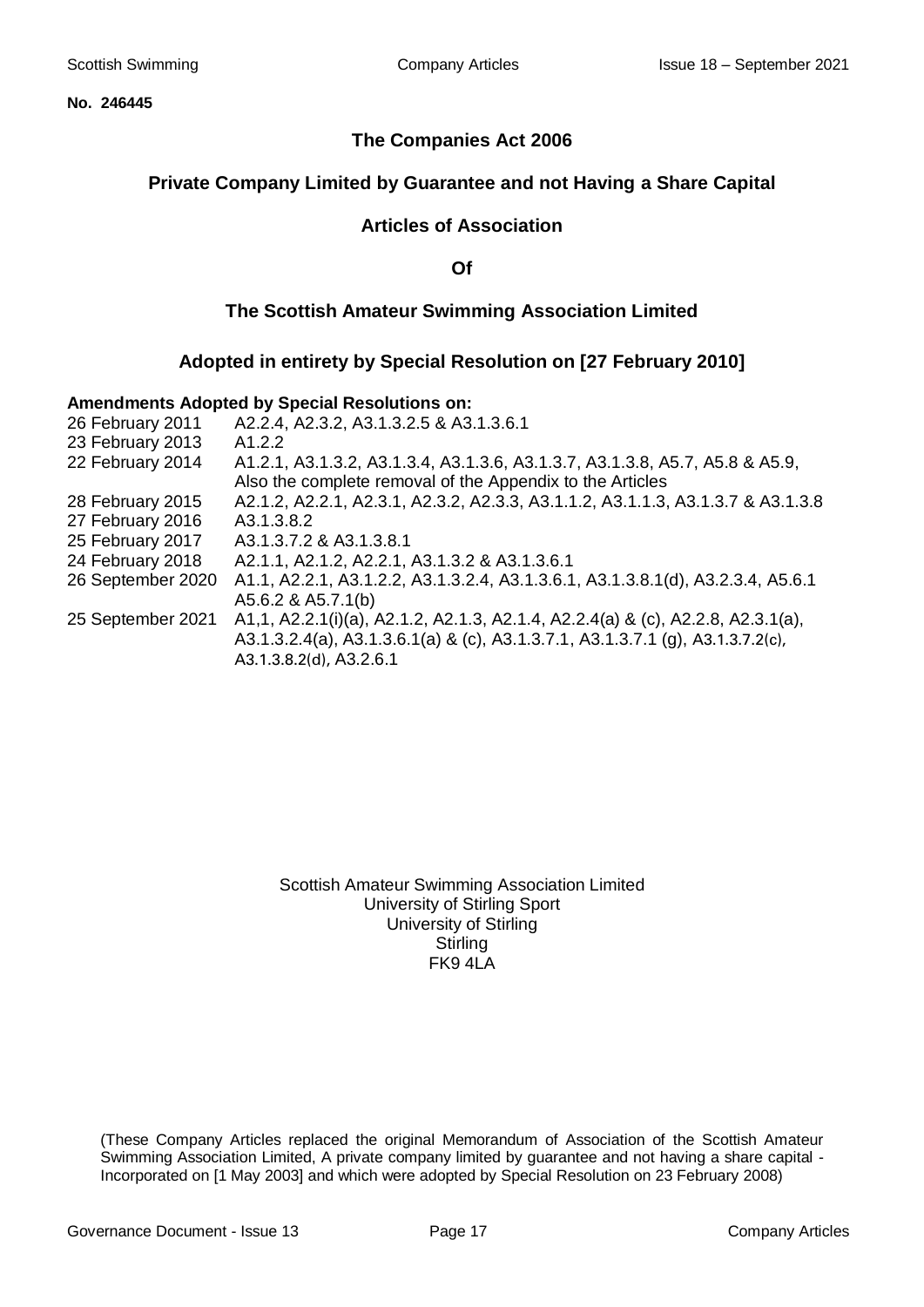**No. 246445**

## The Companies Act 2006

## Private Company Limited by Guarantee and not Having a Share Capital

## Articles of Association

## Of

## The Scottish Amateur Swimming Association Limited

## Adopted in entirety by Special Resolution on [27 February 2010]

**Amendments Adopted by Special Resolutions on:**

| | |
|---|---|
| 26 February 2011 | A2.2.4, A2.3.2, A3.1.3.2.5 & A3.1.3.6.1 |
| 23 February 2013 | A1.2.2 |
| 22 February 2014 | A1.2.1, A3.1.3.2, A3.1.3.4, A3.1.3.6, A3.1.3.7, A3.1.3.8, A5.7, A5.8 & A5.9, Also the complete removal of the Appendix to the Articles |
| 28 February 2015 | A2.1.2, A2.2.1, A2.3.1, A2.3.2, A2.3.3, A3.1.1.2, A3.1.1.3, A3.1.3.7 & A3.1.3.8 |
| 27 February 2016 | A3.1.3.8.2 |
| 25 February 2017 | A3.1.3.7.2 & A3.1.3.8.1 |
| 24 February 2018 | A2.1.1, A2.1.2, A2.2.1, A3.1.3.2 & A3.1.3.6.1 |
| 26 September 2020 | A1.1, A2.2.1, A3.1.2.2, A3.1.3.2.4, A3.1.3.6.1, A3.1.3.8.1(d), A3.2.3.4, A5.6.1 A5.6.2 & A5.7.1(b) |
| 25 September 2021 | A1,1, A2.2.1(i)(a), A2.1.2, A2.1.3, A2.1.4, A2.2.4(a) & (c), A2.2.8, A2.3.1(a), A3.1.3.2.4(a), A3.1.3.6.1(a) & (c), A3.1.3.7.1, A3.1.3.7.1 (g), A3.1.3.7.2(c), A3.1.3.8.2(d), A3.2.6.1 |

Scottish Amateur Swimming Association Limited
University of Stirling Sport
University of Stirling
Stirling
FK9 4LA

(These Company Articles replaced the original Memorandum of Association of the Scottish Amateur Swimming Association Limited, A private company limited by guarantee and not having a share capital - Incorporated on [1 May 2003] and which were adopted by Special Resolution on 23 February 2008)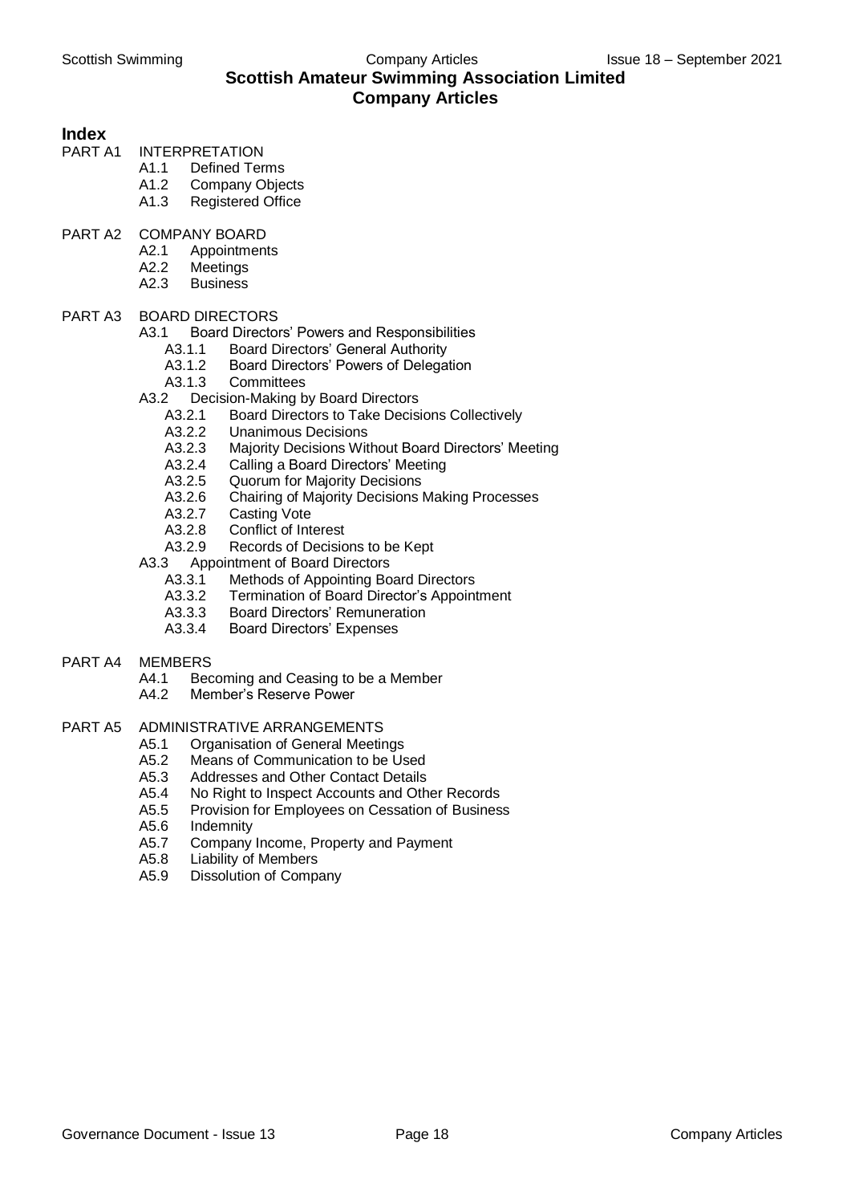# Scottish Amateur Swimming Association Limited
# Company Articles

## Index

PART A1 INTERPRETATION
- A1.1 Defined Terms
- A1.2 Company Objects
- A1.3 Registered Office

PART A2 COMPANY BOARD
- A2.1 Appointments
- A2.2 Meetings
- A2.3 Business

PART A3 BOARD DIRECTORS
- A3.1 Board Directors' Powers and Responsibilities
  - A3.1.1 Board Directors' General Authority
  - A3.1.2 Board Directors' Powers of Delegation
  - A3.1.3 Committees
- A3.2 Decision-Making by Board Directors
  - A3.2.1 Board Directors to Take Decisions Collectively
  - A3.2.2 Unanimous Decisions
  - A3.2.3 Majority Decisions Without Board Directors' Meeting
  - A3.2.4 Calling a Board Directors' Meeting
  - A3.2.5 Quorum for Majority Decisions
  - A3.2.6 Chairing of Majority Decisions Making Processes
  - A3.2.7 Casting Vote
  - A3.2.8 Conflict of Interest
  - A3.2.9 Records of Decisions to be Kept
- A3.3 Appointment of Board Directors
  - A3.3.1 Methods of Appointing Board Directors
  - A3.3.2 Termination of Board Director's Appointment
  - A3.3.3 Board Directors' Remuneration
  - A3.3.4 Board Directors' Expenses

PART A4 MEMBERS
- A4.1 Becoming and Ceasing to be a Member
- A4.2 Member's Reserve Power

PART A5 ADMINISTRATIVE ARRANGEMENTS
- A5.1 Organisation of General Meetings
- A5.2 Means of Communication to be Used
- A5.3 Addresses and Other Contact Details
- A5.4 No Right to Inspect Accounts and Other Records
- A5.5 Provision for Employees on Cessation of Business
- A5.6 Indemnity
- A5.7 Company Income, Property and Payment
- A5.8 Liability of Members
- A5.9 Dissolution of Company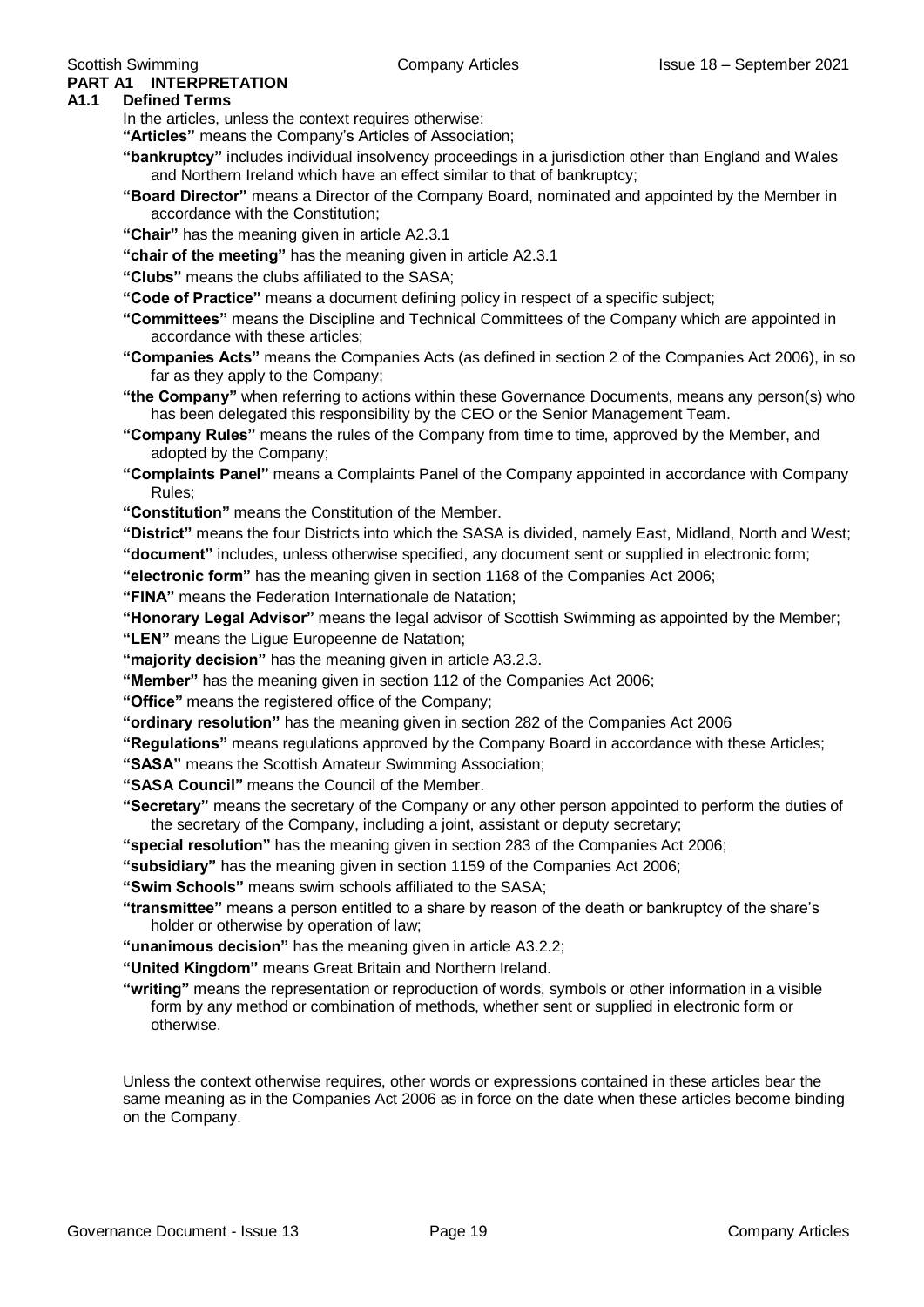## PART A1 INTERPRETATION

### A1.1 Defined Terms

In the articles, unless the context requires otherwise:

**"Articles"** means the Company's Articles of Association;

**"bankruptcy"** includes individual insolvency proceedings in a jurisdiction other than England and Wales and Northern Ireland which have an effect similar to that of bankruptcy;

**"Board Director"** means a Director of the Company Board, nominated and appointed by the Member in accordance with the Constitution;

**"Chair"** has the meaning given in article A2.3.1

**"chair of the meeting"** has the meaning given in article A2.3.1

**"Clubs"** means the clubs affiliated to the SASA;

**"Code of Practice"** means a document defining policy in respect of a specific subject;

**"Committees"** means the Discipline and Technical Committees of the Company which are appointed in accordance with these articles;

**"Companies Acts"** means the Companies Acts (as defined in section 2 of the Companies Act 2006), in so far as they apply to the Company;

**"the Company"** when referring to actions within these Governance Documents, means any person(s) who has been delegated this responsibility by the CEO or the Senior Management Team.

**"Company Rules"** means the rules of the Company from time to time, approved by the Member, and adopted by the Company;

**"Complaints Panel"** means a Complaints Panel of the Company appointed in accordance with Company Rules;

**"Constitution"** means the Constitution of the Member.

**"District"** means the four Districts into which the SASA is divided, namely East, Midland, North and West;

**"document"** includes, unless otherwise specified, any document sent or supplied in electronic form;

**"electronic form"** has the meaning given in section 1168 of the Companies Act 2006;

**"FINA"** means the Federation Internationale de Natation;

**"Honorary Legal Advisor"** means the legal advisor of Scottish Swimming as appointed by the Member;

**"LEN"** means the Ligue Europeenne de Natation;

**"majority decision"** has the meaning given in article A3.2.3.

**"Member"** has the meaning given in section 112 of the Companies Act 2006;

**"Office"** means the registered office of the Company;

**"ordinary resolution"** has the meaning given in section 282 of the Companies Act 2006

**"Regulations"** means regulations approved by the Company Board in accordance with these Articles;

**"SASA"** means the Scottish Amateur Swimming Association;

**"SASA Council"** means the Council of the Member.

**"Secretary"** means the secretary of the Company or any other person appointed to perform the duties of the secretary of the Company, including a joint, assistant or deputy secretary;

**"special resolution"** has the meaning given in section 283 of the Companies Act 2006;

**"subsidiary"** has the meaning given in section 1159 of the Companies Act 2006;

**"Swim Schools"** means swim schools affiliated to the SASA;

**"transmittee"** means a person entitled to a share by reason of the death or bankruptcy of the share's holder or otherwise by operation of law;

**"unanimous decision"** has the meaning given in article A3.2.2;

**"United Kingdom"** means Great Britain and Northern Ireland.

**"writing"** means the representation or reproduction of words, symbols or other information in a visible form by any method or combination of methods, whether sent or supplied in electronic form or otherwise.

Unless the context otherwise requires, other words or expressions contained in these articles bear the same meaning as in the Companies Act 2006 as in force on the date when these articles become binding on the Company.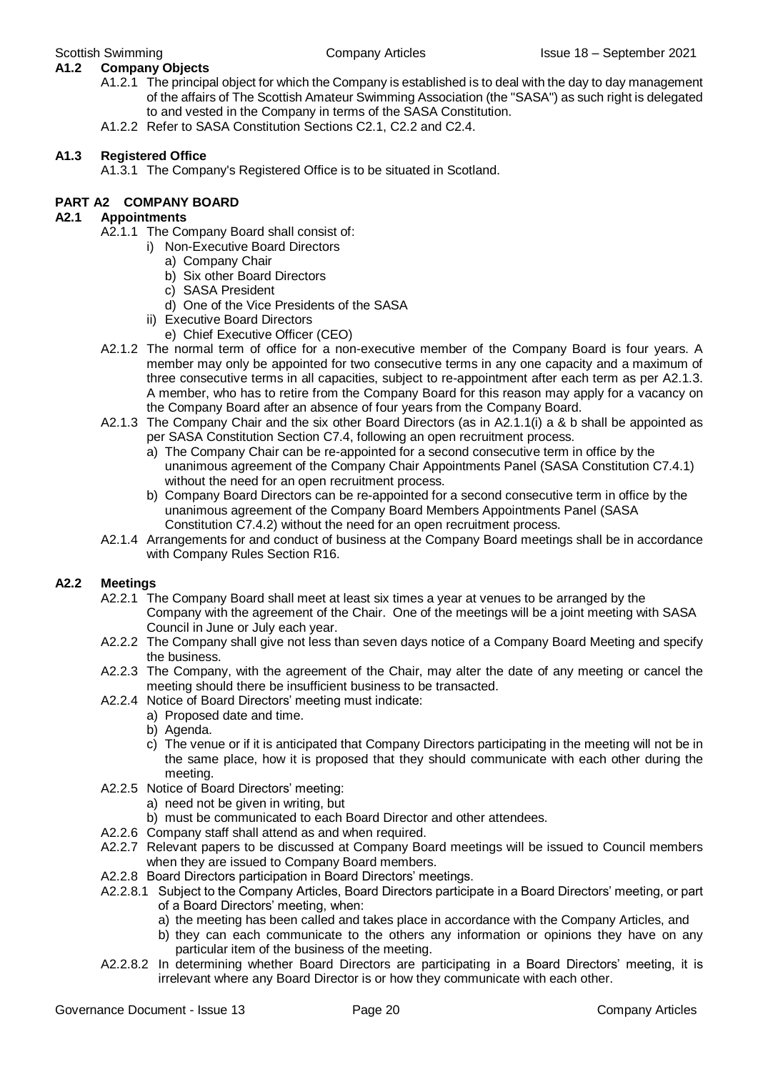### A1.2 Company Objects

A1.2.1 The principal object for which the Company is established is to deal with the day to day management of the affairs of The Scottish Amateur Swimming Association (the "SASA") as such right is delegated to and vested in the Company in terms of the SASA Constitution.

A1.2.2 Refer to SASA Constitution Sections C2.1, C2.2 and C2.4.

### A1.3 Registered Office

A1.3.1 The Company's Registered Office is to be situated in Scotland.

## PART A2 COMPANY BOARD

### A2.1 Appointments

A2.1.1 The Company Board shall consist of:

- i) Non-Executive Board Directors
  - a) Company Chair
  - b) Six other Board Directors
  - c) SASA President
  - d) One of the Vice Presidents of the SASA
- ii) Executive Board Directors
  - e) Chief Executive Officer (CEO)

A2.1.2 The normal term of office for a non-executive member of the Company Board is four years. A member may only be appointed for two consecutive terms in any one capacity and a maximum of three consecutive terms in all capacities, subject to re-appointment after each term as per A2.1.3. A member, who has to retire from the Company Board for this reason may apply for a vacancy on the Company Board after an absence of four years from the Company Board.

A2.1.3 The Company Chair and the six other Board Directors (as in A2.1.1(i) a & b shall be appointed as per SASA Constitution Section C7.4, following an open recruitment process.

- a) The Company Chair can be re-appointed for a second consecutive term in office by the unanimous agreement of the Company Chair Appointments Panel (SASA Constitution C7.4.1) without the need for an open recruitment process.
- b) Company Board Directors can be re-appointed for a second consecutive term in office by the unanimous agreement of the Company Board Members Appointments Panel (SASA Constitution C7.4.2) without the need for an open recruitment process.

A2.1.4 Arrangements for and conduct of business at the Company Board meetings shall be in accordance with Company Rules Section R16.

### A2.2 Meetings

A2.2.1 The Company Board shall meet at least six times a year at venues to be arranged by the Company with the agreement of the Chair. One of the meetings will be a joint meeting with SASA Council in June or July each year.

A2.2.2 The Company shall give not less than seven days notice of a Company Board Meeting and specify the business.

A2.2.3 The Company, with the agreement of the Chair, may alter the date of any meeting or cancel the meeting should there be insufficient business to be transacted.

A2.2.4 Notice of Board Directors' meeting must indicate:

- a) Proposed date and time.
- b) Agenda.
- c) The venue or if it is anticipated that Company Directors participating in the meeting will not be in the same place, how it is proposed that they should communicate with each other during the meeting.

A2.2.5 Notice of Board Directors' meeting:

- a) need not be given in writing, but
- b) must be communicated to each Board Director and other attendees.

A2.2.6 Company staff shall attend as and when required.

A2.2.7 Relevant papers to be discussed at Company Board meetings will be issued to Council members when they are issued to Company Board members.

A2.2.8 Board Directors participation in Board Directors' meetings.

A2.2.8.1 Subject to the Company Articles, Board Directors participate in a Board Directors' meeting, or part of a Board Directors' meeting, when:

- a) the meeting has been called and takes place in accordance with the Company Articles, and
- b) they can each communicate to the others any information or opinions they have on any particular item of the business of the meeting.

A2.2.8.2 In determining whether Board Directors are participating in a Board Directors' meeting, it is irrelevant where any Board Director is or how they communicate with each other.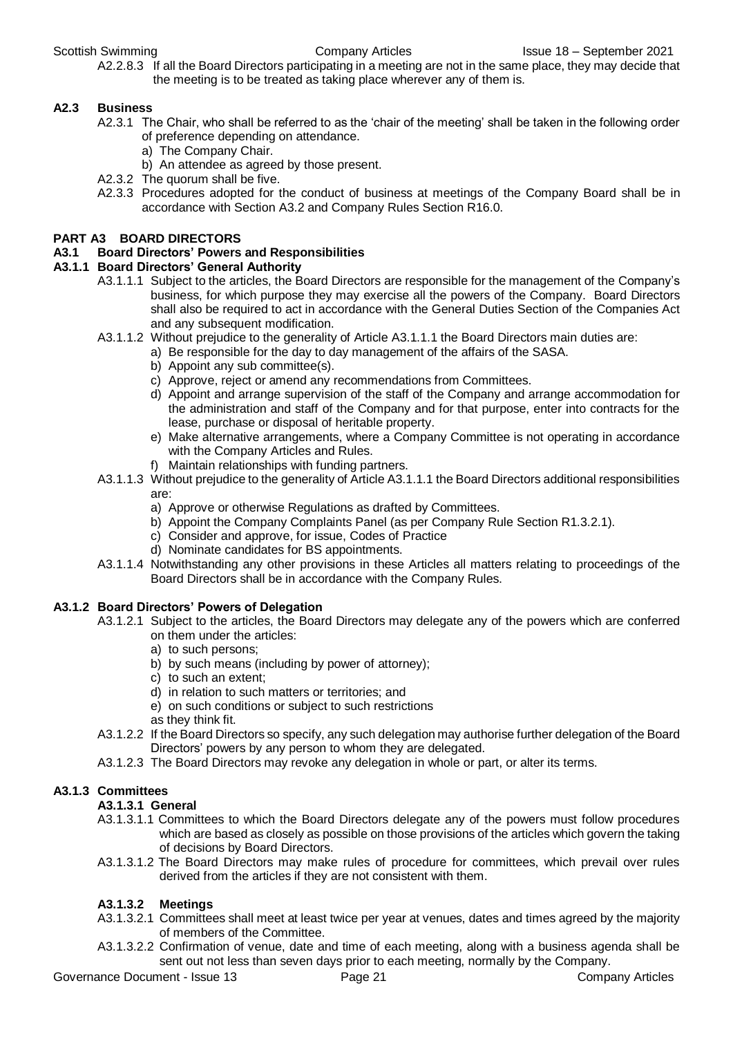A2.2.8.3 If all the Board Directors participating in a meeting are not in the same place, they may decide that the meeting is to be treated as taking place wherever any of them is.

### A2.3 Business

A2.3.1 The Chair, who shall be referred to as the 'chair of the meeting' shall be taken in the following order of preference depending on attendance.

a) The Company Chair.
b) An attendee as agreed by those present.

A2.3.2 The quorum shall be five.

A2.3.3 Procedures adopted for the conduct of business at meetings of the Company Board shall be in accordance with Section A3.2 and Company Rules Section R16.0.

## PART A3 BOARD DIRECTORS

### A3.1 Board Directors' Powers and Responsibilities

### A3.1.1 Board Directors' General Authority

A3.1.1.1 Subject to the articles, the Board Directors are responsible for the management of the Company's business, for which purpose they may exercise all the powers of the Company. Board Directors shall also be required to act in accordance with the General Duties Section of the Companies Act and any subsequent modification.

A3.1.1.2 Without prejudice to the generality of Article A3.1.1.1 the Board Directors main duties are:

a) Be responsible for the day to day management of the affairs of the SASA.
b) Appoint any sub committee(s).
c) Approve, reject or amend any recommendations from Committees.
d) Appoint and arrange supervision of the staff of the Company and arrange accommodation for the administration and staff of the Company and for that purpose, enter into contracts for the lease, purchase or disposal of heritable property.
e) Make alternative arrangements, where a Company Committee is not operating in accordance with the Company Articles and Rules.
f) Maintain relationships with funding partners.

A3.1.1.3 Without prejudice to the generality of Article A3.1.1.1 the Board Directors additional responsibilities are:

a) Approve or otherwise Regulations as drafted by Committees.
b) Appoint the Company Complaints Panel (as per Company Rule Section R1.3.2.1).
c) Consider and approve, for issue, Codes of Practice
d) Nominate candidates for BS appointments.

A3.1.1.4 Notwithstanding any other provisions in these Articles all matters relating to proceedings of the Board Directors shall be in accordance with the Company Rules.

### A3.1.2 Board Directors' Powers of Delegation

A3.1.2.1 Subject to the articles, the Board Directors may delegate any of the powers which are conferred on them under the articles:

a) to such persons;
b) by such means (including by power of attorney);
c) to such an extent;
d) in relation to such matters or territories; and
e) on such conditions or subject to such restrictions

as they think fit.

A3.1.2.2 If the Board Directors so specify, any such delegation may authorise further delegation of the Board Directors' powers by any person to whom they are delegated.

A3.1.2.3 The Board Directors may revoke any delegation in whole or part, or alter its terms.

### A3.1.3 Committees

#### A3.1.3.1 General

A3.1.3.1.1 Committees to which the Board Directors delegate any of the powers must follow procedures which are based as closely as possible on those provisions of the articles which govern the taking of decisions by Board Directors.

A3.1.3.1.2 The Board Directors may make rules of procedure for committees, which prevail over rules derived from the articles if they are not consistent with them.

#### A3.1.3.2 Meetings

A3.1.3.2.1 Committees shall meet at least twice per year at venues, dates and times agreed by the majority of members of the Committee.

A3.1.3.2.2 Confirmation of venue, date and time of each meeting, along with a business agenda shall be sent out not less than seven days prior to each meeting, normally by the Company.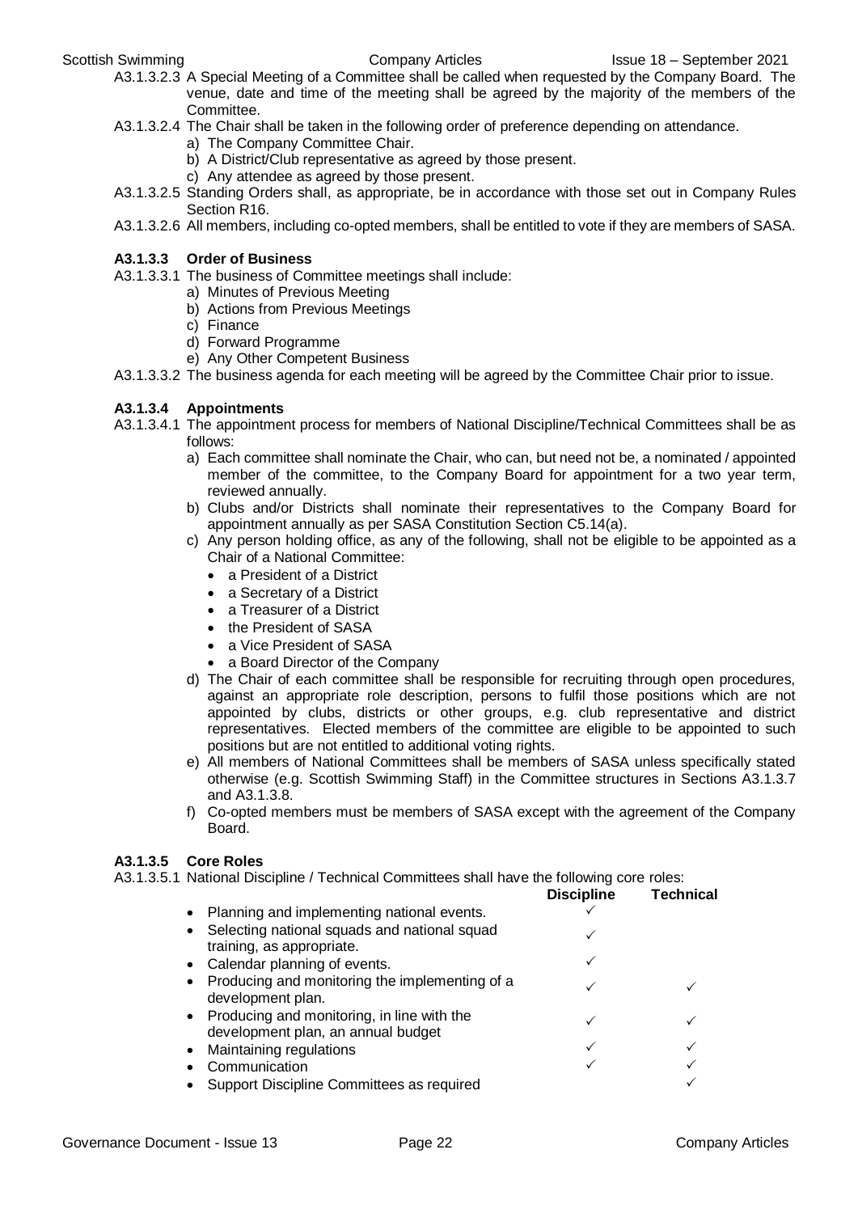A3.1.3.2.3 A Special Meeting of a Committee shall be called when requested by the Company Board. The venue, date and time of the meeting shall be agreed by the majority of the members of the Committee.

A3.1.3.2.4 The Chair shall be taken in the following order of preference depending on attendance.

a) The Company Committee Chair.
b) A District/Club representative as agreed by those present.
c) Any attendee as agreed by those present.

A3.1.3.2.5 Standing Orders shall, as appropriate, be in accordance with those set out in Company Rules Section R16.

A3.1.3.2.6 All members, including co-opted members, shall be entitled to vote if they are members of SASA.

### A3.1.3.3 Order of Business

A3.1.3.3.1 The business of Committee meetings shall include:

a) Minutes of Previous Meeting
b) Actions from Previous Meetings
c) Finance
d) Forward Programme
e) Any Other Competent Business

A3.1.3.3.2 The business agenda for each meeting will be agreed by the Committee Chair prior to issue.

### A3.1.3.4 Appointments

A3.1.3.4.1 The appointment process for members of National Discipline/Technical Committees shall be as follows:

a) Each committee shall nominate the Chair, who can, but need not be, a nominated / appointed member of the committee, to the Company Board for appointment for a two year term, reviewed annually.
b) Clubs and/or Districts shall nominate their representatives to the Company Board for appointment annually as per SASA Constitution Section C5.14(a).
c) Any person holding office, as any of the following, shall not be eligible to be appointed as a Chair of a National Committee:
   - a President of a District
   - a Secretary of a District
   - a Treasurer of a District
   - the President of SASA
   - a Vice President of SASA
   - a Board Director of the Company
d) The Chair of each committee shall be responsible for recruiting through open procedures, against an appropriate role description, persons to fulfil those positions which are not appointed by clubs, districts or other groups, e.g. club representative and district representatives. Elected members of the committee are eligible to be appointed to such positions but are not entitled to additional voting rights.
e) All members of National Committees shall be members of SASA unless specifically stated otherwise (e.g. Scottish Swimming Staff) in the Committee structures in Sections A3.1.3.7 and A3.1.3.8.
f) Co-opted members must be members of SASA except with the agreement of the Company Board.

### A3.1.3.5 Core Roles

A3.1.3.5.1 National Discipline / Technical Committees shall have the following core roles:

| | Discipline | Technical |
|---|---|---|
| • Planning and implementing national events. | ✓ | |
| • Selecting national squads and national squad training, as appropriate. | ✓ | |
| • Calendar planning of events. | ✓ | |
| • Producing and monitoring the implementing of a development plan. | ✓ | ✓ |
| • Producing and monitoring, in line with the development plan, an annual budget | ✓ | ✓ |
| • Maintaining regulations | ✓ | ✓ |
| • Communication | ✓ | ✓ |
| • Support Discipline Committees as required | | ✓ |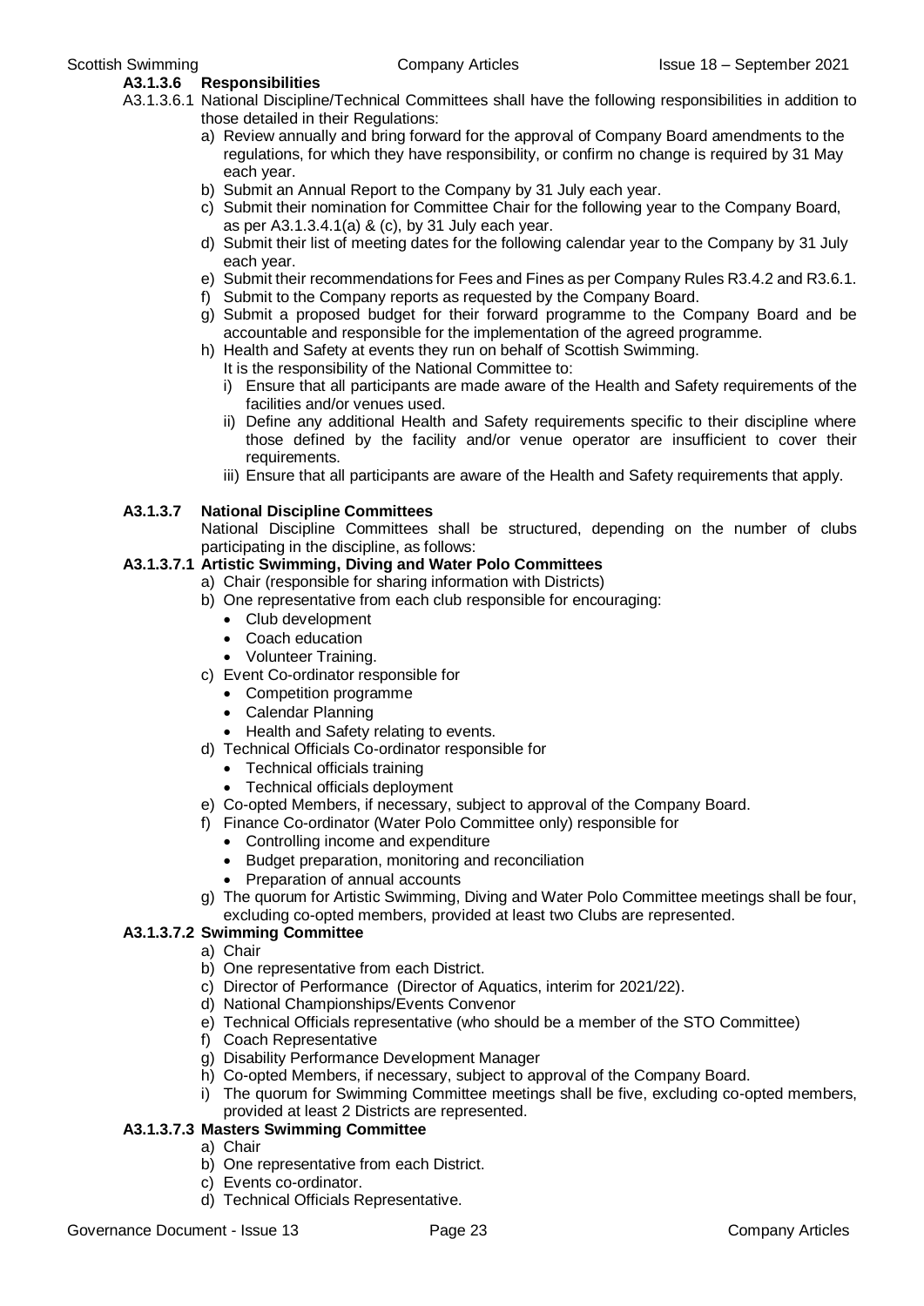#### A3.1.3.6 Responsibilities

A3.1.3.6.1 National Discipline/Technical Committees shall have the following responsibilities in addition to those detailed in their Regulations:

a) Review annually and bring forward for the approval of Company Board amendments to the regulations, for which they have responsibility, or confirm no change is required by 31 May each year.
b) Submit an Annual Report to the Company by 31 July each year.
c) Submit their nomination for Committee Chair for the following year to the Company Board, as per A3.1.3.4.1(a) & (c), by 31 July each year.
d) Submit their list of meeting dates for the following calendar year to the Company by 31 July each year.
e) Submit their recommendations for Fees and Fines as per Company Rules R3.4.2 and R3.6.1.
f) Submit to the Company reports as requested by the Company Board.
g) Submit a proposed budget for their forward programme to the Company Board and be accountable and responsible for the implementation of the agreed programme.
h) Health and Safety at events they run on behalf of Scottish Swimming.
   It is the responsibility of the National Committee to:
   i) Ensure that all participants are made aware of the Health and Safety requirements of the facilities and/or venues used.
   ii) Define any additional Health and Safety requirements specific to their discipline where those defined by the facility and/or venue operator are insufficient to cover their requirements.
   iii) Ensure that all participants are aware of the Health and Safety requirements that apply.

#### A3.1.3.7 National Discipline Committees

National Discipline Committees shall be structured, depending on the number of clubs participating in the discipline, as follows:

**A3.1.3.7.1 Artistic Swimming, Diving and Water Polo Committees**

a) Chair (responsible for sharing information with Districts)
b) One representative from each club responsible for encouraging:
   - Club development
   - Coach education
   - Volunteer Training.
c) Event Co-ordinator responsible for
   - Competition programme
   - Calendar Planning
   - Health and Safety relating to events.
d) Technical Officials Co-ordinator responsible for
   - Technical officials training
   - Technical officials deployment
e) Co-opted Members, if necessary, subject to approval of the Company Board.
f) Finance Co-ordinator (Water Polo Committee only) responsible for
   - Controlling income and expenditure
   - Budget preparation, monitoring and reconciliation
   - Preparation of annual accounts
g) The quorum for Artistic Swimming, Diving and Water Polo Committee meetings shall be four, excluding co-opted members, provided at least two Clubs are represented.

**A3.1.3.7.2 Swimming Committee**

a) Chair
b) One representative from each District.
c) Director of Performance (Director of Aquatics, interim for 2021/22).
d) National Championships/Events Convenor
e) Technical Officials representative (who should be a member of the STO Committee)
f) Coach Representative
g) Disability Performance Development Manager
h) Co-opted Members, if necessary, subject to approval of the Company Board.
i) The quorum for Swimming Committee meetings shall be five, excluding co-opted members, provided at least 2 Districts are represented.

**A3.1.3.7.3 Masters Swimming Committee**

a) Chair
b) One representative from each District.
c) Events co-ordinator.
d) Technical Officials Representative.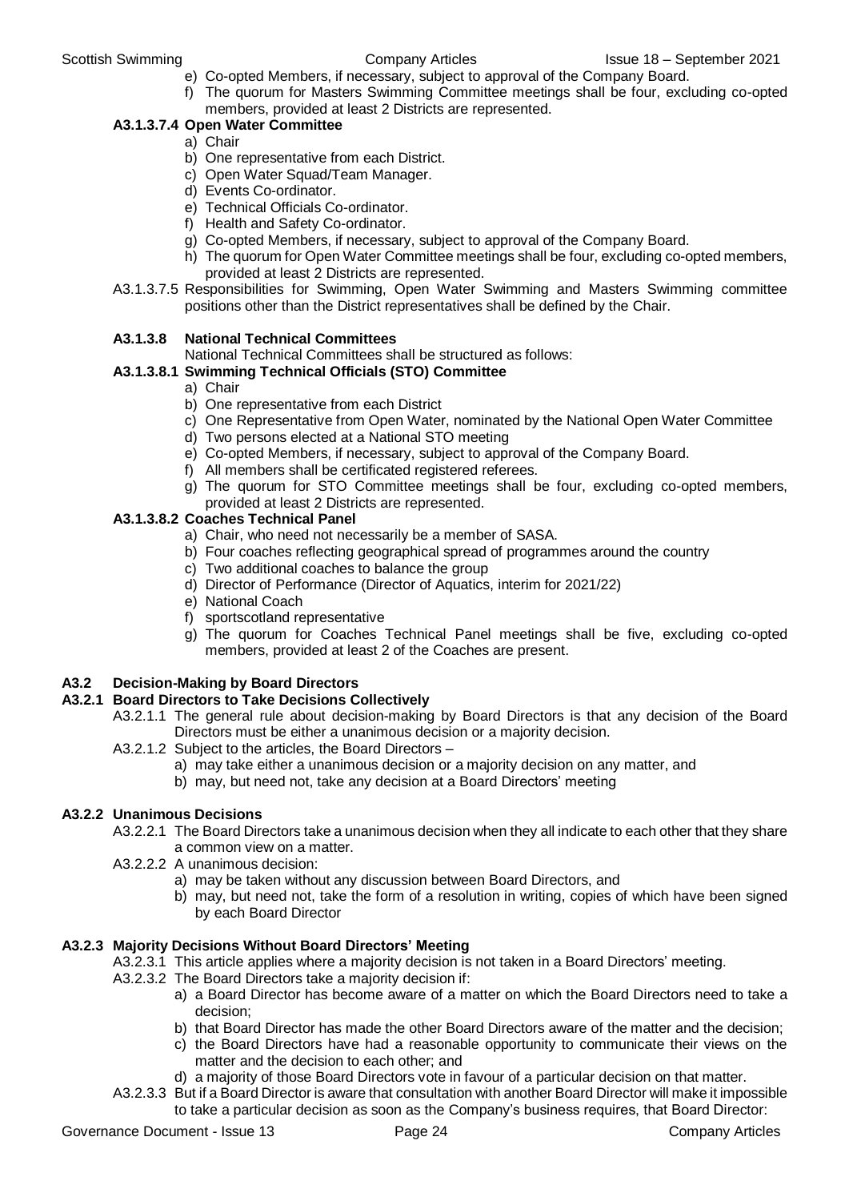e) Co-opted Members, if necessary, subject to approval of the Company Board.
f) The quorum for Masters Swimming Committee meetings shall be four, excluding co-opted members, provided at least 2 Districts are represented.

#### A3.1.3.7.4 Open Water Committee

a) Chair
b) One representative from each District.
c) Open Water Squad/Team Manager.
d) Events Co-ordinator.
e) Technical Officials Co-ordinator.
f) Health and Safety Co-ordinator.
g) Co-opted Members, if necessary, subject to approval of the Company Board.
h) The quorum for Open Water Committee meetings shall be four, excluding co-opted members, provided at least 2 Districts are represented.

A3.1.3.7.5 Responsibilities for Swimming, Open Water Swimming and Masters Swimming committee positions other than the District representatives shall be defined by the Chair.

### A3.1.3.8 National Technical Committees

National Technical Committees shall be structured as follows:

#### A3.1.3.8.1 Swimming Technical Officials (STO) Committee

a) Chair
b) One representative from each District
c) One Representative from Open Water, nominated by the National Open Water Committee
d) Two persons elected at a National STO meeting
e) Co-opted Members, if necessary, subject to approval of the Company Board.
f) All members shall be certificated registered referees.
g) The quorum for STO Committee meetings shall be four, excluding co-opted members, provided at least 2 Districts are represented.

#### A3.1.3.8.2 Coaches Technical Panel

a) Chair, who need not necessarily be a member of SASA.
b) Four coaches reflecting geographical spread of programmes around the country
c) Two additional coaches to balance the group
d) Director of Performance (Director of Aquatics, interim for 2021/22)
e) National Coach
f) sportscotland representative
g) The quorum for Coaches Technical Panel meetings shall be five, excluding co-opted members, provided at least 2 of the Coaches are present.

## A3.2 Decision-Making by Board Directors

### A3.2.1 Board Directors to Take Decisions Collectively

A3.2.1.1 The general rule about decision-making by Board Directors is that any decision of the Board Directors must be either a unanimous decision or a majority decision.

A3.2.1.2 Subject to the articles, the Board Directors –

a) may take either a unanimous decision or a majority decision on any matter, and
b) may, but need not, take any decision at a Board Directors' meeting

### A3.2.2 Unanimous Decisions

A3.2.2.1 The Board Directors take a unanimous decision when they all indicate to each other that they share a common view on a matter.

A3.2.2.2 A unanimous decision:

a) may be taken without any discussion between Board Directors, and
b) may, but need not, take the form of a resolution in writing, copies of which have been signed by each Board Director

### A3.2.3 Majority Decisions Without Board Directors' Meeting

A3.2.3.1 This article applies where a majority decision is not taken in a Board Directors' meeting.

A3.2.3.2 The Board Directors take a majority decision if:

a) a Board Director has become aware of a matter on which the Board Directors need to take a decision;
b) that Board Director has made the other Board Directors aware of the matter and the decision;
c) the Board Directors have had a reasonable opportunity to communicate their views on the matter and the decision to each other; and
d) a majority of those Board Directors vote in favour of a particular decision on that matter.

A3.2.3.3 But if a Board Director is aware that consultation with another Board Director will make it impossible to take a particular decision as soon as the Company's business requires, that Board Director: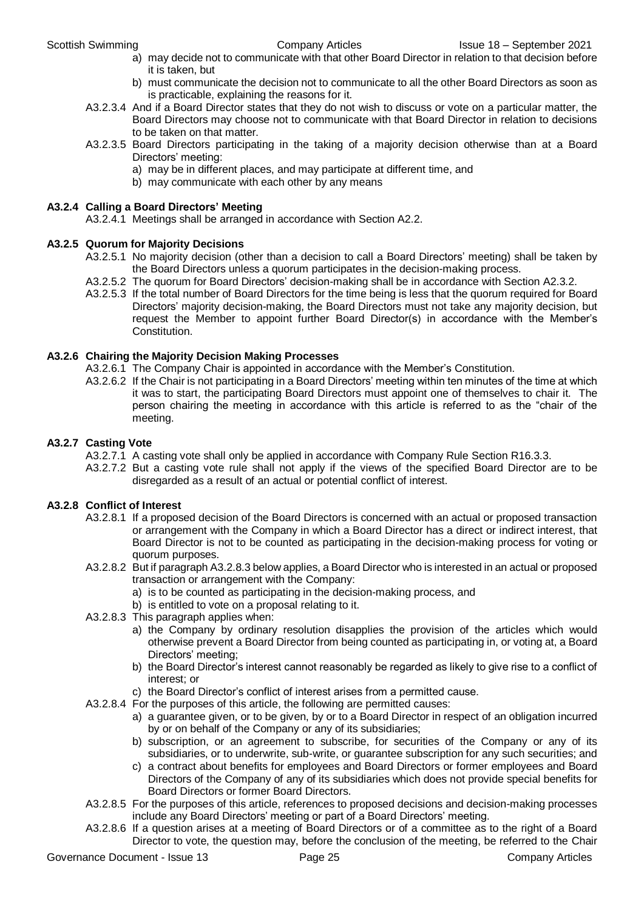a) may decide not to communicate with that other Board Director in relation to that decision before it is taken, but

b) must communicate the decision not to communicate to all the other Board Directors as soon as is practicable, explaining the reasons for it.

A3.2.3.4 And if a Board Director states that they do not wish to discuss or vote on a particular matter, the Board Directors may choose not to communicate with that Board Director in relation to decisions to be taken on that matter.

A3.2.3.5 Board Directors participating in the taking of a majority decision otherwise than at a Board Directors' meeting:

a) may be in different places, and may participate at different time, and

b) may communicate with each other by any means

### A3.2.4 Calling a Board Directors' Meeting

A3.2.4.1 Meetings shall be arranged in accordance with Section A2.2.

### A3.2.5 Quorum for Majority Decisions

A3.2.5.1 No majority decision (other than a decision to call a Board Directors' meeting) shall be taken by the Board Directors unless a quorum participates in the decision-making process.

A3.2.5.2 The quorum for Board Directors' decision-making shall be in accordance with Section A2.3.2.

A3.2.5.3 If the total number of Board Directors for the time being is less that the quorum required for Board Directors' majority decision-making, the Board Directors must not take any majority decision, but request the Member to appoint further Board Director(s) in accordance with the Member's Constitution.

### A3.2.6 Chairing the Majority Decision Making Processes

A3.2.6.1 The Company Chair is appointed in accordance with the Member's Constitution.

A3.2.6.2 If the Chair is not participating in a Board Directors' meeting within ten minutes of the time at which it was to start, the participating Board Directors must appoint one of themselves to chair it. The person chairing the meeting in accordance with this article is referred to as the "chair of the meeting.

### A3.2.7 Casting Vote

A3.2.7.1 A casting vote shall only be applied in accordance with Company Rule Section R16.3.3.

A3.2.7.2 But a casting vote rule shall not apply if the views of the specified Board Director are to be disregarded as a result of an actual or potential conflict of interest.

### A3.2.8 Conflict of Interest

A3.2.8.1 If a proposed decision of the Board Directors is concerned with an actual or proposed transaction or arrangement with the Company in which a Board Director has a direct or indirect interest, that Board Director is not to be counted as participating in the decision-making process for voting or quorum purposes.

A3.2.8.2 But if paragraph A3.2.8.3 below applies, a Board Director who is interested in an actual or proposed transaction or arrangement with the Company:

a) is to be counted as participating in the decision-making process, and

b) is entitled to vote on a proposal relating to it.

A3.2.8.3 This paragraph applies when:

a) the Company by ordinary resolution disapplies the provision of the articles which would otherwise prevent a Board Director from being counted as participating in, or voting at, a Board Directors' meeting;

b) the Board Director's interest cannot reasonably be regarded as likely to give rise to a conflict of interest; or

c) the Board Director's conflict of interest arises from a permitted cause.

A3.2.8.4 For the purposes of this article, the following are permitted causes:

a) a guarantee given, or to be given, by or to a Board Director in respect of an obligation incurred by or on behalf of the Company or any of its subsidiaries;

b) subscription, or an agreement to subscribe, for securities of the Company or any of its subsidiaries, or to underwrite, sub-write, or guarantee subscription for any such securities; and

c) a contract about benefits for employees and Board Directors or former employees and Board Directors of the Company of any of its subsidiaries which does not provide special benefits for Board Directors or former Board Directors.

A3.2.8.5 For the purposes of this article, references to proposed decisions and decision-making processes include any Board Directors' meeting or part of a Board Directors' meeting.

A3.2.8.6 If a question arises at a meeting of Board Directors or of a committee as to the right of a Board Director to vote, the question may, before the conclusion of the meeting, be referred to the Chair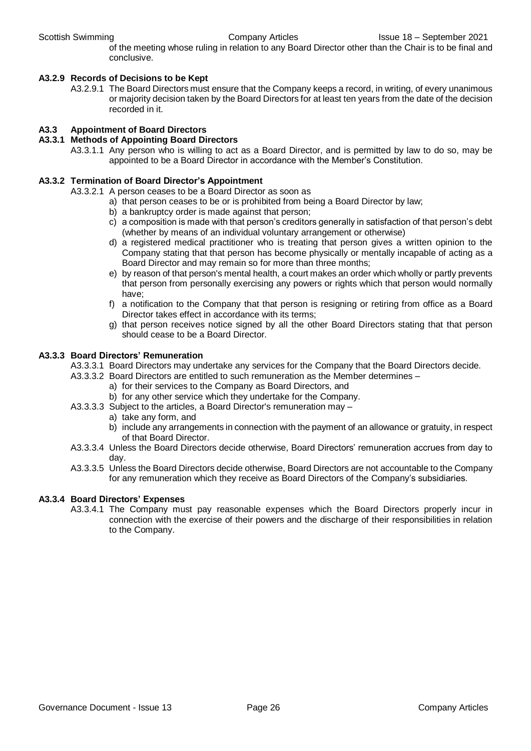of the meeting whose ruling in relation to any Board Director other than the Chair is to be final and conclusive.

#### A3.2.9 Records of Decisions to be Kept

A3.2.9.1 The Board Directors must ensure that the Company keeps a record, in writing, of every unanimous or majority decision taken by the Board Directors for at least ten years from the date of the decision recorded in it.

### A3.3 Appointment of Board Directors

#### A3.3.1 Methods of Appointing Board Directors

A3.3.1.1 Any person who is willing to act as a Board Director, and is permitted by law to do so, may be appointed to be a Board Director in accordance with the Member's Constitution.

#### A3.3.2 Termination of Board Director's Appointment

A3.3.2.1 A person ceases to be a Board Director as soon as

a) that person ceases to be or is prohibited from being a Board Director by law;
b) a bankruptcy order is made against that person;
c) a composition is made with that person's creditors generally in satisfaction of that person's debt (whether by means of an individual voluntary arrangement or otherwise)
d) a registered medical practitioner who is treating that person gives a written opinion to the Company stating that that person has become physically or mentally incapable of acting as a Board Director and may remain so for more than three months;
e) by reason of that person's mental health, a court makes an order which wholly or partly prevents that person from personally exercising any powers or rights which that person would normally have;
f) a notification to the Company that that person is resigning or retiring from office as a Board Director takes effect in accordance with its terms;
g) that person receives notice signed by all the other Board Directors stating that that person should cease to be a Board Director.

#### A3.3.3 Board Directors' Remuneration

A3.3.3.1 Board Directors may undertake any services for the Company that the Board Directors decide.

A3.3.3.2 Board Directors are entitled to such remuneration as the Member determines –

a) for their services to the Company as Board Directors, and
b) for any other service which they undertake for the Company.

A3.3.3.3 Subject to the articles, a Board Director's remuneration may –

a) take any form, and
b) include any arrangements in connection with the payment of an allowance or gratuity, in respect of that Board Director.

A3.3.3.4 Unless the Board Directors decide otherwise, Board Directors' remuneration accrues from day to day.

A3.3.3.5 Unless the Board Directors decide otherwise, Board Directors are not accountable to the Company for any remuneration which they receive as Board Directors of the Company's subsidiaries.

#### A3.3.4 Board Directors' Expenses

A3.3.4.1 The Company must pay reasonable expenses which the Board Directors properly incur in connection with the exercise of their powers and the discharge of their responsibilities in relation to the Company.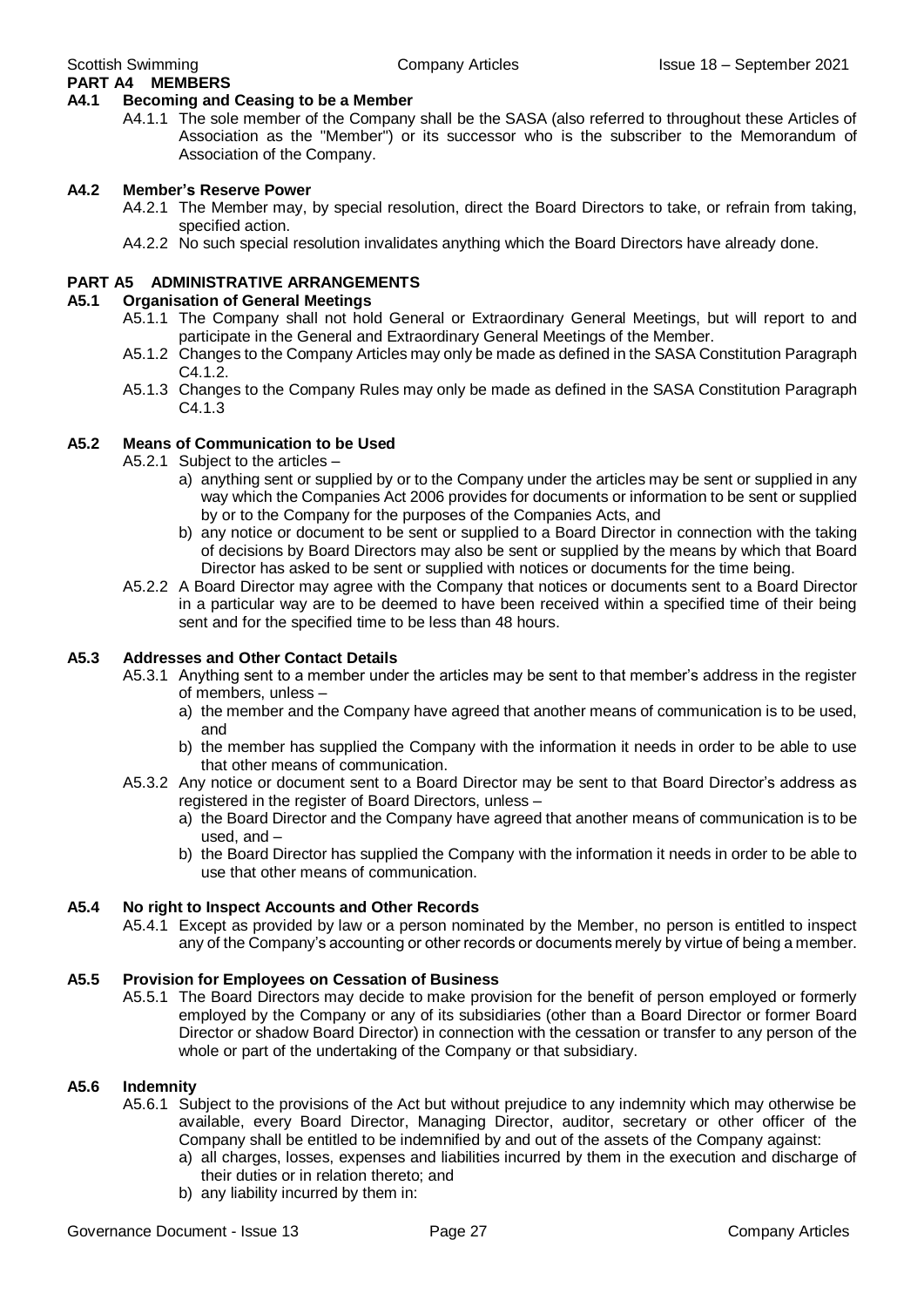## PART A4 MEMBERS

### A4.1 Becoming and Ceasing to be a Member

A4.1.1 The sole member of the Company shall be the SASA (also referred to throughout these Articles of Association as the "Member") or its successor who is the subscriber to the Memorandum of Association of the Company.

### A4.2 Member's Reserve Power

A4.2.1 The Member may, by special resolution, direct the Board Directors to take, or refrain from taking, specified action.

A4.2.2 No such special resolution invalidates anything which the Board Directors have already done.

## PART A5 ADMINISTRATIVE ARRANGEMENTS

### A5.1 Organisation of General Meetings

A5.1.1 The Company shall not hold General or Extraordinary General Meetings, but will report to and participate in the General and Extraordinary General Meetings of the Member.

A5.1.2 Changes to the Company Articles may only be made as defined in the SASA Constitution Paragraph C4.1.2.

A5.1.3 Changes to the Company Rules may only be made as defined in the SASA Constitution Paragraph C4.1.3

### A5.2 Means of Communication to be Used

A5.2.1 Subject to the articles –

a) anything sent or supplied by or to the Company under the articles may be sent or supplied in any way which the Companies Act 2006 provides for documents or information to be sent or supplied by or to the Company for the purposes of the Companies Acts, and
b) any notice or document to be sent or supplied to a Board Director in connection with the taking of decisions by Board Directors may also be sent or supplied by the means by which that Board Director has asked to be sent or supplied with notices or documents for the time being.

A5.2.2 A Board Director may agree with the Company that notices or documents sent to a Board Director in a particular way are to be deemed to have been received within a specified time of their being sent and for the specified time to be less than 48 hours.

### A5.3 Addresses and Other Contact Details

A5.3.1 Anything sent to a member under the articles may be sent to that member's address in the register of members, unless –

a) the member and the Company have agreed that another means of communication is to be used, and
b) the member has supplied the Company with the information it needs in order to be able to use that other means of communication.

A5.3.2 Any notice or document sent to a Board Director may be sent to that Board Director's address as registered in the register of Board Directors, unless –

a) the Board Director and the Company have agreed that another means of communication is to be used, and –
b) the Board Director has supplied the Company with the information it needs in order to be able to use that other means of communication.

### A5.4 No right to Inspect Accounts and Other Records

A5.4.1 Except as provided by law or a person nominated by the Member, no person is entitled to inspect any of the Company's accounting or other records or documents merely by virtue of being a member.

### A5.5 Provision for Employees on Cessation of Business

A5.5.1 The Board Directors may decide to make provision for the benefit of person employed or formerly employed by the Company or any of its subsidiaries (other than a Board Director or former Board Director or shadow Board Director) in connection with the cessation or transfer to any person of the whole or part of the undertaking of the Company or that subsidiary.

### A5.6 Indemnity

A5.6.1 Subject to the provisions of the Act but without prejudice to any indemnity which may otherwise be available, every Board Director, Managing Director, auditor, secretary or other officer of the Company shall be entitled to be indemnified by and out of the assets of the Company against:

a) all charges, losses, expenses and liabilities incurred by them in the execution and discharge of their duties or in relation thereto; and
b) any liability incurred by them in: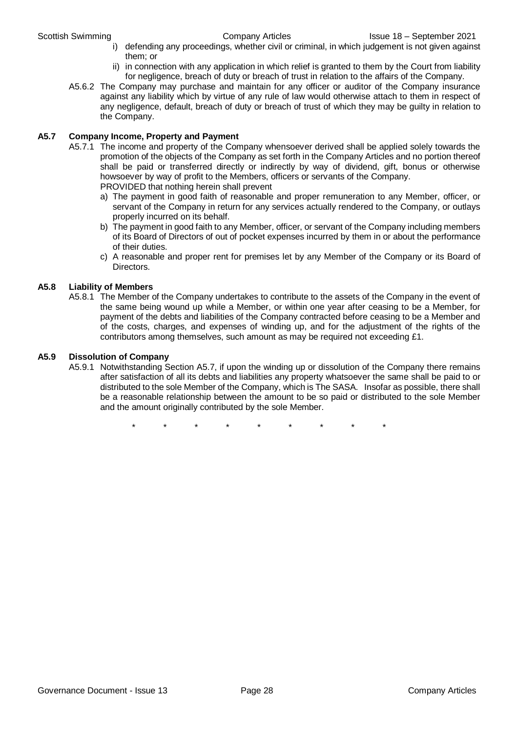i) defending any proceedings, whether civil or criminal, in which judgement is not given against them; or

ii) in connection with any application in which relief is granted to them by the Court from liability for negligence, breach of duty or breach of trust in relation to the affairs of the Company.

A5.6.2 The Company may purchase and maintain for any officer or auditor of the Company insurance against any liability which by virtue of any rule of law would otherwise attach to them in respect of any negligence, default, breach of duty or breach of trust of which they may be guilty in relation to the Company.

**A5.7 Company Income, Property and Payment**

A5.7.1 The income and property of the Company whensoever derived shall be applied solely towards the promotion of the objects of the Company as set forth in the Company Articles and no portion thereof shall be paid or transferred directly or indirectly by way of dividend, gift, bonus or otherwise howsoever by way of profit to the Members, officers or servants of the Company.

PROVIDED that nothing herein shall prevent

a) The payment in good faith of reasonable and proper remuneration to any Member, officer, or servant of the Company in return for any services actually rendered to the Company, or outlays properly incurred on its behalf.

b) The payment in good faith to any Member, officer, or servant of the Company including members of its Board of Directors of out of pocket expenses incurred by them in or about the performance of their duties.

c) A reasonable and proper rent for premises let by any Member of the Company or its Board of Directors.

**A5.8 Liability of Members**

A5.8.1 The Member of the Company undertakes to contribute to the assets of the Company in the event of the same being wound up while a Member, or within one year after ceasing to be a Member, for payment of the debts and liabilities of the Company contracted before ceasing to be a Member and of the costs, charges, and expenses of winding up, and for the adjustment of the rights of the contributors among themselves, such amount as may be required not exceeding £1.

**A5.9 Dissolution of Company**

A5.9.1 Notwithstanding Section A5.7, if upon the winding up or dissolution of the Company there remains after satisfaction of all its debts and liabilities any property whatsoever the same shall be paid to or distributed to the sole Member of the Company, which is The SASA. Insofar as possible, there shall be a reasonable relationship between the amount to be so paid or distributed to the sole Member and the amount originally contributed by the sole Member.

\* \* \* \* \* \* \* \* \*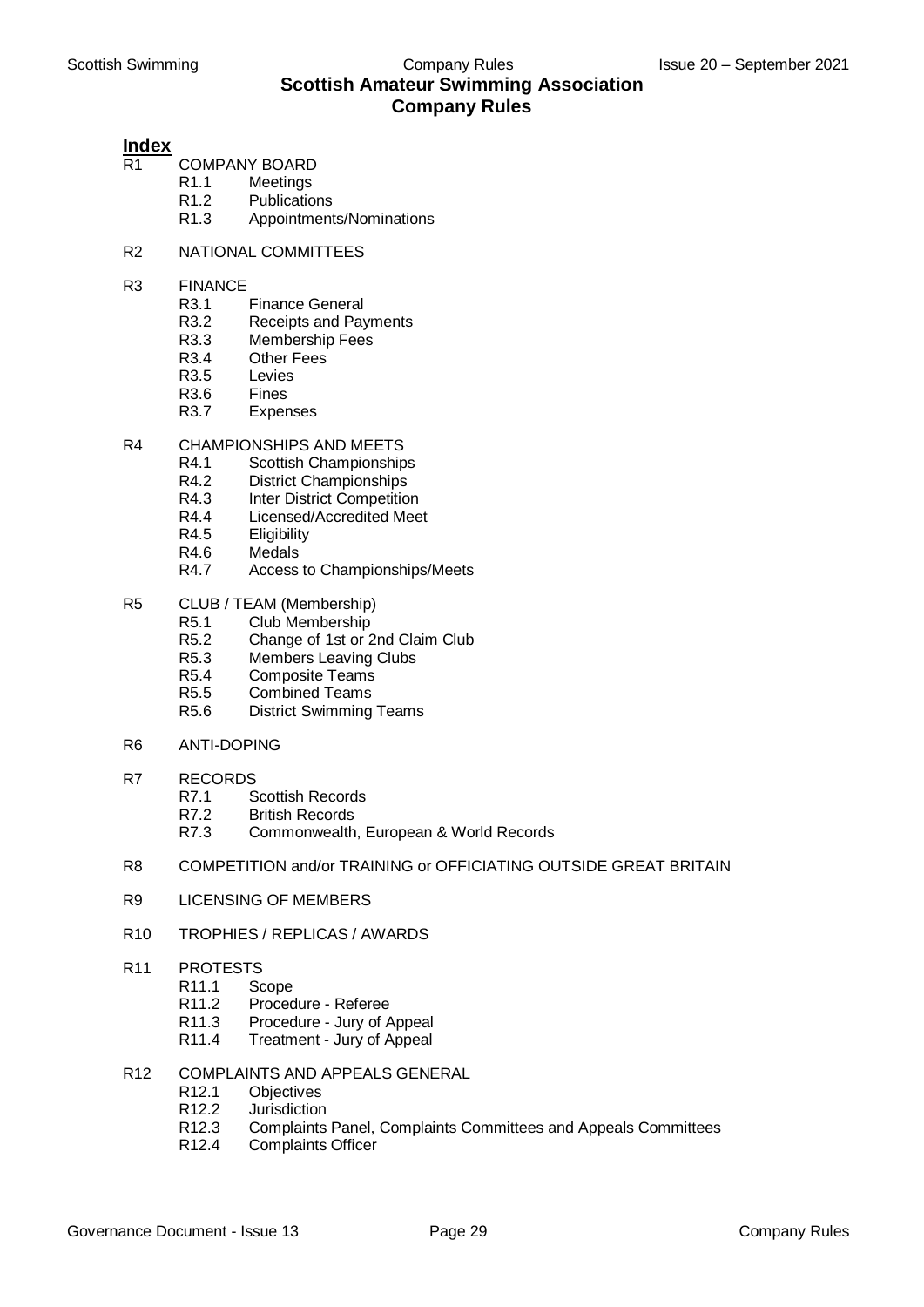# Scottish Amateur Swimming Association
# Company Rules

## Index

- R1 COMPANY BOARD
  - R1.1 Meetings
  - R1.2 Publications
  - R1.3 Appointments/Nominations
- R2 NATIONAL COMMITTEES
- R3 FINANCE
  - R3.1 Finance General
  - R3.2 Receipts and Payments
  - R3.3 Membership Fees
  - R3.4 Other Fees
  - R3.5 Levies
  - R3.6 Fines
  - R3.7 Expenses
- R4 CHAMPIONSHIPS AND MEETS
  - R4.1 Scottish Championships
  - R4.2 District Championships
  - R4.3 Inter District Competition
  - R4.4 Licensed/Accredited Meet
  - R4.5 Eligibility
  - R4.6 Medals
  - R4.7 Access to Championships/Meets
- R5 CLUB / TEAM (Membership)
  - R5.1 Club Membership
  - R5.2 Change of 1st or 2nd Claim Club
  - R5.3 Members Leaving Clubs
  - R5.4 Composite Teams
  - R5.5 Combined Teams
  - R5.6 District Swimming Teams
- R6 ANTI-DOPING
- R7 RECORDS
  - R7.1 Scottish Records
  - R7.2 British Records
  - R7.3 Commonwealth, European & World Records
- R8 COMPETITION and/or TRAINING or OFFICIATING OUTSIDE GREAT BRITAIN
- R9 LICENSING OF MEMBERS
- R10 TROPHIES / REPLICAS / AWARDS
- R11 PROTESTS
  - R11.1 Scope
  - R11.2 Procedure - Referee
  - R11.3 Procedure - Jury of Appeal
  - R11.4 Treatment - Jury of Appeal
- R12 COMPLAINTS AND APPEALS GENERAL
  - R12.1 Objectives
  - R12.2 Jurisdiction
  - R12.3 Complaints Panel, Complaints Committees and Appeals Committees
  - R12.4 Complaints Officer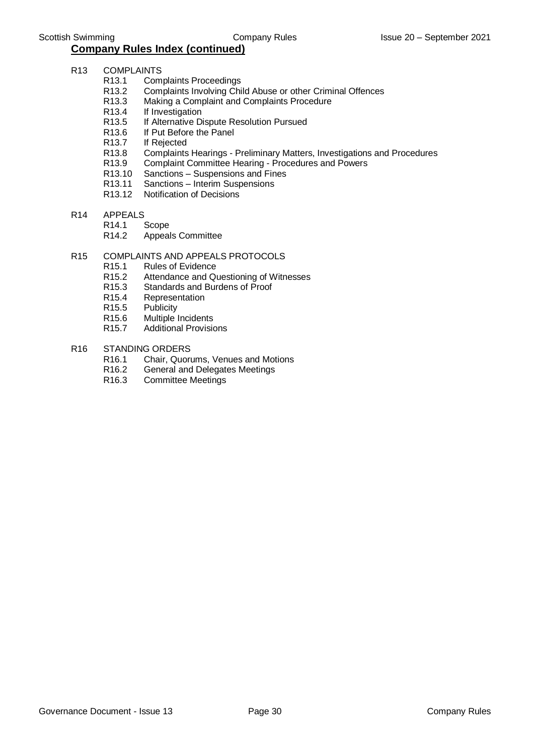## Company Rules Index (continued)

- R13 COMPLAINTS
  - R13.1 Complaints Proceedings
  - R13.2 Complaints Involving Child Abuse or other Criminal Offences
  - R13.3 Making a Complaint and Complaints Procedure
  - R13.4 If Investigation
  - R13.5 If Alternative Dispute Resolution Pursued
  - R13.6 If Put Before the Panel
  - R13.7 If Rejected
  - R13.8 Complaints Hearings - Preliminary Matters, Investigations and Procedures
  - R13.9 Complaint Committee Hearing - Procedures and Powers
  - R13.10 Sanctions – Suspensions and Fines
  - R13.11 Sanctions – Interim Suspensions
  - R13.12 Notification of Decisions
- R14 APPEALS
  - R14.1 Scope
  - R14.2 Appeals Committee
- R15 COMPLAINTS AND APPEALS PROTOCOLS
  - R15.1 Rules of Evidence
  - R15.2 Attendance and Questioning of Witnesses
  - R15.3 Standards and Burdens of Proof
  - R15.4 Representation
  - R15.5 Publicity
  - R15.6 Multiple Incidents
  - R15.7 Additional Provisions
- R16 STANDING ORDERS
  - R16.1 Chair, Quorums, Venues and Motions
  - R16.2 General and Delegates Meetings
  - R16.3 Committee Meetings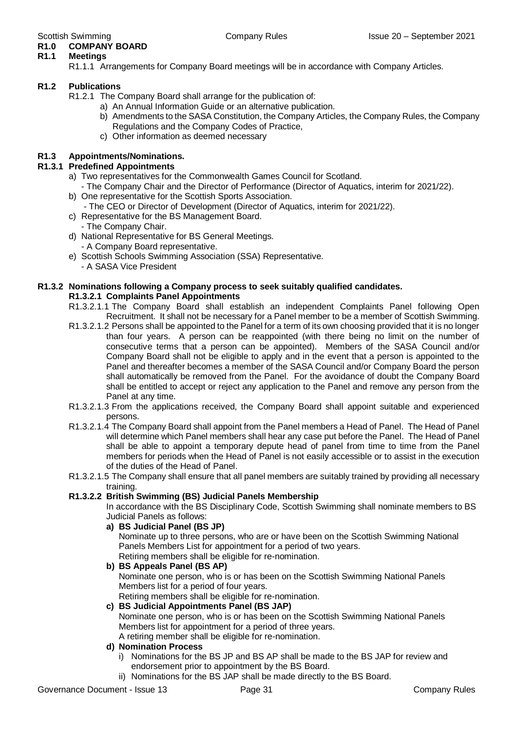# R1.0 COMPANY BOARD

## R1.1 Meetings

R1.1.1 Arrangements for Company Board meetings will be in accordance with Company Articles.

## R1.2 Publications

R1.2.1 The Company Board shall arrange for the publication of:

a) An Annual Information Guide or an alternative publication.
b) Amendments to the SASA Constitution, the Company Articles, the Company Rules, the Company Regulations and the Company Codes of Practice,
c) Other information as deemed necessary

## R1.3 Appointments/Nominations.

### R1.3.1 Predefined Appointments

a) Two representatives for the Commonwealth Games Council for Scotland.
   - The Company Chair and the Director of Performance (Director of Aquatics, interim for 2021/22).
b) One representative for the Scottish Sports Association.
   - The CEO or Director of Development (Director of Aquatics, interim for 2021/22).
c) Representative for the BS Management Board.
   - The Company Chair.
d) National Representative for BS General Meetings.
   - A Company Board representative.
e) Scottish Schools Swimming Association (SSA) Representative.
   - A SASA Vice President

### R1.3.2 Nominations following a Company process to seek suitably qualified candidates.

#### R1.3.2.1 Complaints Panel Appointments

R1.3.2.1.1 The Company Board shall establish an independent Complaints Panel following Open Recruitment. It shall not be necessary for a Panel member to be a member of Scottish Swimming.

R1.3.2.1.2 Persons shall be appointed to the Panel for a term of its own choosing provided that it is no longer than four years. A person can be reappointed (with there being no limit on the number of consecutive terms that a person can be appointed). Members of the SASA Council and/or Company Board shall not be eligible to apply and in the event that a person is appointed to the Panel and thereafter becomes a member of the SASA Council and/or Company Board the person shall automatically be removed from the Panel. For the avoidance of doubt the Company Board shall be entitled to accept or reject any application to the Panel and remove any person from the Panel at any time.

R1.3.2.1.3 From the applications received, the Company Board shall appoint suitable and experienced persons.

R1.3.2.1.4 The Company Board shall appoint from the Panel members a Head of Panel. The Head of Panel will determine which Panel members shall hear any case put before the Panel. The Head of Panel shall be able to appoint a temporary depute head of panel from time to time from the Panel members for periods when the Head of Panel is not easily accessible or to assist in the execution of the duties of the Head of Panel.

R1.3.2.1.5 The Company shall ensure that all panel members are suitably trained by providing all necessary training.

#### R1.3.2.2 British Swimming (BS) Judicial Panels Membership

In accordance with the BS Disciplinary Code, Scottish Swimming shall nominate members to BS Judicial Panels as follows:

**a) BS Judicial Panel (BS JP)**

Nominate up to three persons, who are or have been on the Scottish Swimming National Panels Members List for appointment for a period of two years.
Retiring members shall be eligible for re-nomination.

**b) BS Appeals Panel (BS AP)**

Nominate one person, who is or has been on the Scottish Swimming National Panels Members list for a period of four years.
Retiring members shall be eligible for re-nomination.

**c) BS Judicial Appointments Panel (BS JAP)**

Nominate one person, who is or has been on the Scottish Swimming National Panels Members list for appointment for a period of three years.
A retiring member shall be eligible for re-nomination.

**d) Nomination Process**

i) Nominations for the BS JP and BS AP shall be made to the BS JAP for review and endorsement prior to appointment by the BS Board.
ii) Nominations for the BS JAP shall be made directly to the BS Board.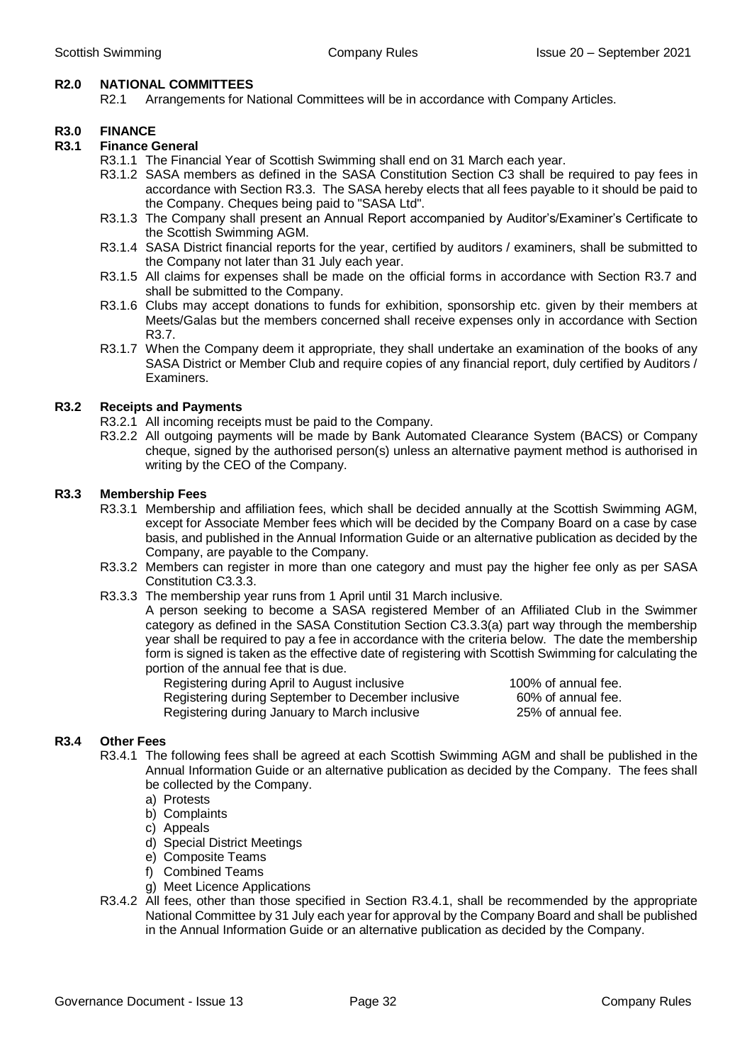## R2.0 NATIONAL COMMITTEES

R2.1 Arrangements for National Committees will be in accordance with Company Articles.

## R3.0 FINANCE

### R3.1 Finance General

R3.1.1 The Financial Year of Scottish Swimming shall end on 31 March each year.

R3.1.2 SASA members as defined in the SASA Constitution Section C3 shall be required to pay fees in accordance with Section R3.3. The SASA hereby elects that all fees payable to it should be paid to the Company. Cheques being paid to "SASA Ltd".

R3.1.3 The Company shall present an Annual Report accompanied by Auditor's/Examiner's Certificate to the Scottish Swimming AGM.

R3.1.4 SASA District financial reports for the year, certified by auditors / examiners, shall be submitted to the Company not later than 31 July each year.

R3.1.5 All claims for expenses shall be made on the official forms in accordance with Section R3.7 and shall be submitted to the Company.

R3.1.6 Clubs may accept donations to funds for exhibition, sponsorship etc. given by their members at Meets/Galas but the members concerned shall receive expenses only in accordance with Section R3.7.

R3.1.7 When the Company deem it appropriate, they shall undertake an examination of the books of any SASA District or Member Club and require copies of any financial report, duly certified by Auditors / Examiners.

### R3.2 Receipts and Payments

R3.2.1 All incoming receipts must be paid to the Company.

R3.2.2 All outgoing payments will be made by Bank Automated Clearance System (BACS) or Company cheque, signed by the authorised person(s) unless an alternative payment method is authorised in writing by the CEO of the Company.

### R3.3 Membership Fees

R3.3.1 Membership and affiliation fees, which shall be decided annually at the Scottish Swimming AGM, except for Associate Member fees which will be decided by the Company Board on a case by case basis, and published in the Annual Information Guide or an alternative publication as decided by the Company, are payable to the Company.

R3.3.2 Members can register in more than one category and must pay the higher fee only as per SASA Constitution C3.3.3.

R3.3.3 The membership year runs from 1 April until 31 March inclusive.

A person seeking to become a SASA registered Member of an Affiliated Club in the Swimmer category as defined in the SASA Constitution Section C3.3.3(a) part way through the membership year shall be required to pay a fee in accordance with the criteria below. The date the membership form is signed is taken as the effective date of registering with Scottish Swimming for calculating the portion of the annual fee that is due.

| | |
|---|---|
| Registering during April to August inclusive | 100% of annual fee. |
| Registering during September to December inclusive | 60% of annual fee. |
| Registering during January to March inclusive | 25% of annual fee. |

### R3.4 Other Fees

R3.4.1 The following fees shall be agreed at each Scottish Swimming AGM and shall be published in the Annual Information Guide or an alternative publication as decided by the Company. The fees shall be collected by the Company.

a) Protests
b) Complaints
c) Appeals
d) Special District Meetings
e) Composite Teams
f) Combined Teams
g) Meet Licence Applications

R3.4.2 All fees, other than those specified in Section R3.4.1, shall be recommended by the appropriate National Committee by 31 July each year for approval by the Company Board and shall be published in the Annual Information Guide or an alternative publication as decided by the Company.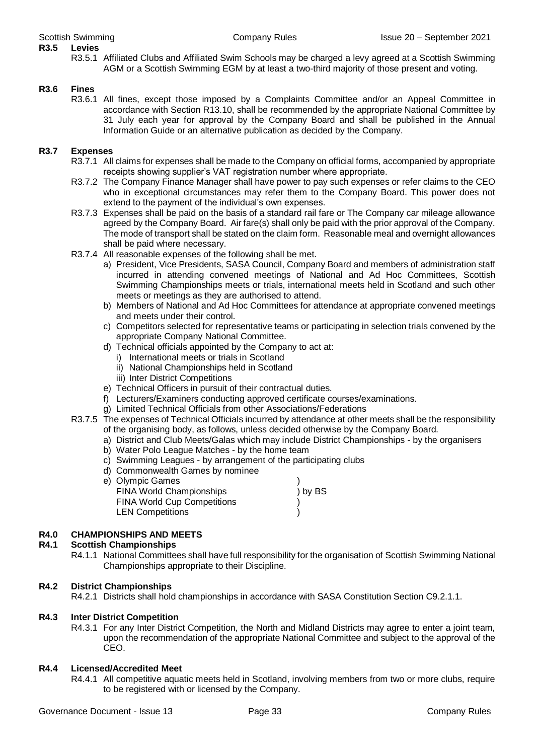### R3.5 Levies

R3.5.1 Affiliated Clubs and Affiliated Swim Schools may be charged a levy agreed at a Scottish Swimming AGM or a Scottish Swimming EGM by at least a two-third majority of those present and voting.

### R3.6 Fines

R3.6.1 All fines, except those imposed by a Complaints Committee and/or an Appeal Committee in accordance with Section R13.10, shall be recommended by the appropriate National Committee by 31 July each year for approval by the Company Board and shall be published in the Annual Information Guide or an alternative publication as decided by the Company.

### R3.7 Expenses

R3.7.1 All claims for expenses shall be made to the Company on official forms, accompanied by appropriate receipts showing supplier's VAT registration number where appropriate.

R3.7.2 The Company Finance Manager shall have power to pay such expenses or refer claims to the CEO who in exceptional circumstances may refer them to the Company Board. This power does not extend to the payment of the individual's own expenses.

R3.7.3 Expenses shall be paid on the basis of a standard rail fare or The Company car mileage allowance agreed by the Company Board. Air fare(s) shall only be paid with the prior approval of the Company. The mode of transport shall be stated on the claim form. Reasonable meal and overnight allowances shall be paid where necessary.

R3.7.4 All reasonable expenses of the following shall be met.

a) President, Vice Presidents, SASA Council, Company Board and members of administration staff incurred in attending convened meetings of National and Ad Hoc Committees, Scottish Swimming Championships meets or trials, international meets held in Scotland and such other meets or meetings as they are authorised to attend.
b) Members of National and Ad Hoc Committees for attendance at appropriate convened meetings and meets under their control.
c) Competitors selected for representative teams or participating in selection trials convened by the appropriate Company National Committee.
d) Technical officials appointed by the Company to act at:
   i) International meets or trials in Scotland
   ii) National Championships held in Scotland
   iii) Inter District Competitions
e) Technical Officers in pursuit of their contractual duties.
f) Lecturers/Examiners conducting approved certificate courses/examinations.
g) Limited Technical Officials from other Associations/Federations

R3.7.5 The expenses of Technical Officials incurred by attendance at other meets shall be the responsibility of the organising body, as follows, unless decided otherwise by the Company Board.

a) District and Club Meets/Galas which may include District Championships - by the organisers
b) Water Polo League Matches - by the home team
c) Swimming Leagues - by arrangement of the participating clubs
d) Commonwealth Games by nominee
e) Olympic Games, FINA World Championships, FINA World Cup Competitions, LEN Competitions - by BS

## R4.0 CHAMPIONSHIPS AND MEETS

### R4.1 Scottish Championships

R4.1.1 National Committees shall have full responsibility for the organisation of Scottish Swimming National Championships appropriate to their Discipline.

### R4.2 District Championships

R4.2.1 Districts shall hold championships in accordance with SASA Constitution Section C9.2.1.1.

### R4.3 Inter District Competition

R4.3.1 For any Inter District Competition, the North and Midland Districts may agree to enter a joint team, upon the recommendation of the appropriate National Committee and subject to the approval of the CEO.

### R4.4 Licensed/Accredited Meet

R4.4.1 All competitive aquatic meets held in Scotland, involving members from two or more clubs, require to be registered with or licensed by the Company.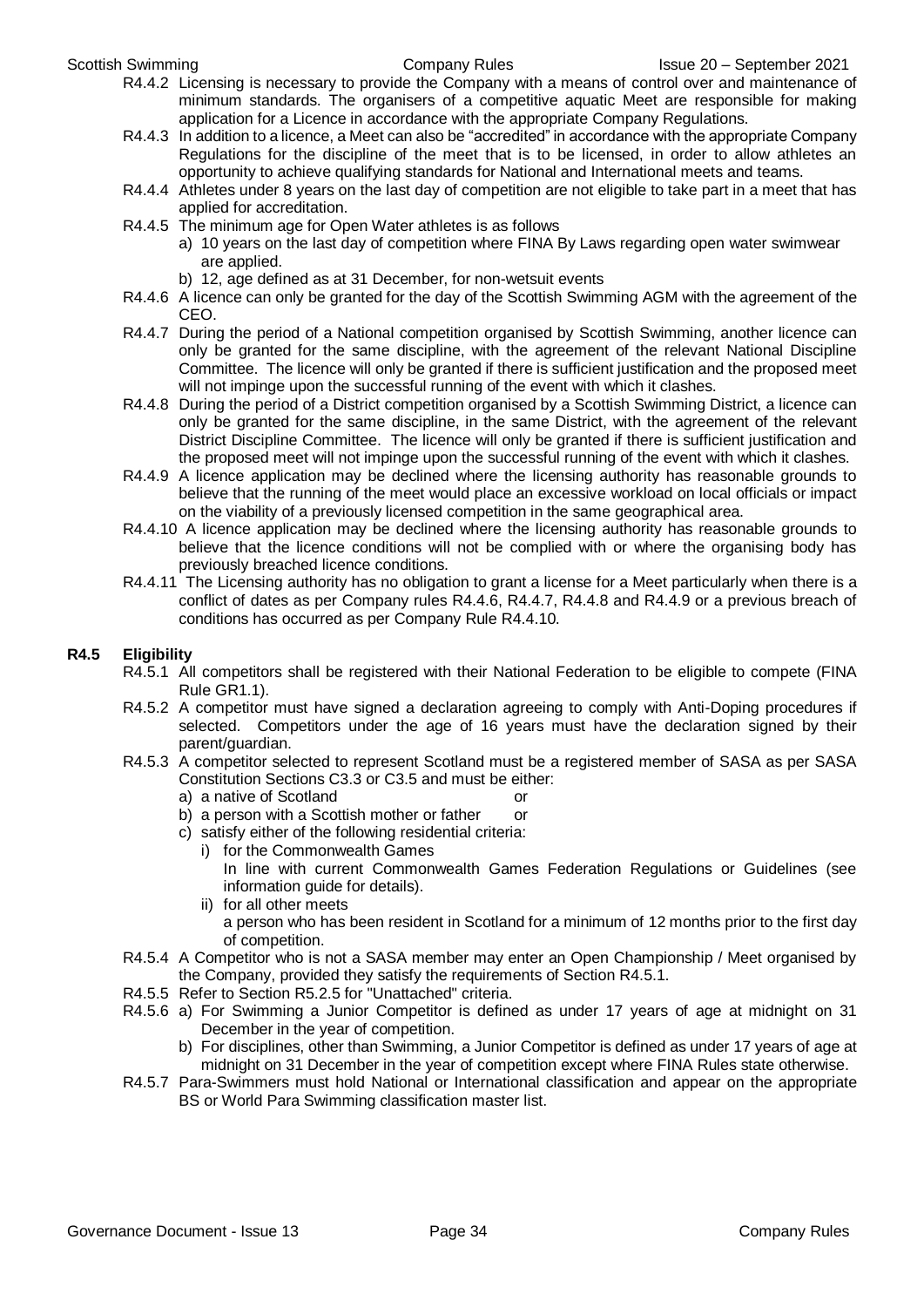R4.4.2 Licensing is necessary to provide the Company with a means of control over and maintenance of minimum standards. The organisers of a competitive aquatic Meet are responsible for making application for a Licence in accordance with the appropriate Company Regulations.

R4.4.3 In addition to a licence, a Meet can also be "accredited" in accordance with the appropriate Company Regulations for the discipline of the meet that is to be licensed, in order to allow athletes an opportunity to achieve qualifying standards for National and International meets and teams.

R4.4.4 Athletes under 8 years on the last day of competition are not eligible to take part in a meet that has applied for accreditation.

R4.4.5 The minimum age for Open Water athletes is as follows

a) 10 years on the last day of competition where FINA By Laws regarding open water swimwear are applied.

b) 12, age defined as at 31 December, for non-wetsuit events

R4.4.6 A licence can only be granted for the day of the Scottish Swimming AGM with the agreement of the CEO.

R4.4.7 During the period of a National competition organised by Scottish Swimming, another licence can only be granted for the same discipline, with the agreement of the relevant National Discipline Committee. The licence will only be granted if there is sufficient justification and the proposed meet will not impinge upon the successful running of the event with which it clashes.

R4.4.8 During the period of a District competition organised by a Scottish Swimming District, a licence can only be granted for the same discipline, in the same District, with the agreement of the relevant District Discipline Committee. The licence will only be granted if there is sufficient justification and the proposed meet will not impinge upon the successful running of the event with which it clashes.

R4.4.9 A licence application may be declined where the licensing authority has reasonable grounds to believe that the running of the meet would place an excessive workload on local officials or impact on the viability of a previously licensed competition in the same geographical area.

R4.4.10 A licence application may be declined where the licensing authority has reasonable grounds to believe that the licence conditions will not be complied with or where the organising body has previously breached licence conditions.

R4.4.11 The Licensing authority has no obligation to grant a license for a Meet particularly when there is a conflict of dates as per Company rules R4.4.6, R4.4.7, R4.4.8 and R4.4.9 or a previous breach of conditions has occurred as per Company Rule R4.4.10.

## R4.5 Eligibility

R4.5.1 All competitors shall be registered with their National Federation to be eligible to compete (FINA Rule GR1.1).

R4.5.2 A competitor must have signed a declaration agreeing to comply with Anti-Doping procedures if selected. Competitors under the age of 16 years must have the declaration signed by their parent/guardian.

R4.5.3 A competitor selected to represent Scotland must be a registered member of SASA as per SASA Constitution Sections C3.3 or C3.5 and must be either:

a) a native of Scotland or

b) a person with a Scottish mother or father or

c) satisfy either of the following residential criteria:

i) for the Commonwealth Games
In line with current Commonwealth Games Federation Regulations or Guidelines (see information guide for details).

ii) for all other meets
a person who has been resident in Scotland for a minimum of 12 months prior to the first day of competition.

R4.5.4 A Competitor who is not a SASA member may enter an Open Championship / Meet organised by the Company, provided they satisfy the requirements of Section R4.5.1.

R4.5.5 Refer to Section R5.2.5 for "Unattached" criteria.

R4.5.6 a) For Swimming a Junior Competitor is defined as under 17 years of age at midnight on 31 December in the year of competition.

b) For disciplines, other than Swimming, a Junior Competitor is defined as under 17 years of age at midnight on 31 December in the year of competition except where FINA Rules state otherwise.

R4.5.7 Para-Swimmers must hold National or International classification and appear on the appropriate BS or World Para Swimming classification master list.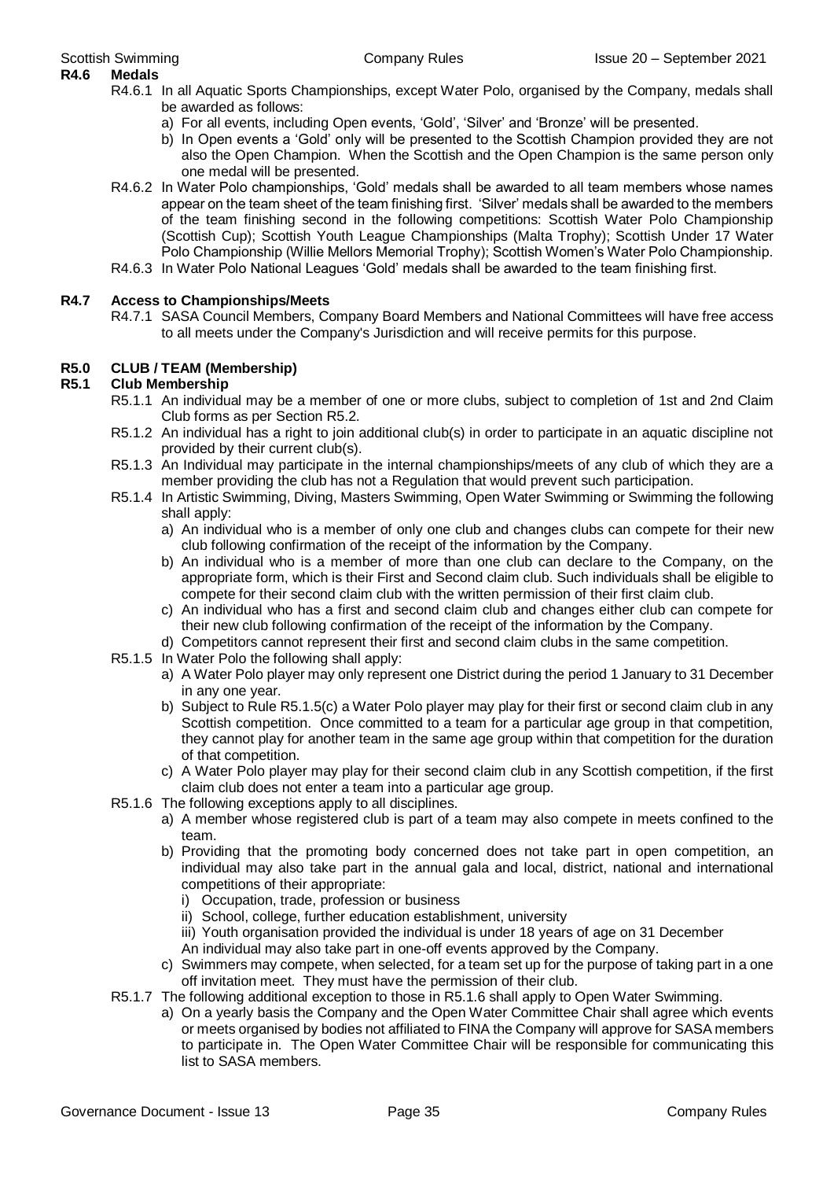**R4.6 Medals**

R4.6.1 In all Aquatic Sports Championships, except Water Polo, organised by the Company, medals shall be awarded as follows:

a) For all events, including Open events, 'Gold', 'Silver' and 'Bronze' will be presented.

b) In Open events a 'Gold' only will be presented to the Scottish Champion provided they are not also the Open Champion. When the Scottish and the Open Champion is the same person only one medal will be presented.

R4.6.2 In Water Polo championships, 'Gold' medals shall be awarded to all team members whose names appear on the team sheet of the team finishing first. 'Silver' medals shall be awarded to the members of the team finishing second in the following competitions: Scottish Water Polo Championship (Scottish Cup); Scottish Youth League Championships (Malta Trophy); Scottish Under 17 Water Polo Championship (Willie Mellors Memorial Trophy); Scottish Women's Water Polo Championship.

R4.6.3 In Water Polo National Leagues 'Gold' medals shall be awarded to the team finishing first.

**R4.7 Access to Championships/Meets**

R4.7.1 SASA Council Members, Company Board Members and National Committees will have free access to all meets under the Company's Jurisdiction and will receive permits for this purpose.

## R5.0 CLUB / TEAM (Membership)

**R5.1 Club Membership**

R5.1.1 An individual may be a member of one or more clubs, subject to completion of 1st and 2nd Claim Club forms as per Section R5.2.

R5.1.2 An individual has a right to join additional club(s) in order to participate in an aquatic discipline not provided by their current club(s).

R5.1.3 An Individual may participate in the internal championships/meets of any club of which they are a member providing the club has not a Regulation that would prevent such participation.

R5.1.4 In Artistic Swimming, Diving, Masters Swimming, Open Water Swimming or Swimming the following shall apply:

a) An individual who is a member of only one club and changes clubs can compete for their new club following confirmation of the receipt of the information by the Company.

b) An individual who is a member of more than one club can declare to the Company, on the appropriate form, which is their First and Second claim club. Such individuals shall be eligible to compete for their second claim club with the written permission of their first claim club.

c) An individual who has a first and second claim club and changes either club can compete for their new club following confirmation of the receipt of the information by the Company.

d) Competitors cannot represent their first and second claim clubs in the same competition.

R5.1.5 In Water Polo the following shall apply:

a) A Water Polo player may only represent one District during the period 1 January to 31 December in any one year.

b) Subject to Rule R5.1.5(c) a Water Polo player may play for their first or second claim club in any Scottish competition. Once committed to a team for a particular age group in that competition, they cannot play for another team in the same age group within that competition for the duration of that competition.

c) A Water Polo player may play for their second claim club in any Scottish competition, if the first claim club does not enter a team into a particular age group.

R5.1.6 The following exceptions apply to all disciplines.

a) A member whose registered club is part of a team may also compete in meets confined to the team.

b) Providing that the promoting body concerned does not take part in open competition, an individual may also take part in the annual gala and local, district, national and international competitions of their appropriate:

i) Occupation, trade, profession or business

ii) School, college, further education establishment, university

iii) Youth organisation provided the individual is under 18 years of age on 31 December

An individual may also take part in one-off events approved by the Company.

c) Swimmers may compete, when selected, for a team set up for the purpose of taking part in a one off invitation meet. They must have the permission of their club.

R5.1.7 The following additional exception to those in R5.1.6 shall apply to Open Water Swimming.

a) On a yearly basis the Company and the Open Water Committee Chair shall agree which events or meets organised by bodies not affiliated to FINA the Company will approve for SASA members to participate in. The Open Water Committee Chair will be responsible for communicating this list to SASA members.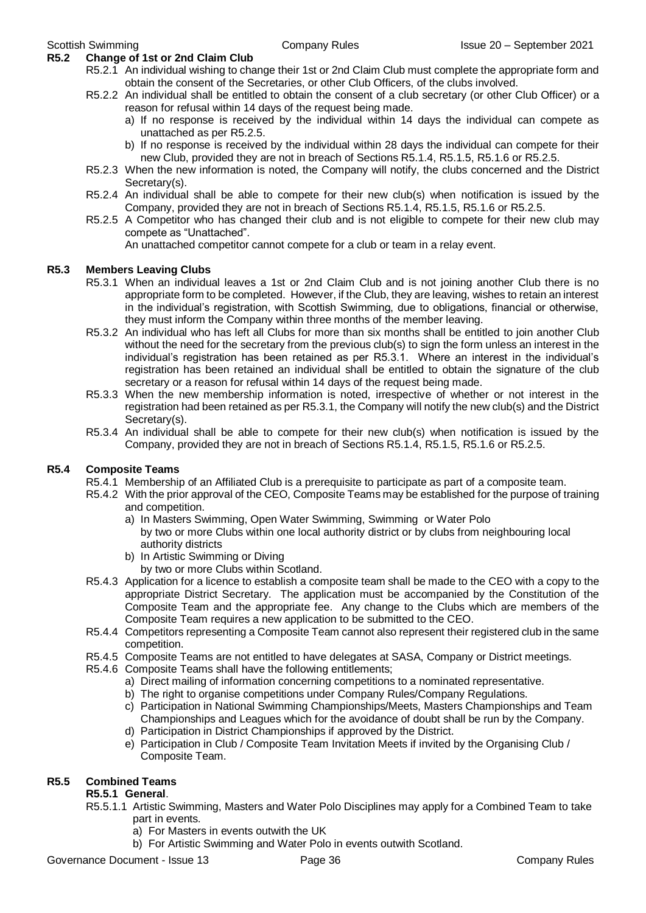### R5.2 Change of 1st or 2nd Claim Club

R5.2.1 An individual wishing to change their 1st or 2nd Claim Club must complete the appropriate form and obtain the consent of the Secretaries, or other Club Officers, of the clubs involved.

R5.2.2 An individual shall be entitled to obtain the consent of a club secretary (or other Club Officer) or a reason for refusal within 14 days of the request being made.

a) If no response is received by the individual within 14 days the individual can compete as unattached as per R5.2.5.

b) If no response is received by the individual within 28 days the individual can compete for their new Club, provided they are not in breach of Sections R5.1.4, R5.1.5, R5.1.6 or R5.2.5.

R5.2.3 When the new information is noted, the Company will notify, the clubs concerned and the District Secretary(s).

R5.2.4 An individual shall be able to compete for their new club(s) when notification is issued by the Company, provided they are not in breach of Sections R5.1.4, R5.1.5, R5.1.6 or R5.2.5.

R5.2.5 A Competitor who has changed their club and is not eligible to compete for their new club may compete as "Unattached".

An unattached competitor cannot compete for a club or team in a relay event.

### R5.3 Members Leaving Clubs

R5.3.1 When an individual leaves a 1st or 2nd Claim Club and is not joining another Club there is no appropriate form to be completed. However, if the Club, they are leaving, wishes to retain an interest in the individual's registration, with Scottish Swimming, due to obligations, financial or otherwise, they must inform the Company within three months of the member leaving.

R5.3.2 An individual who has left all Clubs for more than six months shall be entitled to join another Club without the need for the secretary from the previous club(s) to sign the form unless an interest in the individual's registration has been retained as per R5.3.1. Where an interest in the individual's registration has been retained an individual shall be entitled to obtain the signature of the club secretary or a reason for refusal within 14 days of the request being made.

R5.3.3 When the new membership information is noted, irrespective of whether or not interest in the registration had been retained as per R5.3.1, the Company will notify the new club(s) and the District Secretary(s).

R5.3.4 An individual shall be able to compete for their new club(s) when notification is issued by the Company, provided they are not in breach of Sections R5.1.4, R5.1.5, R5.1.6 or R5.2.5.

### R5.4 Composite Teams

R5.4.1 Membership of an Affiliated Club is a prerequisite to participate as part of a composite team.

R5.4.2 With the prior approval of the CEO, Composite Teams may be established for the purpose of training and competition.

a) In Masters Swimming, Open Water Swimming, Swimming or Water Polo
by two or more Clubs within one local authority district or by clubs from neighbouring local authority districts

b) In Artistic Swimming or Diving
by two or more Clubs within Scotland.

R5.4.3 Application for a licence to establish a composite team shall be made to the CEO with a copy to the appropriate District Secretary. The application must be accompanied by the Constitution of the Composite Team and the appropriate fee. Any change to the Clubs which are members of the Composite Team requires a new application to be submitted to the CEO.

R5.4.4 Competitors representing a Composite Team cannot also represent their registered club in the same competition.

R5.4.5 Composite Teams are not entitled to have delegates at SASA, Company or District meetings.

R5.4.6 Composite Teams shall have the following entitlements;

a) Direct mailing of information concerning competitions to a nominated representative.

b) The right to organise competitions under Company Rules/Company Regulations.

c) Participation in National Swimming Championships/Meets, Masters Championships and Team Championships and Leagues which for the avoidance of doubt shall be run by the Company.

d) Participation in District Championships if approved by the District.

e) Participation in Club / Composite Team Invitation Meets if invited by the Organising Club / Composite Team.

### R5.5 Combined Teams

**R5.5.1 General**.

R5.5.1.1 Artistic Swimming, Masters and Water Polo Disciplines may apply for a Combined Team to take part in events.

a) For Masters in events outwith the UK

b) For Artistic Swimming and Water Polo in events outwith Scotland.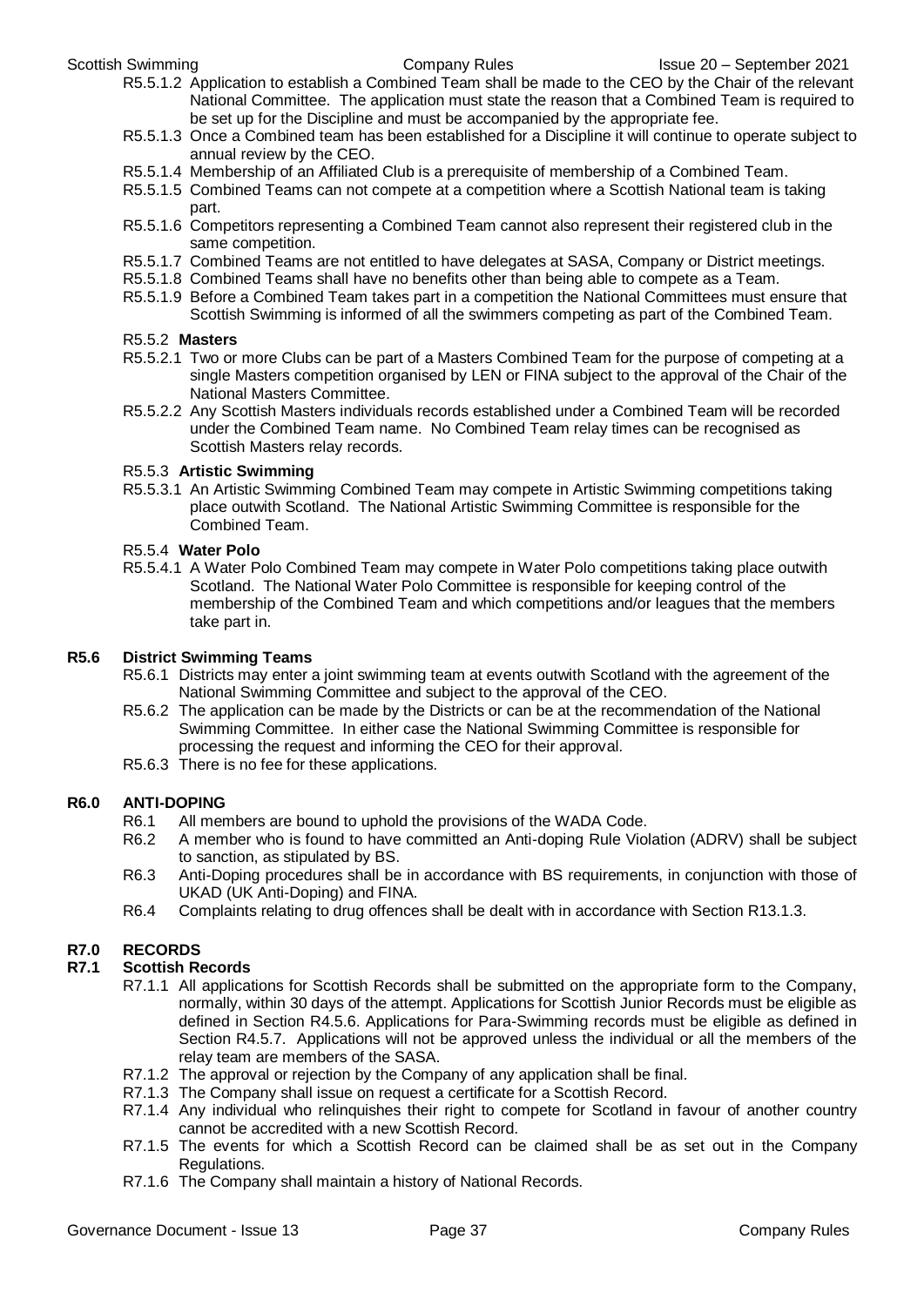R5.5.1.2 Application to establish a Combined Team shall be made to the CEO by the Chair of the relevant National Committee. The application must state the reason that a Combined Team is required to be set up for the Discipline and must be accompanied by the appropriate fee.

R5.5.1.3 Once a Combined team has been established for a Discipline it will continue to operate subject to annual review by the CEO.

R5.5.1.4 Membership of an Affiliated Club is a prerequisite of membership of a Combined Team.

R5.5.1.5 Combined Teams can not compete at a competition where a Scottish National team is taking part.

R5.5.1.6 Competitors representing a Combined Team cannot also represent their registered club in the same competition.

R5.5.1.7 Combined Teams are not entitled to have delegates at SASA, Company or District meetings.

R5.5.1.8 Combined Teams shall have no benefits other than being able to compete as a Team.

R5.5.1.9 Before a Combined Team takes part in a competition the National Committees must ensure that Scottish Swimming is informed of all the swimmers competing as part of the Combined Team.

R5.5.2 **Masters**

R5.5.2.1 Two or more Clubs can be part of a Masters Combined Team for the purpose of competing at a single Masters competition organised by LEN or FINA subject to the approval of the Chair of the National Masters Committee.

R5.5.2.2 Any Scottish Masters individuals records established under a Combined Team will be recorded under the Combined Team name. No Combined Team relay times can be recognised as Scottish Masters relay records.

R5.5.3 **Artistic Swimming**

R5.5.3.1 An Artistic Swimming Combined Team may compete in Artistic Swimming competitions taking place outwith Scotland. The National Artistic Swimming Committee is responsible for the Combined Team.

R5.5.4 **Water Polo**

R5.5.4.1 A Water Polo Combined Team may compete in Water Polo competitions taking place outwith Scotland. The National Water Polo Committee is responsible for keeping control of the membership of the Combined Team and which competitions and/or leagues that the members take part in.

### R5.6 District Swimming Teams

R5.6.1 Districts may enter a joint swimming team at events outwith Scotland with the agreement of the National Swimming Committee and subject to the approval of the CEO.

R5.6.2 The application can be made by the Districts or can be at the recommendation of the National Swimming Committee. In either case the National Swimming Committee is responsible for processing the request and informing the CEO for their approval.

R5.6.3 There is no fee for these applications.

## R6.0 ANTI-DOPING

R6.1 All members are bound to uphold the provisions of the WADA Code.

R6.2 A member who is found to have committed an Anti-doping Rule Violation (ADRV) shall be subject to sanction, as stipulated by BS.

R6.3 Anti-Doping procedures shall be in accordance with BS requirements, in conjunction with those of UKAD (UK Anti-Doping) and FINA.

R6.4 Complaints relating to drug offences shall be dealt with in accordance with Section R13.1.3.

## R7.0 RECORDS

### R7.1 Scottish Records

R7.1.1 All applications for Scottish Records shall be submitted on the appropriate form to the Company, normally, within 30 days of the attempt. Applications for Scottish Junior Records must be eligible as defined in Section R4.5.6. Applications for Para-Swimming records must be eligible as defined in Section R4.5.7. Applications will not be approved unless the individual or all the members of the relay team are members of the SASA.

R7.1.2 The approval or rejection by the Company of any application shall be final.

R7.1.3 The Company shall issue on request a certificate for a Scottish Record.

R7.1.4 Any individual who relinquishes their right to compete for Scotland in favour of another country cannot be accredited with a new Scottish Record.

R7.1.5 The events for which a Scottish Record can be claimed shall be as set out in the Company Regulations.

R7.1.6 The Company shall maintain a history of National Records.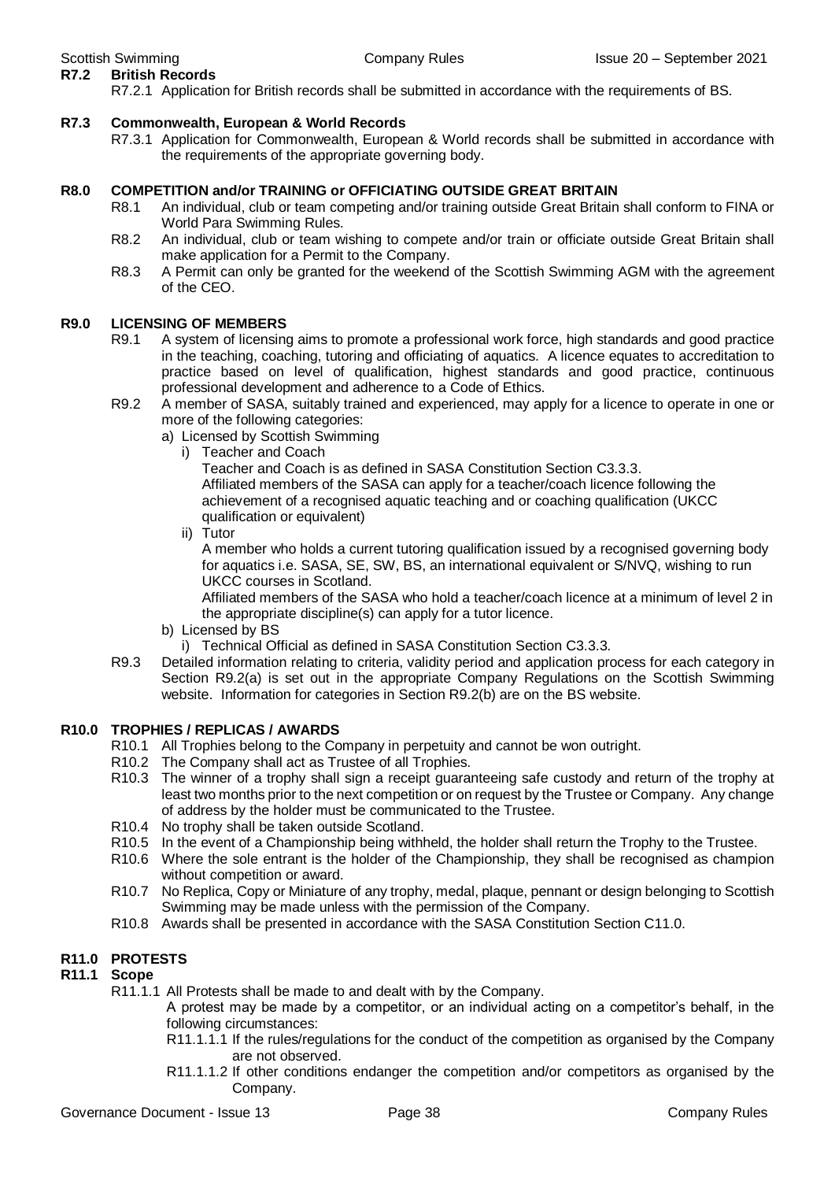### R7.2 British Records

R7.2.1 Application for British records shall be submitted in accordance with the requirements of BS.

### R7.3 Commonwealth, European & World Records

R7.3.1 Application for Commonwealth, European & World records shall be submitted in accordance with the requirements of the appropriate governing body.

## R8.0 COMPETITION and/or TRAINING or OFFICIATING OUTSIDE GREAT BRITAIN

R8.1 An individual, club or team competing and/or training outside Great Britain shall conform to FINA or World Para Swimming Rules.

R8.2 An individual, club or team wishing to compete and/or train or officiate outside Great Britain shall make application for a Permit to the Company.

R8.3 A Permit can only be granted for the weekend of the Scottish Swimming AGM with the agreement of the CEO.

## R9.0 LICENSING OF MEMBERS

R9.1 A system of licensing aims to promote a professional work force, high standards and good practice in the teaching, coaching, tutoring and officiating of aquatics. A licence equates to accreditation to practice based on level of qualification, highest standards and good practice, continuous professional development and adherence to a Code of Ethics.

R9.2 A member of SASA, suitably trained and experienced, may apply for a licence to operate in one or more of the following categories:

a) Licensed by Scottish Swimming
   - i) Teacher and Coach
     Teacher and Coach is as defined in SASA Constitution Section C3.3.3.
     Affiliated members of the SASA can apply for a teacher/coach licence following the achievement of a recognised aquatic teaching and or coaching qualification (UKCC qualification or equivalent)
   - ii) Tutor
     A member who holds a current tutoring qualification issued by a recognised governing body for aquatics i.e. SASA, SE, SW, BS, an international equivalent or S/NVQ, wishing to run UKCC courses in Scotland.
     Affiliated members of the SASA who hold a teacher/coach licence at a minimum of level 2 in the appropriate discipline(s) can apply for a tutor licence.

b) Licensed by BS
   - i) Technical Official as defined in SASA Constitution Section C3.3.3.

R9.3 Detailed information relating to criteria, validity period and application process for each category in Section R9.2(a) is set out in the appropriate Company Regulations on the Scottish Swimming website. Information for categories in Section R9.2(b) are on the BS website.

## R10.0 TROPHIES / REPLICAS / AWARDS

R10.1 All Trophies belong to the Company in perpetuity and cannot be won outright.

R10.2 The Company shall act as Trustee of all Trophies.

R10.3 The winner of a trophy shall sign a receipt guaranteeing safe custody and return of the trophy at least two months prior to the next competition or on request by the Trustee or Company. Any change of address by the holder must be communicated to the Trustee.

R10.4 No trophy shall be taken outside Scotland.

R10.5 In the event of a Championship being withheld, the holder shall return the Trophy to the Trustee.

R10.6 Where the sole entrant is the holder of the Championship, they shall be recognised as champion without competition or award.

R10.7 No Replica, Copy or Miniature of any trophy, medal, plaque, pennant or design belonging to Scottish Swimming may be made unless with the permission of the Company.

R10.8 Awards shall be presented in accordance with the SASA Constitution Section C11.0.

## R11.0 PROTESTS

### R11.1 Scope

R11.1.1 All Protests shall be made to and dealt with by the Company.

A protest may be made by a competitor, or an individual acting on a competitor's behalf, in the following circumstances:

R11.1.1.1 If the rules/regulations for the conduct of the competition as organised by the Company are not observed.

R11.1.1.2 If other conditions endanger the competition and/or competitors as organised by the Company.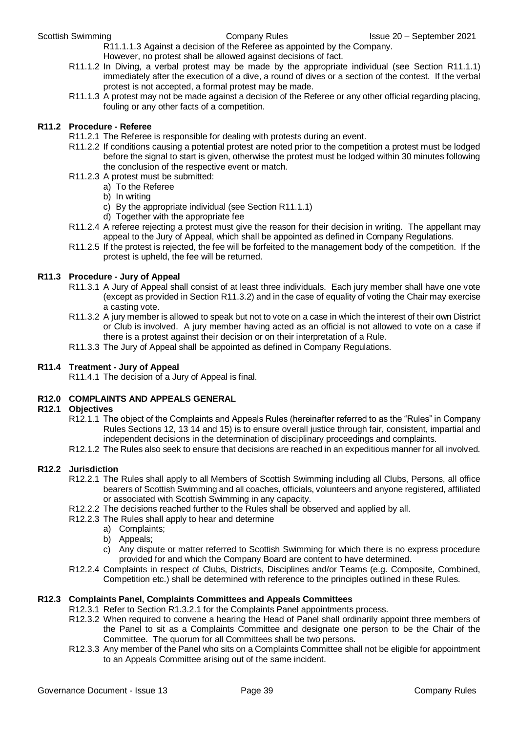R11.1.1.3 Against a decision of the Referee as appointed by the Company.
However, no protest shall be allowed against decisions of fact.

R11.1.2 In Diving, a verbal protest may be made by the appropriate individual (see Section R11.1.1) immediately after the execution of a dive, a round of dives or a section of the contest. If the verbal protest is not accepted, a formal protest may be made.

R11.1.3 A protest may not be made against a decision of the Referee or any other official regarding placing, fouling or any other facts of a competition.

## R11.2 Procedure - Referee

R11.2.1 The Referee is responsible for dealing with protests during an event.

R11.2.2 If conditions causing a potential protest are noted prior to the competition a protest must be lodged before the signal to start is given, otherwise the protest must be lodged within 30 minutes following the conclusion of the respective event or match.

R11.2.3 A protest must be submitted:

a) To the Referee
b) In writing
c) By the appropriate individual (see Section R11.1.1)
d) Together with the appropriate fee

R11.2.4 A referee rejecting a protest must give the reason for their decision in writing. The appellant may appeal to the Jury of Appeal, which shall be appointed as defined in Company Regulations.

R11.2.5 If the protest is rejected, the fee will be forfeited to the management body of the competition. If the protest is upheld, the fee will be returned.

## R11.3 Procedure - Jury of Appeal

R11.3.1 A Jury of Appeal shall consist of at least three individuals. Each jury member shall have one vote (except as provided in Section R11.3.2) and in the case of equality of voting the Chair may exercise a casting vote.

R11.3.2 A jury member is allowed to speak but not to vote on a case in which the interest of their own District or Club is involved. A jury member having acted as an official is not allowed to vote on a case if there is a protest against their decision or on their interpretation of a Rule.

R11.3.3 The Jury of Appeal shall be appointed as defined in Company Regulations.

## R11.4 Treatment - Jury of Appeal

R11.4.1 The decision of a Jury of Appeal is final.

# R12.0 COMPLAINTS AND APPEALS GENERAL

## R12.1 Objectives

R12.1.1 The object of the Complaints and Appeals Rules (hereinafter referred to as the "Rules" in Company Rules Sections 12, 13 14 and 15) is to ensure overall justice through fair, consistent, impartial and independent decisions in the determination of disciplinary proceedings and complaints.

R12.1.2 The Rules also seek to ensure that decisions are reached in an expeditious manner for all involved.

## R12.2 Jurisdiction

R12.2.1 The Rules shall apply to all Members of Scottish Swimming including all Clubs, Persons, all office bearers of Scottish Swimming and all coaches, officials, volunteers and anyone registered, affiliated or associated with Scottish Swimming in any capacity.

R12.2.2 The decisions reached further to the Rules shall be observed and applied by all.

R12.2.3 The Rules shall apply to hear and determine

a) Complaints;
b) Appeals;
c) Any dispute or matter referred to Scottish Swimming for which there is no express procedure provided for and which the Company Board are content to have determined.

R12.2.4 Complaints in respect of Clubs, Districts, Disciplines and/or Teams (e.g. Composite, Combined, Competition etc.) shall be determined with reference to the principles outlined in these Rules.

## R12.3 Complaints Panel, Complaints Committees and Appeals Committees

R12.3.1 Refer to Section R1.3.2.1 for the Complaints Panel appointments process.

R12.3.2 When required to convene a hearing the Head of Panel shall ordinarily appoint three members of the Panel to sit as a Complaints Committee and designate one person to be the Chair of the Committee. The quorum for all Committees shall be two persons.

R12.3.3 Any member of the Panel who sits on a Complaints Committee shall not be eligible for appointment to an Appeals Committee arising out of the same incident.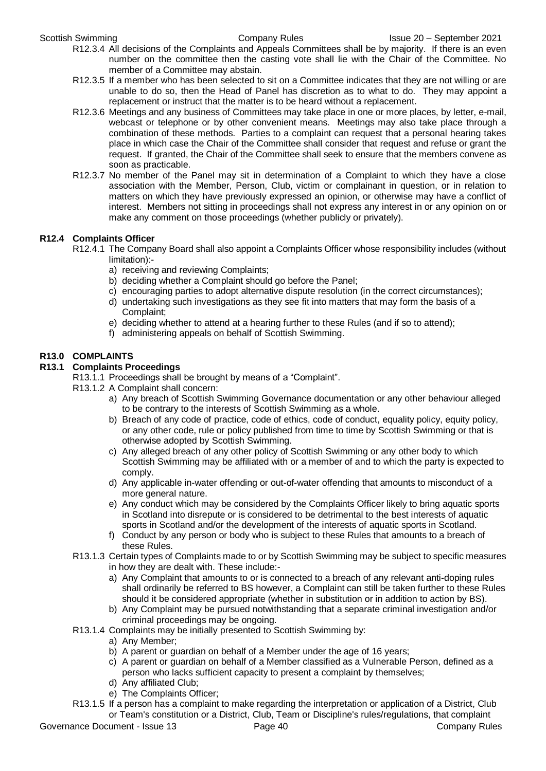R12.3.4 All decisions of the Complaints and Appeals Committees shall be by majority. If there is an even number on the committee then the casting vote shall lie with the Chair of the Committee. No member of a Committee may abstain.

R12.3.5 If a member who has been selected to sit on a Committee indicates that they are not willing or are unable to do so, then the Head of Panel has discretion as to what to do. They may appoint a replacement or instruct that the matter is to be heard without a replacement.

R12.3.6 Meetings and any business of Committees may take place in one or more places, by letter, e-mail, webcast or telephone or by other convenient means. Meetings may also take place through a combination of these methods. Parties to a complaint can request that a personal hearing takes place in which case the Chair of the Committee shall consider that request and refuse or grant the request. If granted, the Chair of the Committee shall seek to ensure that the members convene as soon as practicable.

R12.3.7 No member of the Panel may sit in determination of a Complaint to which they have a close association with the Member, Person, Club, victim or complainant in question, or in relation to matters on which they have previously expressed an opinion, or otherwise may have a conflict of interest. Members not sitting in proceedings shall not express any interest in or any opinion on or make any comment on those proceedings (whether publicly or privately).

### R12.4 Complaints Officer

R12.4.1 The Company Board shall also appoint a Complaints Officer whose responsibility includes (without limitation):-

a) receiving and reviewing Complaints;
b) deciding whether a Complaint should go before the Panel;
c) encouraging parties to adopt alternative dispute resolution (in the correct circumstances);
d) undertaking such investigations as they see fit into matters that may form the basis of a Complaint;
e) deciding whether to attend at a hearing further to these Rules (and if so to attend);
f) administering appeals on behalf of Scottish Swimming.

## R13.0 COMPLAINTS

### R13.1 Complaints Proceedings

R13.1.1 Proceedings shall be brought by means of a "Complaint".

R13.1.2 A Complaint shall concern:

a) Any breach of Scottish Swimming Governance documentation or any other behaviour alleged to be contrary to the interests of Scottish Swimming as a whole.
b) Breach of any code of practice, code of ethics, code of conduct, equality policy, equity policy, or any other code, rule or policy published from time to time by Scottish Swimming or that is otherwise adopted by Scottish Swimming.
c) Any alleged breach of any other policy of Scottish Swimming or any other body to which Scottish Swimming may be affiliated with or a member of and to which the party is expected to comply.
d) Any applicable in-water offending or out-of-water offending that amounts to misconduct of a more general nature.
e) Any conduct which may be considered by the Complaints Officer likely to bring aquatic sports in Scotland into disrepute or is considered to be detrimental to the best interests of aquatic sports in Scotland and/or the development of the interests of aquatic sports in Scotland.
f) Conduct by any person or body who is subject to these Rules that amounts to a breach of these Rules.

R13.1.3 Certain types of Complaints made to or by Scottish Swimming may be subject to specific measures in how they are dealt with. These include:-

a) Any Complaint that amounts to or is connected to a breach of any relevant anti-doping rules shall ordinarily be referred to BS however, a Complaint can still be taken further to these Rules should it be considered appropriate (whether in substitution or in addition to action by BS).
b) Any Complaint may be pursued notwithstanding that a separate criminal investigation and/or criminal proceedings may be ongoing.

R13.1.4 Complaints may be initially presented to Scottish Swimming by:

a) Any Member;
b) A parent or guardian on behalf of a Member under the age of 16 years;
c) A parent or guardian on behalf of a Member classified as a Vulnerable Person, defined as a person who lacks sufficient capacity to present a complaint by themselves;
d) Any affiliated Club;
e) The Complaints Officer;

R13.1.5 If a person has a complaint to make regarding the interpretation or application of a District, Club or Team's constitution or a District, Club, Team or Discipline's rules/regulations, that complaint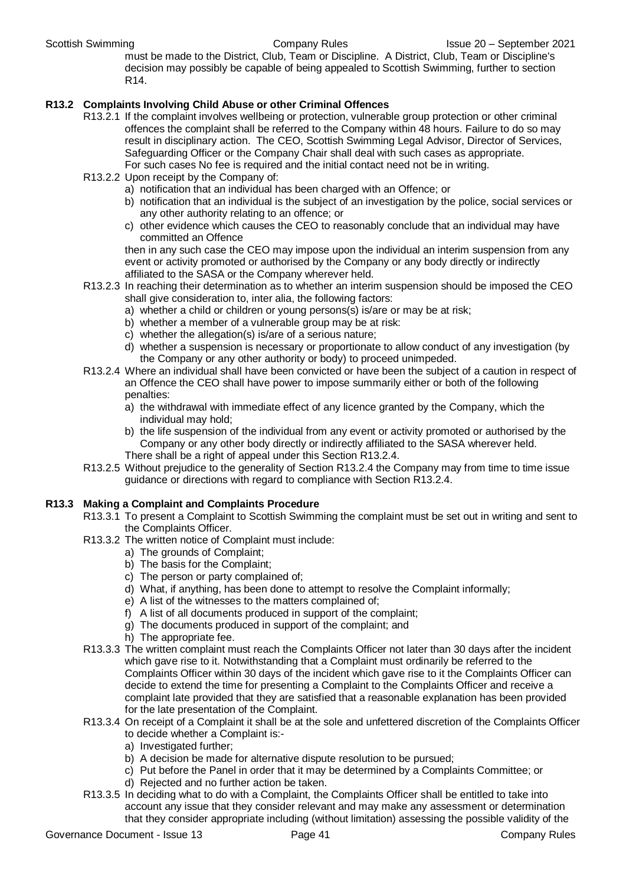must be made to the District, Club, Team or Discipline. A District, Club, Team or Discipline's decision may possibly be capable of being appealed to Scottish Swimming, further to section R14.

### R13.2 Complaints Involving Child Abuse or other Criminal Offences

R13.2.1 If the complaint involves wellbeing or protection, vulnerable group protection or other criminal offences the complaint shall be referred to the Company within 48 hours. Failure to do so may result in disciplinary action. The CEO, Scottish Swimming Legal Advisor, Director of Services, Safeguarding Officer or the Company Chair shall deal with such cases as appropriate. For such cases No fee is required and the initial contact need not be in writing.

R13.2.2 Upon receipt by the Company of:

a) notification that an individual has been charged with an Offence; or
b) notification that an individual is the subject of an investigation by the police, social services or any other authority relating to an offence; or
c) other evidence which causes the CEO to reasonably conclude that an individual may have committed an Offence

then in any such case the CEO may impose upon the individual an interim suspension from any event or activity promoted or authorised by the Company or any body directly or indirectly affiliated to the SASA or the Company wherever held.

R13.2.3 In reaching their determination as to whether an interim suspension should be imposed the CEO shall give consideration to, inter alia, the following factors:

a) whether a child or children or young persons(s) is/are or may be at risk;
b) whether a member of a vulnerable group may be at risk:
c) whether the allegation(s) is/are of a serious nature;
d) whether a suspension is necessary or proportionate to allow conduct of any investigation (by the Company or any other authority or body) to proceed unimpeded.

R13.2.4 Where an individual shall have been convicted or have been the subject of a caution in respect of an Offence the CEO shall have power to impose summarily either or both of the following penalties:

a) the withdrawal with immediate effect of any licence granted by the Company, which the individual may hold;
b) the life suspension of the individual from any event or activity promoted or authorised by the Company or any other body directly or indirectly affiliated to the SASA wherever held.

There shall be a right of appeal under this Section R13.2.4.

R13.2.5 Without prejudice to the generality of Section R13.2.4 the Company may from time to time issue guidance or directions with regard to compliance with Section R13.2.4.

### R13.3 Making a Complaint and Complaints Procedure

R13.3.1 To present a Complaint to Scottish Swimming the complaint must be set out in writing and sent to the Complaints Officer.

R13.3.2 The written notice of Complaint must include:

a) The grounds of Complaint;
b) The basis for the Complaint;
c) The person or party complained of;
d) What, if anything, has been done to attempt to resolve the Complaint informally;
e) A list of the witnesses to the matters complained of;
f) A list of all documents produced in support of the complaint;
g) The documents produced in support of the complaint; and
h) The appropriate fee.

R13.3.3 The written complaint must reach the Complaints Officer not later than 30 days after the incident which gave rise to it. Notwithstanding that a Complaint must ordinarily be referred to the Complaints Officer within 30 days of the incident which gave rise to it the Complaints Officer can decide to extend the time for presenting a Complaint to the Complaints Officer and receive a complaint late provided that they are satisfied that a reasonable explanation has been provided for the late presentation of the Complaint.

R13.3.4 On receipt of a Complaint it shall be at the sole and unfettered discretion of the Complaints Officer to decide whether a Complaint is:-

a) Investigated further;
b) A decision be made for alternative dispute resolution to be pursued;
c) Put before the Panel in order that it may be determined by a Complaints Committee; or
d) Rejected and no further action be taken.

R13.3.5 In deciding what to do with a Complaint, the Complaints Officer shall be entitled to take into account any issue that they consider relevant and may make any assessment or determination that they consider appropriate including (without limitation) assessing the possible validity of the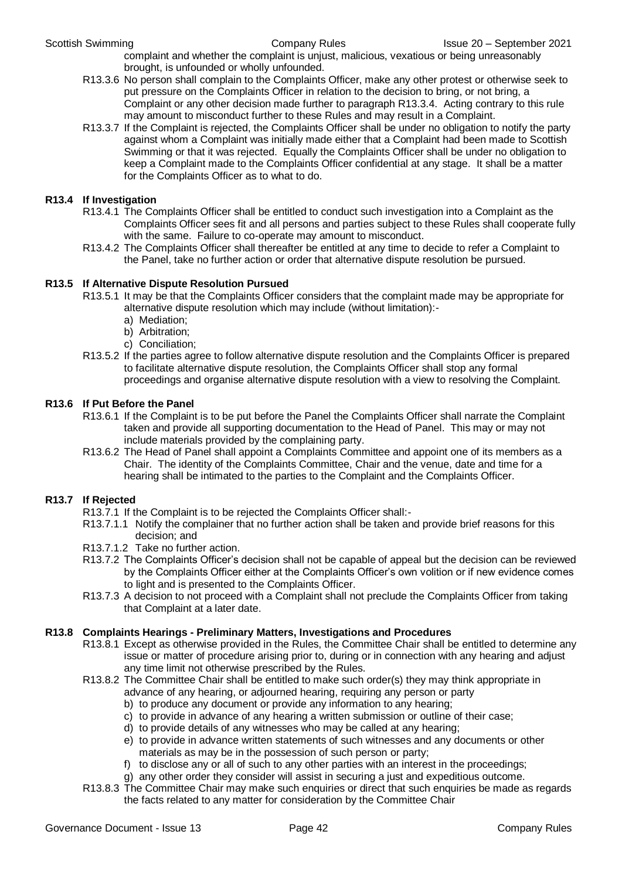complaint and whether the complaint is unjust, malicious, vexatious or being unreasonably brought, is unfounded or wholly unfounded.

R13.3.6 No person shall complain to the Complaints Officer, make any other protest or otherwise seek to put pressure on the Complaints Officer in relation to the decision to bring, or not bring, a Complaint or any other decision made further to paragraph R13.3.4. Acting contrary to this rule may amount to misconduct further to these Rules and may result in a Complaint.

R13.3.7 If the Complaint is rejected, the Complaints Officer shall be under no obligation to notify the party against whom a Complaint was initially made either that a Complaint had been made to Scottish Swimming or that it was rejected. Equally the Complaints Officer shall be under no obligation to keep a Complaint made to the Complaints Officer confidential at any stage. It shall be a matter for the Complaints Officer as to what to do.

### R13.4 If Investigation

R13.4.1 The Complaints Officer shall be entitled to conduct such investigation into a Complaint as the Complaints Officer sees fit and all persons and parties subject to these Rules shall cooperate fully with the same. Failure to co-operate may amount to misconduct.

R13.4.2 The Complaints Officer shall thereafter be entitled at any time to decide to refer a Complaint to the Panel, take no further action or order that alternative dispute resolution be pursued.

### R13.5 If Alternative Dispute Resolution Pursued

R13.5.1 It may be that the Complaints Officer considers that the complaint made may be appropriate for alternative dispute resolution which may include (without limitation):-

a) Mediation;
b) Arbitration;
c) Conciliation;

R13.5.2 If the parties agree to follow alternative dispute resolution and the Complaints Officer is prepared to facilitate alternative dispute resolution, the Complaints Officer shall stop any formal proceedings and organise alternative dispute resolution with a view to resolving the Complaint.

### R13.6 If Put Before the Panel

R13.6.1 If the Complaint is to be put before the Panel the Complaints Officer shall narrate the Complaint taken and provide all supporting documentation to the Head of Panel. This may or may not include materials provided by the complaining party.

R13.6.2 The Head of Panel shall appoint a Complaints Committee and appoint one of its members as a Chair. The identity of the Complaints Committee, Chair and the venue, date and time for a hearing shall be intimated to the parties to the Complaint and the Complaints Officer.

### R13.7 If Rejected

R13.7.1 If the Complaint is to be rejected the Complaints Officer shall:-

R13.7.1.1 Notify the complainer that no further action shall be taken and provide brief reasons for this decision; and

R13.7.1.2 Take no further action.

R13.7.2 The Complaints Officer's decision shall not be capable of appeal but the decision can be reviewed by the Complaints Officer either at the Complaints Officer's own volition or if new evidence comes to light and is presented to the Complaints Officer.

R13.7.3 A decision to not proceed with a Complaint shall not preclude the Complaints Officer from taking that Complaint at a later date.

### R13.8 Complaints Hearings - Preliminary Matters, Investigations and Procedures

R13.8.1 Except as otherwise provided in the Rules, the Committee Chair shall be entitled to determine any issue or matter of procedure arising prior to, during or in connection with any hearing and adjust any time limit not otherwise prescribed by the Rules.

R13.8.2 The Committee Chair shall be entitled to make such order(s) they may think appropriate in advance of any hearing, or adjourned hearing, requiring any person or party

b) to produce any document or provide any information to any hearing;
c) to provide in advance of any hearing a written submission or outline of their case;
d) to provide details of any witnesses who may be called at any hearing;
e) to provide in advance written statements of such witnesses and any documents or other materials as may be in the possession of such person or party;
f) to disclose any or all of such to any other parties with an interest in the proceedings;
g) any other order they consider will assist in securing a just and expeditious outcome.

R13.8.3 The Committee Chair may make such enquiries or direct that such enquiries be made as regards the facts related to any matter for consideration by the Committee Chair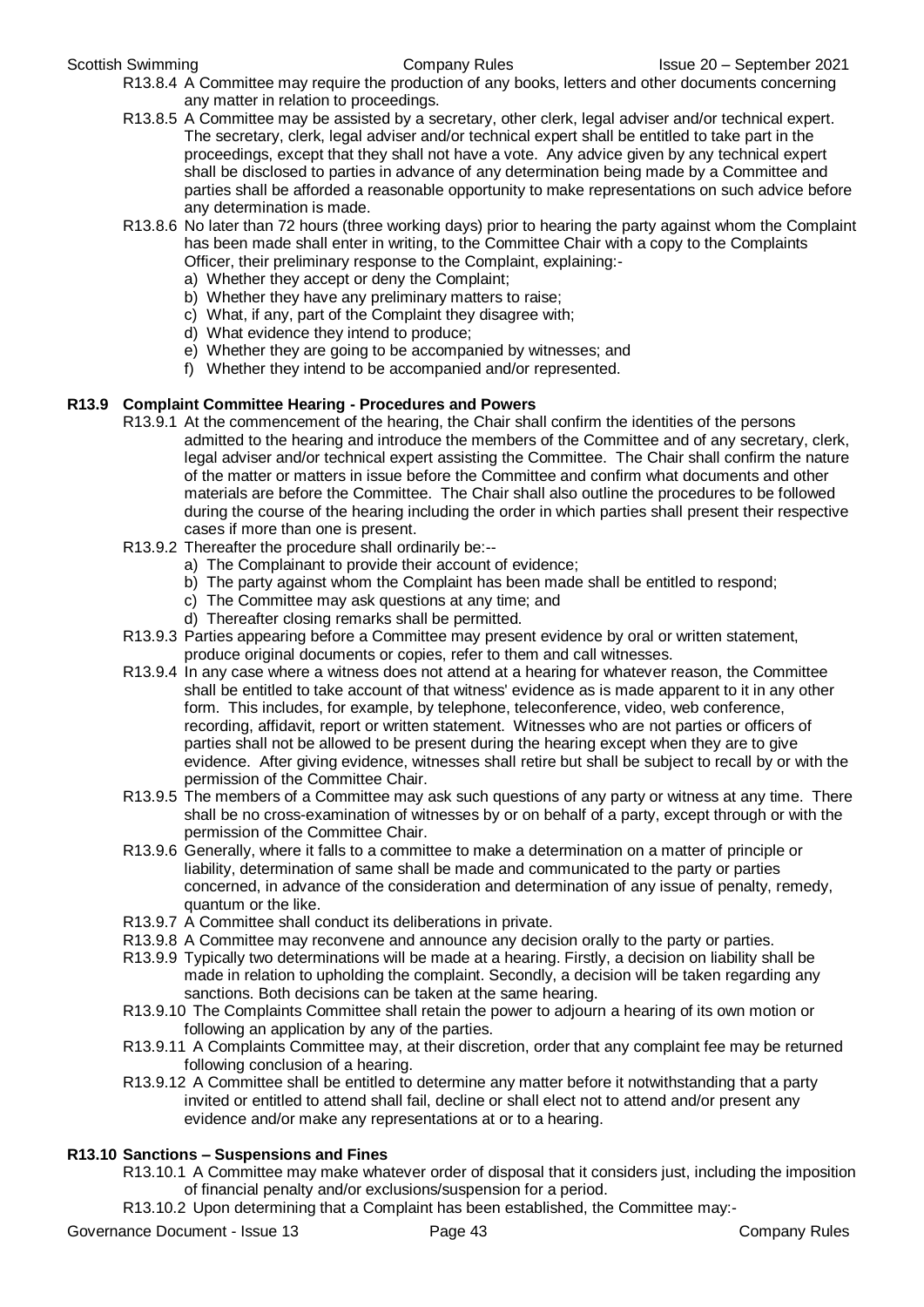R13.8.4 A Committee may require the production of any books, letters and other documents concerning any matter in relation to proceedings.

R13.8.5 A Committee may be assisted by a secretary, other clerk, legal adviser and/or technical expert. The secretary, clerk, legal adviser and/or technical expert shall be entitled to take part in the proceedings, except that they shall not have a vote. Any advice given by any technical expert shall be disclosed to parties in advance of any determination being made by a Committee and parties shall be afforded a reasonable opportunity to make representations on such advice before any determination is made.

R13.8.6 No later than 72 hours (three working days) prior to hearing the party against whom the Complaint has been made shall enter in writing, to the Committee Chair with a copy to the Complaints Officer, their preliminary response to the Complaint, explaining:-

a) Whether they accept or deny the Complaint;
b) Whether they have any preliminary matters to raise;
c) What, if any, part of the Complaint they disagree with;
d) What evidence they intend to produce;
e) Whether they are going to be accompanied by witnesses; and
f) Whether they intend to be accompanied and/or represented.

## R13.9 Complaint Committee Hearing - Procedures and Powers

R13.9.1 At the commencement of the hearing, the Chair shall confirm the identities of the persons admitted to the hearing and introduce the members of the Committee and of any secretary, clerk, legal adviser and/or technical expert assisting the Committee. The Chair shall confirm the nature of the matter or matters in issue before the Committee and confirm what documents and other materials are before the Committee. The Chair shall also outline the procedures to be followed during the course of the hearing including the order in which parties shall present their respective cases if more than one is present.

R13.9.2 Thereafter the procedure shall ordinarily be:--

a) The Complainant to provide their account of evidence;
b) The party against whom the Complaint has been made shall be entitled to respond;
c) The Committee may ask questions at any time; and
d) Thereafter closing remarks shall be permitted.

R13.9.3 Parties appearing before a Committee may present evidence by oral or written statement, produce original documents or copies, refer to them and call witnesses.

R13.9.4 In any case where a witness does not attend at a hearing for whatever reason, the Committee shall be entitled to take account of that witness' evidence as is made apparent to it in any other form. This includes, for example, by telephone, teleconference, video, web conference, recording, affidavit, report or written statement. Witnesses who are not parties or officers of parties shall not be allowed to be present during the hearing except when they are to give evidence. After giving evidence, witnesses shall retire but shall be subject to recall by or with the permission of the Committee Chair.

R13.9.5 The members of a Committee may ask such questions of any party or witness at any time. There shall be no cross-examination of witnesses by or on behalf of a party, except through or with the permission of the Committee Chair.

R13.9.6 Generally, where it falls to a committee to make a determination on a matter of principle or liability, determination of same shall be made and communicated to the party or parties concerned, in advance of the consideration and determination of any issue of penalty, remedy, quantum or the like.

R13.9.7 A Committee shall conduct its deliberations in private.

R13.9.8 A Committee may reconvene and announce any decision orally to the party or parties.

R13.9.9 Typically two determinations will be made at a hearing. Firstly, a decision on liability shall be made in relation to upholding the complaint. Secondly, a decision will be taken regarding any sanctions. Both decisions can be taken at the same hearing.

R13.9.10 The Complaints Committee shall retain the power to adjourn a hearing of its own motion or following an application by any of the parties.

R13.9.11 A Complaints Committee may, at their discretion, order that any complaint fee may be returned following conclusion of a hearing.

R13.9.12 A Committee shall be entitled to determine any matter before it notwithstanding that a party invited or entitled to attend shall fail, decline or shall elect not to attend and/or present any evidence and/or make any representations at or to a hearing.

## R13.10 Sanctions – Suspensions and Fines

R13.10.1 A Committee may make whatever order of disposal that it considers just, including the imposition of financial penalty and/or exclusions/suspension for a period.

R13.10.2 Upon determining that a Complaint has been established, the Committee may:-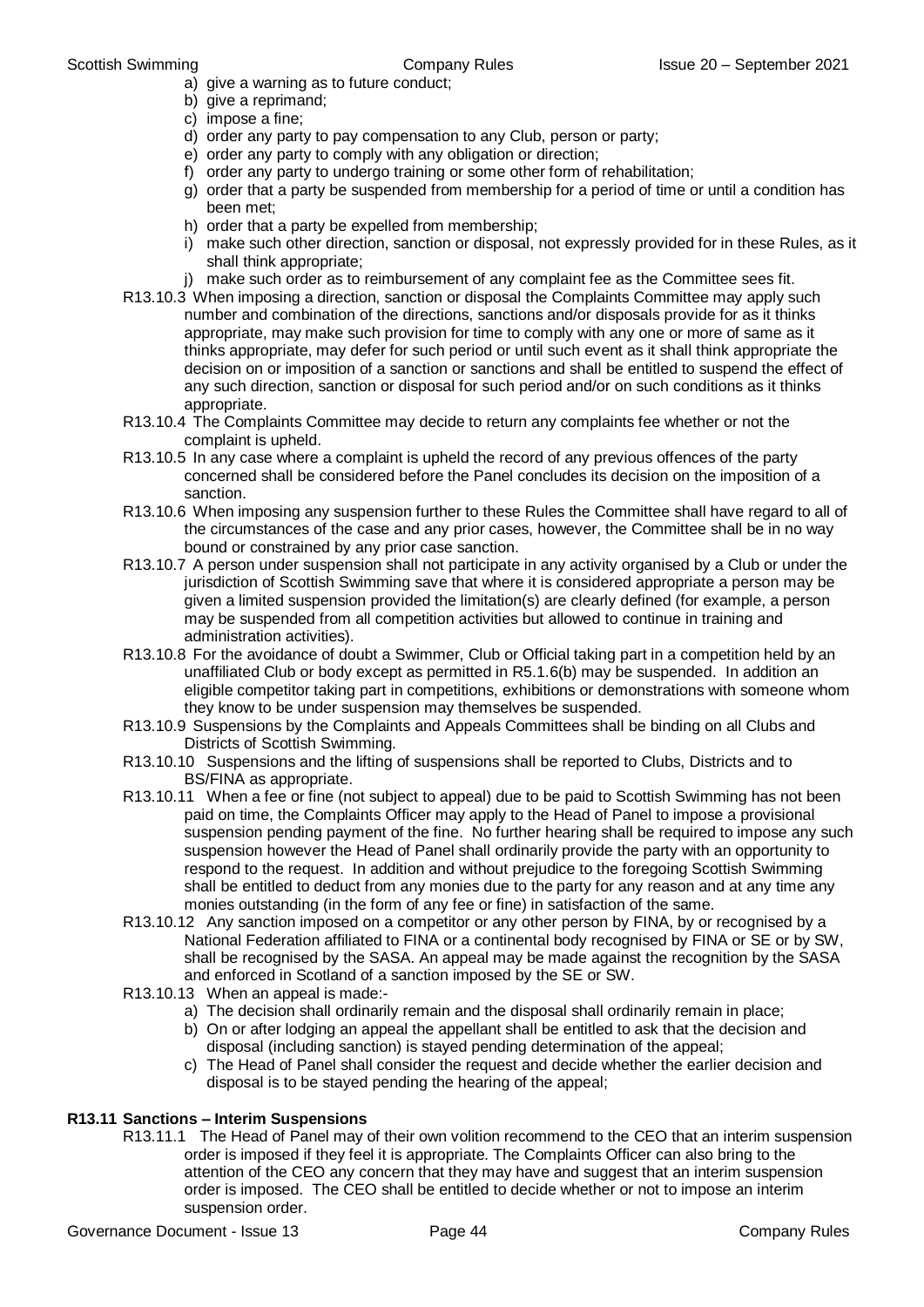a) give a warning as to future conduct;
b) give a reprimand;
c) impose a fine;
d) order any party to pay compensation to any Club, person or party;
e) order any party to comply with any obligation or direction;
f) order any party to undergo training or some other form of rehabilitation;
g) order that a party be suspended from membership for a period of time or until a condition has been met;
h) order that a party be expelled from membership;
i) make such other direction, sanction or disposal, not expressly provided for in these Rules, as it shall think appropriate;
j) make such order as to reimbursement of any complaint fee as the Committee sees fit.

R13.10.3 When imposing a direction, sanction or disposal the Complaints Committee may apply such number and combination of the directions, sanctions and/or disposals provide for as it thinks appropriate, may make such provision for time to comply with any one or more of same as it thinks appropriate, may defer for such period or until such event as it shall think appropriate the decision on or imposition of a sanction or sanctions and shall be entitled to suspend the effect of any such direction, sanction or disposal for such period and/or on such conditions as it thinks appropriate.

R13.10.4 The Complaints Committee may decide to return any complaints fee whether or not the complaint is upheld.

R13.10.5 In any case where a complaint is upheld the record of any previous offences of the party concerned shall be considered before the Panel concludes its decision on the imposition of a sanction.

R13.10.6 When imposing any suspension further to these Rules the Committee shall have regard to all of the circumstances of the case and any prior cases, however, the Committee shall be in no way bound or constrained by any prior case sanction.

R13.10.7 A person under suspension shall not participate in any activity organised by a Club or under the jurisdiction of Scottish Swimming save that where it is considered appropriate a person may be given a limited suspension provided the limitation(s) are clearly defined (for example, a person may be suspended from all competition activities but allowed to continue in training and administration activities).

R13.10.8 For the avoidance of doubt a Swimmer, Club or Official taking part in a competition held by an unaffiliated Club or body except as permitted in R5.1.6(b) may be suspended. In addition an eligible competitor taking part in competitions, exhibitions or demonstrations with someone whom they know to be under suspension may themselves be suspended.

R13.10.9 Suspensions by the Complaints and Appeals Committees shall be binding on all Clubs and Districts of Scottish Swimming.

R13.10.10 Suspensions and the lifting of suspensions shall be reported to Clubs, Districts and to BS/FINA as appropriate.

R13.10.11 When a fee or fine (not subject to appeal) due to be paid to Scottish Swimming has not been paid on time, the Complaints Officer may apply to the Head of Panel to impose a provisional suspension pending payment of the fine. No further hearing shall be required to impose any such suspension however the Head of Panel shall ordinarily provide the party with an opportunity to respond to the request. In addition and without prejudice to the foregoing Scottish Swimming shall be entitled to deduct from any monies due to the party for any reason and at any time any monies outstanding (in the form of any fee or fine) in satisfaction of the same.

R13.10.12 Any sanction imposed on a competitor or any other person by FINA, by or recognised by a National Federation affiliated to FINA or a continental body recognised by FINA or SE or by SW, shall be recognised by the SASA. An appeal may be made against the recognition by the SASA and enforced in Scotland of a sanction imposed by the SE or SW.

R13.10.13 When an appeal is made:-
a) The decision shall ordinarily remain and the disposal shall ordinarily remain in place;
b) On or after lodging an appeal the appellant shall be entitled to ask that the decision and disposal (including sanction) is stayed pending determination of the appeal;
c) The Head of Panel shall consider the request and decide whether the earlier decision and disposal is to be stayed pending the hearing of the appeal;

**R13.11 Sanctions – Interim Suspensions**

R13.11.1 The Head of Panel may of their own volition recommend to the CEO that an interim suspension order is imposed if they feel it is appropriate. The Complaints Officer can also bring to the attention of the CEO any concern that they may have and suggest that an interim suspension order is imposed. The CEO shall be entitled to decide whether or not to impose an interim suspension order.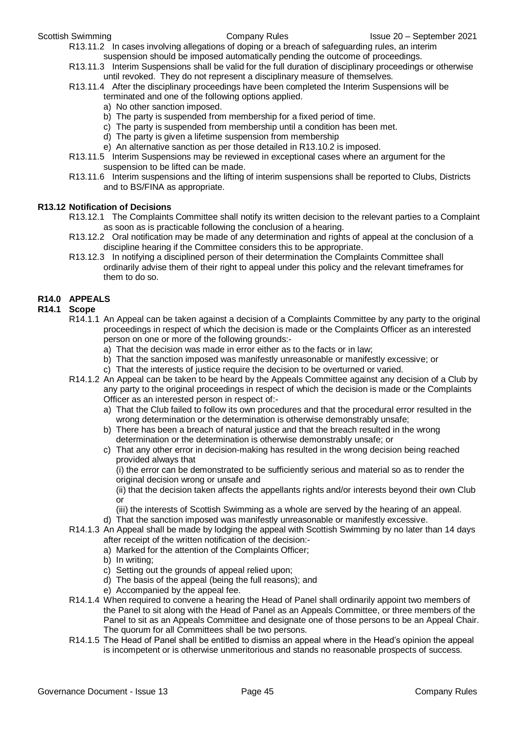R13.11.2 In cases involving allegations of doping or a breach of safeguarding rules, an interim suspension should be imposed automatically pending the outcome of proceedings.

R13.11.3 Interim Suspensions shall be valid for the full duration of disciplinary proceedings or otherwise until revoked. They do not represent a disciplinary measure of themselves.

R13.11.4 After the disciplinary proceedings have been completed the Interim Suspensions will be terminated and one of the following options applied.

a) No other sanction imposed.
b) The party is suspended from membership for a fixed period of time.
c) The party is suspended from membership until a condition has been met.
d) The party is given a lifetime suspension from membership
e) An alternative sanction as per those detailed in R13.10.2 is imposed.

R13.11.5 Interim Suspensions may be reviewed in exceptional cases where an argument for the suspension to be lifted can be made.

R13.11.6 Interim suspensions and the lifting of interim suspensions shall be reported to Clubs, Districts and to BS/FINA as appropriate.

**R13.12 Notification of Decisions**

R13.12.1 The Complaints Committee shall notify its written decision to the relevant parties to a Complaint as soon as is practicable following the conclusion of a hearing.

R13.12.2 Oral notification may be made of any determination and rights of appeal at the conclusion of a discipline hearing if the Committee considers this to be appropriate.

R13.12.3 In notifying a disciplined person of their determination the Complaints Committee shall ordinarily advise them of their right to appeal under this policy and the relevant timeframes for them to do so.

## R14.0 APPEALS

### R14.1 Scope

R14.1.1 An Appeal can be taken against a decision of a Complaints Committee by any party to the original proceedings in respect of which the decision is made or the Complaints Officer as an interested person on one or more of the following grounds:-

a) That the decision was made in error either as to the facts or in law;
b) That the sanction imposed was manifestly unreasonable or manifestly excessive; or
c) That the interests of justice require the decision to be overturned or varied.

R14.1.2 An Appeal can be taken to be heard by the Appeals Committee against any decision of a Club by any party to the original proceedings in respect of which the decision is made or the Complaints Officer as an interested person in respect of:-

a) That the Club failed to follow its own procedures and that the procedural error resulted in the wrong determination or the determination is otherwise demonstrably unsafe;
b) There has been a breach of natural justice and that the breach resulted in the wrong determination or the determination is otherwise demonstrably unsafe; or
c) That any other error in decision-making has resulted in the wrong decision being reached provided always that
   (i) the error can be demonstrated to be sufficiently serious and material so as to render the original decision wrong or unsafe and
   (ii) that the decision taken affects the appellants rights and/or interests beyond their own Club or
   (iii) the interests of Scottish Swimming as a whole are served by the hearing of an appeal.
d) That the sanction imposed was manifestly unreasonable or manifestly excessive.

R14.1.3 An Appeal shall be made by lodging the appeal with Scottish Swimming by no later than 14 days after receipt of the written notification of the decision:-

a) Marked for the attention of the Complaints Officer;
b) In writing;
c) Setting out the grounds of appeal relied upon;
d) The basis of the appeal (being the full reasons); and
e) Accompanied by the appeal fee.

R14.1.4 When required to convene a hearing the Head of Panel shall ordinarily appoint two members of the Panel to sit along with the Head of Panel as an Appeals Committee, or three members of the Panel to sit as an Appeals Committee and designate one of those persons to be an Appeal Chair. The quorum for all Committees shall be two persons.

R14.1.5 The Head of Panel shall be entitled to dismiss an appeal where in the Head's opinion the appeal is incompetent or is otherwise unmeritorious and stands no reasonable prospects of success.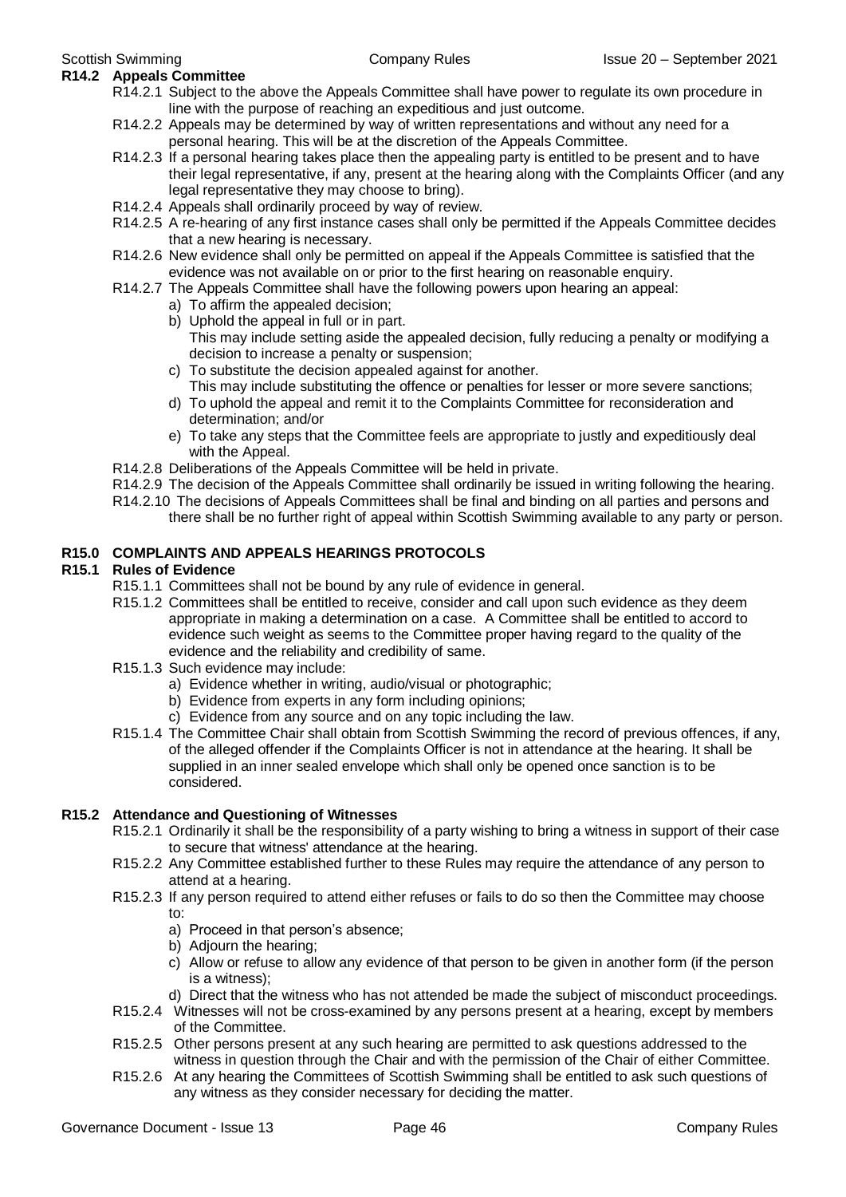### R14.2 Appeals Committee

R14.2.1 Subject to the above the Appeals Committee shall have power to regulate its own procedure in line with the purpose of reaching an expeditious and just outcome.

R14.2.2 Appeals may be determined by way of written representations and without any need for a personal hearing. This will be at the discretion of the Appeals Committee.

R14.2.3 If a personal hearing takes place then the appealing party is entitled to be present and to have their legal representative, if any, present at the hearing along with the Complaints Officer (and any legal representative they may choose to bring).

R14.2.4 Appeals shall ordinarily proceed by way of review.

R14.2.5 A re-hearing of any first instance cases shall only be permitted if the Appeals Committee decides that a new hearing is necessary.

R14.2.6 New evidence shall only be permitted on appeal if the Appeals Committee is satisfied that the evidence was not available on or prior to the first hearing on reasonable enquiry.

R14.2.7 The Appeals Committee shall have the following powers upon hearing an appeal:

a) To affirm the appealed decision;
b) Uphold the appeal in full or in part.
   This may include setting aside the appealed decision, fully reducing a penalty or modifying a decision to increase a penalty or suspension;
c) To substitute the decision appealed against for another.
   This may include substituting the offence or penalties for lesser or more severe sanctions;
d) To uphold the appeal and remit it to the Complaints Committee for reconsideration and determination; and/or
e) To take any steps that the Committee feels are appropriate to justly and expeditiously deal with the Appeal.

R14.2.8 Deliberations of the Appeals Committee will be held in private.

R14.2.9 The decision of the Appeals Committee shall ordinarily be issued in writing following the hearing.

R14.2.10 The decisions of Appeals Committees shall be final and binding on all parties and persons and there shall be no further right of appeal within Scottish Swimming available to any party or person.

## R15.0 COMPLAINTS AND APPEALS HEARINGS PROTOCOLS

### R15.1 Rules of Evidence

R15.1.1 Committees shall not be bound by any rule of evidence in general.

R15.1.2 Committees shall be entitled to receive, consider and call upon such evidence as they deem appropriate in making a determination on a case. A Committee shall be entitled to accord to evidence such weight as seems to the Committee proper having regard to the quality of the evidence and the reliability and credibility of same.

R15.1.3 Such evidence may include:

a) Evidence whether in writing, audio/visual or photographic;
b) Evidence from experts in any form including opinions;
c) Evidence from any source and on any topic including the law.

R15.1.4 The Committee Chair shall obtain from Scottish Swimming the record of previous offences, if any, of the alleged offender if the Complaints Officer is not in attendance at the hearing. It shall be supplied in an inner sealed envelope which shall only be opened once sanction is to be considered.

### R15.2 Attendance and Questioning of Witnesses

R15.2.1 Ordinarily it shall be the responsibility of a party wishing to bring a witness in support of their case to secure that witness' attendance at the hearing.

R15.2.2 Any Committee established further to these Rules may require the attendance of any person to attend at a hearing.

R15.2.3 If any person required to attend either refuses or fails to do so then the Committee may choose to:

a) Proceed in that person's absence;
b) Adjourn the hearing;
c) Allow or refuse to allow any evidence of that person to be given in another form (if the person is a witness);
d) Direct that the witness who has not attended be made the subject of misconduct proceedings.

R15.2.4 Witnesses will not be cross-examined by any persons present at a hearing, except by members of the Committee.

R15.2.5 Other persons present at any such hearing are permitted to ask questions addressed to the witness in question through the Chair and with the permission of the Chair of either Committee.

R15.2.6 At any hearing the Committees of Scottish Swimming shall be entitled to ask such questions of any witness as they consider necessary for deciding the matter.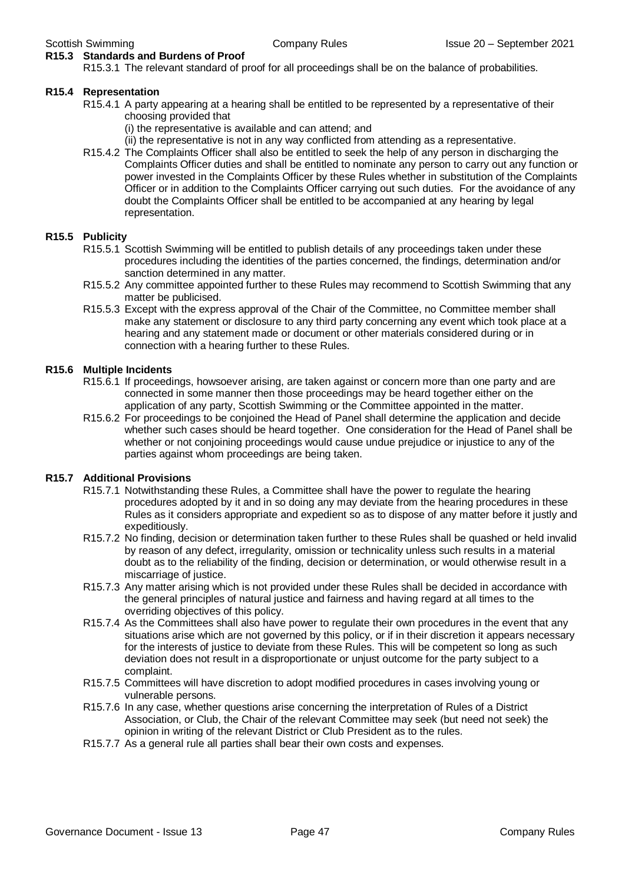### R15.3 Standards and Burdens of Proof

R15.3.1 The relevant standard of proof for all proceedings shall be on the balance of probabilities.

### R15.4 Representation

R15.4.1 A party appearing at a hearing shall be entitled to be represented by a representative of their choosing provided that

(i) the representative is available and can attend; and

(ii) the representative is not in any way conflicted from attending as a representative.

R15.4.2 The Complaints Officer shall also be entitled to seek the help of any person in discharging the Complaints Officer duties and shall be entitled to nominate any person to carry out any function or power invested in the Complaints Officer by these Rules whether in substitution of the Complaints Officer or in addition to the Complaints Officer carrying out such duties. For the avoidance of any doubt the Complaints Officer shall be entitled to be accompanied at any hearing by legal representation.

### R15.5 Publicity

R15.5.1 Scottish Swimming will be entitled to publish details of any proceedings taken under these procedures including the identities of the parties concerned, the findings, determination and/or sanction determined in any matter.

R15.5.2 Any committee appointed further to these Rules may recommend to Scottish Swimming that any matter be publicised.

R15.5.3 Except with the express approval of the Chair of the Committee, no Committee member shall make any statement or disclosure to any third party concerning any event which took place at a hearing and any statement made or document or other materials considered during or in connection with a hearing further to these Rules.

### R15.6 Multiple Incidents

R15.6.1 If proceedings, howsoever arising, are taken against or concern more than one party and are connected in some manner then those proceedings may be heard together either on the application of any party, Scottish Swimming or the Committee appointed in the matter.

R15.6.2 For proceedings to be conjoined the Head of Panel shall determine the application and decide whether such cases should be heard together. One consideration for the Head of Panel shall be whether or not conjoining proceedings would cause undue prejudice or injustice to any of the parties against whom proceedings are being taken.

### R15.7 Additional Provisions

R15.7.1 Notwithstanding these Rules, a Committee shall have the power to regulate the hearing procedures adopted by it and in so doing any may deviate from the hearing procedures in these Rules as it considers appropriate and expedient so as to dispose of any matter before it justly and expeditiously.

R15.7.2 No finding, decision or determination taken further to these Rules shall be quashed or held invalid by reason of any defect, irregularity, omission or technicality unless such results in a material doubt as to the reliability of the finding, decision or determination, or would otherwise result in a miscarriage of justice.

R15.7.3 Any matter arising which is not provided under these Rules shall be decided in accordance with the general principles of natural justice and fairness and having regard at all times to the overriding objectives of this policy.

R15.7.4 As the Committees shall also have power to regulate their own procedures in the event that any situations arise which are not governed by this policy, or if in their discretion it appears necessary for the interests of justice to deviate from these Rules. This will be competent so long as such deviation does not result in a disproportionate or unjust outcome for the party subject to a complaint.

R15.7.5 Committees will have discretion to adopt modified procedures in cases involving young or vulnerable persons.

R15.7.6 In any case, whether questions arise concerning the interpretation of Rules of a District Association, or Club, the Chair of the relevant Committee may seek (but need not seek) the opinion in writing of the relevant District or Club President as to the rules.

R15.7.7 As a general rule all parties shall bear their own costs and expenses.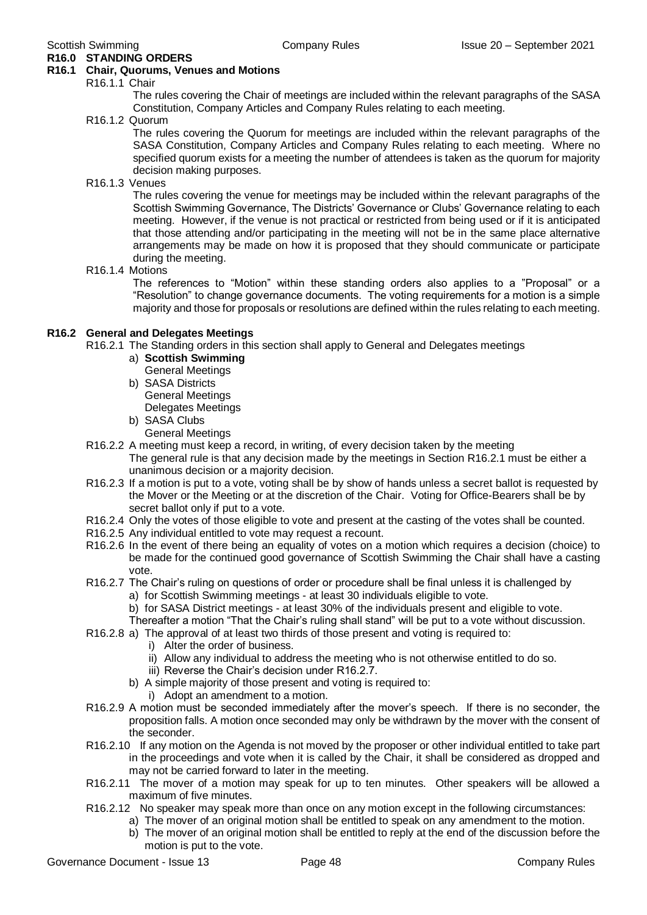## R16.0 STANDING ORDERS

### R16.1 Chair, Quorums, Venues and Motions

R16.1.1 Chair

The rules covering the Chair of meetings are included within the relevant paragraphs of the SASA Constitution, Company Articles and Company Rules relating to each meeting.

R16.1.2 Quorum

The rules covering the Quorum for meetings are included within the relevant paragraphs of the SASA Constitution, Company Articles and Company Rules relating to each meeting. Where no specified quorum exists for a meeting the number of attendees is taken as the quorum for majority decision making purposes.

R16.1.3 Venues

The rules covering the venue for meetings may be included within the relevant paragraphs of the Scottish Swimming Governance, The Districts' Governance or Clubs' Governance relating to each meeting. However, if the venue is not practical or restricted from being used or if it is anticipated that those attending and/or participating in the meeting will not be in the same place alternative arrangements may be made on how it is proposed that they should communicate or participate during the meeting.

R16.1.4 Motions

The references to "Motion" within these standing orders also applies to a "Proposal" or a "Resolution" to change governance documents. The voting requirements for a motion is a simple majority and those for proposals or resolutions are defined within the rules relating to each meeting.

### R16.2 General and Delegates Meetings

R16.2.1 The Standing orders in this section shall apply to General and Delegates meetings

a) **Scottish Swimming**
   General Meetings
b) SASA Districts
   General Meetings
   Delegates Meetings
b) SASA Clubs
   General Meetings

R16.2.2 A meeting must keep a record, in writing, of every decision taken by the meeting
The general rule is that any decision made by the meetings in Section R16.2.1 must be either a unanimous decision or a majority decision.

R16.2.3 If a motion is put to a vote, voting shall be by show of hands unless a secret ballot is requested by the Mover or the Meeting or at the discretion of the Chair. Voting for Office-Bearers shall be by secret ballot only if put to a vote.

R16.2.4 Only the votes of those eligible to vote and present at the casting of the votes shall be counted.

R16.2.5 Any individual entitled to vote may request a recount.

R16.2.6 In the event of there being an equality of votes on a motion which requires a decision (choice) to be made for the continued good governance of Scottish Swimming the Chair shall have a casting vote.

R16.2.7 The Chair's ruling on questions of order or procedure shall be final unless it is challenged by

a) for Scottish Swimming meetings - at least 30 individuals eligible to vote.
b) for SASA District meetings - at least 30% of the individuals present and eligible to vote.

Thereafter a motion "That the Chair's ruling shall stand" will be put to a vote without discussion.

R16.2.8 a) The approval of at least two thirds of those present and voting is required to:

i) Alter the order of business.
ii) Allow any individual to address the meeting who is not otherwise entitled to do so.
iii) Reverse the Chair's decision under R16.2.7.

b) A simple majority of those present and voting is required to:

i) Adopt an amendment to a motion.

R16.2.9 A motion must be seconded immediately after the mover's speech. If there is no seconder, the proposition falls. A motion once seconded may only be withdrawn by the mover with the consent of the seconder.

R16.2.10 If any motion on the Agenda is not moved by the proposer or other individual entitled to take part in the proceedings and vote when it is called by the Chair, it shall be considered as dropped and may not be carried forward to later in the meeting.

R16.2.11 The mover of a motion may speak for up to ten minutes. Other speakers will be allowed a maximum of five minutes.

R16.2.12 No speaker may speak more than once on any motion except in the following circumstances:

a) The mover of an original motion shall be entitled to speak on any amendment to the motion.
b) The mover of an original motion shall be entitled to reply at the end of the discussion before the motion is put to the vote.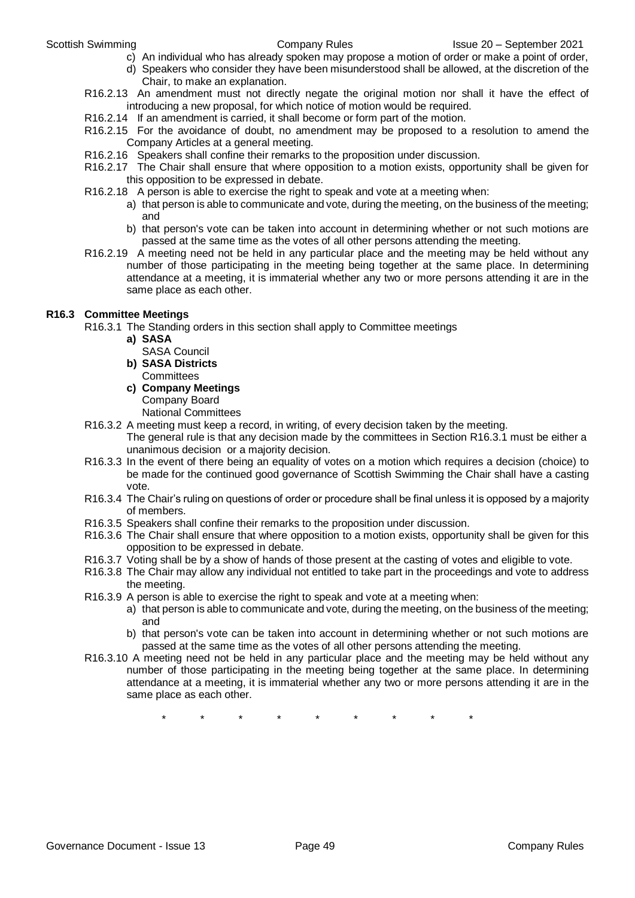c) An individual who has already spoken may propose a motion of order or make a point of order,
d) Speakers who consider they have been misunderstood shall be allowed, at the discretion of the Chair, to make an explanation.

R16.2.13 An amendment must not directly negate the original motion nor shall it have the effect of introducing a new proposal, for which notice of motion would be required.

R16.2.14 If an amendment is carried, it shall become or form part of the motion.

R16.2.15 For the avoidance of doubt, no amendment may be proposed to a resolution to amend the Company Articles at a general meeting.

R16.2.16 Speakers shall confine their remarks to the proposition under discussion.

R16.2.17 The Chair shall ensure that where opposition to a motion exists, opportunity shall be given for this opposition to be expressed in debate.

R16.2.18 A person is able to exercise the right to speak and vote at a meeting when:

a) that person is able to communicate and vote, during the meeting, on the business of the meeting; and
b) that person's vote can be taken into account in determining whether or not such motions are passed at the same time as the votes of all other persons attending the meeting.

R16.2.19 A meeting need not be held in any particular place and the meeting may be held without any number of those participating in the meeting being together at the same place. In determining attendance at a meeting, it is immaterial whether any two or more persons attending it are in the same place as each other.

### R16.3 Committee Meetings

R16.3.1 The Standing orders in this section shall apply to Committee meetings

**a) SASA**
SASA Council

**b) SASA Districts**
Committees

**c) Company Meetings**
Company Board
National Committees

R16.3.2 A meeting must keep a record, in writing, of every decision taken by the meeting.
The general rule is that any decision made by the committees in Section R16.3.1 must be either a unanimous decision or a majority decision.

R16.3.3 In the event of there being an equality of votes on a motion which requires a decision (choice) to be made for the continued good governance of Scottish Swimming the Chair shall have a casting vote.

R16.3.4 The Chair's ruling on questions of order or procedure shall be final unless it is opposed by a majority of members.

R16.3.5 Speakers shall confine their remarks to the proposition under discussion.

R16.3.6 The Chair shall ensure that where opposition to a motion exists, opportunity shall be given for this opposition to be expressed in debate.

R16.3.7 Voting shall be by a show of hands of those present at the casting of votes and eligible to vote.

R16.3.8 The Chair may allow any individual not entitled to take part in the proceedings and vote to address the meeting.

R16.3.9 A person is able to exercise the right to speak and vote at a meeting when:

a) that person is able to communicate and vote, during the meeting, on the business of the meeting; and
b) that person's vote can be taken into account in determining whether or not such motions are passed at the same time as the votes of all other persons attending the meeting.

R16.3.10 A meeting need not be held in any particular place and the meeting may be held without any number of those participating in the meeting being together at the same place. In determining attendance at a meeting, it is immaterial whether any two or more persons attending it are in the same place as each other.

\* \* \* \* \* \* \* \* \*